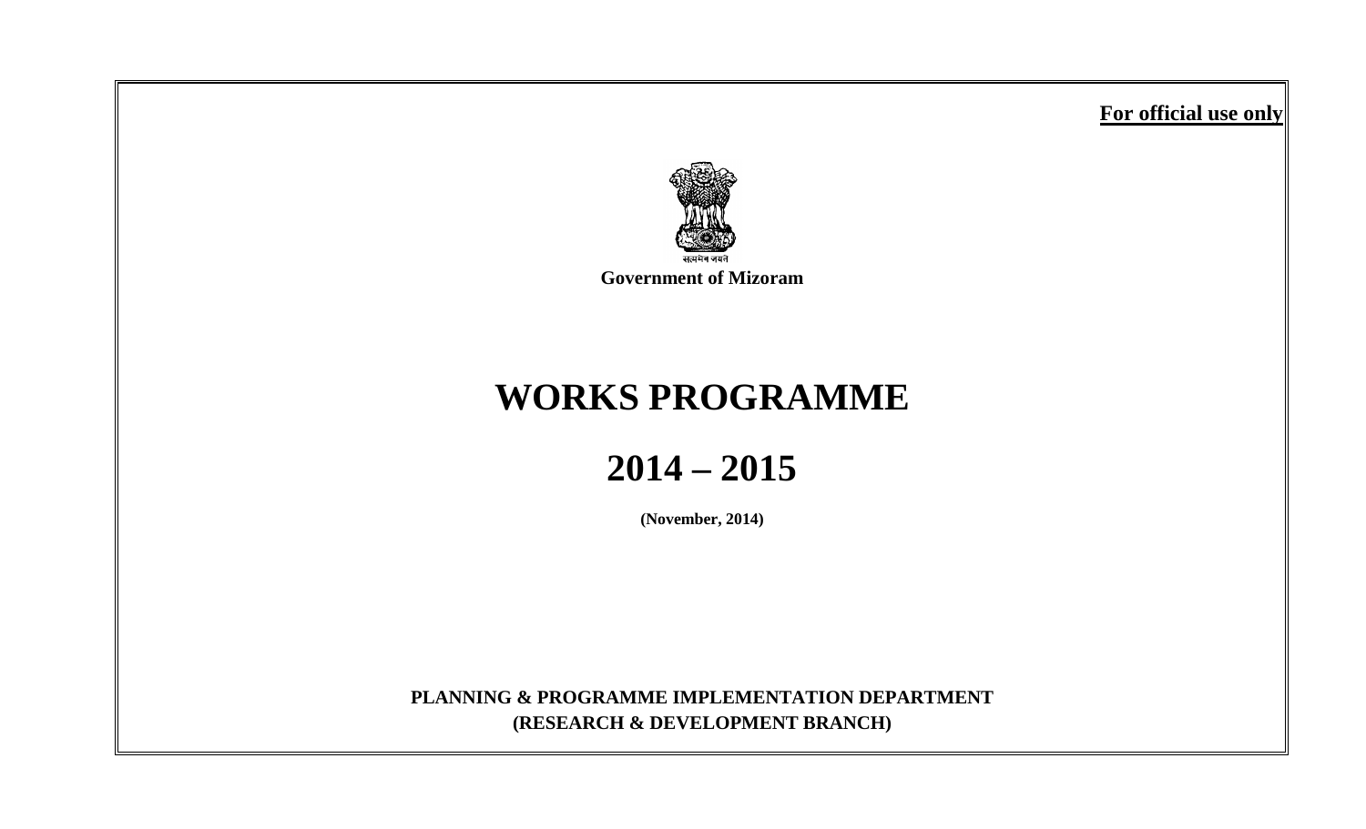**For official use only**

सत्यमेव जयते

**Government of Mizoram**

# WORKS PROGRAMME

# 2014 – 2015

**(November, 2014)**

**PLANNING & PROGRAMME IMPLEMENTATION DEPARTMENT**
**(RESEARCH & DEVELOPMENT BRANCH)**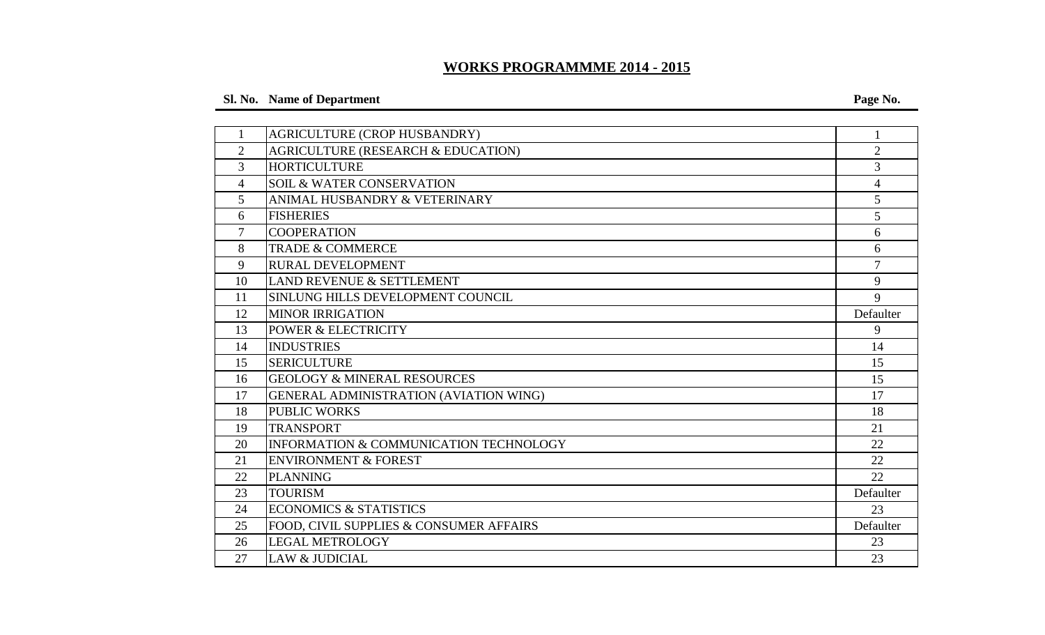# WORKS PROGRAMMME 2014 - 2015

| Sl. No. | Name of Department | Page No. |
|---|---|---|
| 1 | AGRICULTURE (CROP HUSBANDRY) | 1 |
| 2 | AGRICULTURE (RESEARCH & EDUCATION) | 2 |
| 3 | HORTICULTURE | 3 |
| 4 | SOIL & WATER CONSERVATION | 4 |
| 5 | ANIMAL HUSBANDRY & VETERINARY | 5 |
| 6 | FISHERIES | 5 |
| 7 | COOPERATION | 6 |
| 8 | TRADE & COMMERCE | 6 |
| 9 | RURAL DEVELOPMENT | 7 |
| 10 | LAND REVENUE & SETTLEMENT | 9 |
| 11 | SINLUNG HILLS DEVELOPMENT COUNCIL | 9 |
| 12 | MINOR IRRIGATION | Defaulter |
| 13 | POWER & ELECTRICITY | 9 |
| 14 | INDUSTRIES | 14 |
| 15 | SERICULTURE | 15 |
| 16 | GEOLOGY & MINERAL RESOURCES | 15 |
| 17 | GENERAL ADMINISTRATION (AVIATION WING) | 17 |
| 18 | PUBLIC WORKS | 18 |
| 19 | TRANSPORT | 21 |
| 20 | INFORMATION & COMMUNICATION TECHNOLOGY | 22 |
| 21 | ENVIRONMENT & FOREST | 22 |
| 22 | PLANNING | 22 |
| 23 | TOURISM | Defaulter |
| 24 | ECONOMICS & STATISTICS | 23 |
| 25 | FOOD, CIVIL SUPPLIES & CONSUMER AFFAIRS | Defaulter |
| 26 | LEGAL METROLOGY | 23 |
| 27 | LAW & JUDICIAL | 23 |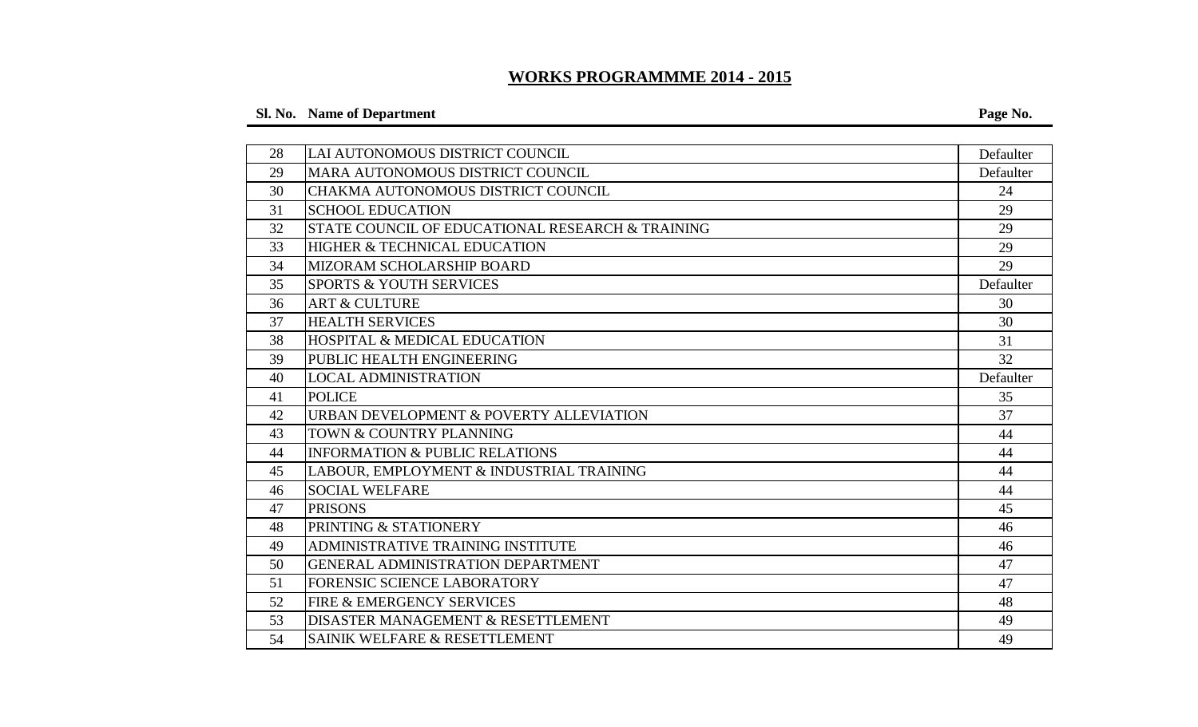# WORKS PROGRAMMME 2014 - 2015

| Sl. No. | Name of Department | Page No. |
|---|---|---|
| 28 | LAI AUTONOMOUS DISTRICT COUNCIL | Defaulter |
| 29 | MARA AUTONOMOUS DISTRICT COUNCIL | Defaulter |
| 30 | CHAKMA AUTONOMOUS DISTRICT COUNCIL | 24 |
| 31 | SCHOOL EDUCATION | 29 |
| 32 | STATE COUNCIL OF EDUCATIONAL RESEARCH & TRAINING | 29 |
| 33 | HIGHER & TECHNICAL EDUCATION | 29 |
| 34 | MIZORAM SCHOLARSHIP BOARD | 29 |
| 35 | SPORTS & YOUTH SERVICES | Defaulter |
| 36 | ART & CULTURE | 30 |
| 37 | HEALTH SERVICES | 30 |
| 38 | HOSPITAL & MEDICAL EDUCATION | 31 |
| 39 | PUBLIC HEALTH ENGINEERING | 32 |
| 40 | LOCAL ADMINISTRATION | Defaulter |
| 41 | POLICE | 35 |
| 42 | URBAN DEVELOPMENT & POVERTY ALLEVIATION | 37 |
| 43 | TOWN & COUNTRY PLANNING | 44 |
| 44 | INFORMATION & PUBLIC RELATIONS | 44 |
| 45 | LABOUR, EMPLOYMENT & INDUSTRIAL TRAINING | 44 |
| 46 | SOCIAL WELFARE | 44 |
| 47 | PRISONS | 45 |
| 48 | PRINTING & STATIONERY | 46 |
| 49 | ADMINISTRATIVE TRAINING INSTITUTE | 46 |
| 50 | GENERAL ADMINISTRATION DEPARTMENT | 47 |
| 51 | FORENSIC SCIENCE LABORATORY | 47 |
| 52 | FIRE & EMERGENCY SERVICES | 48 |
| 53 | DISASTER MANAGEMENT & RESETTLEMENT | 49 |
| 54 | SAINIK WELFARE & RESETTLEMENT | 49 |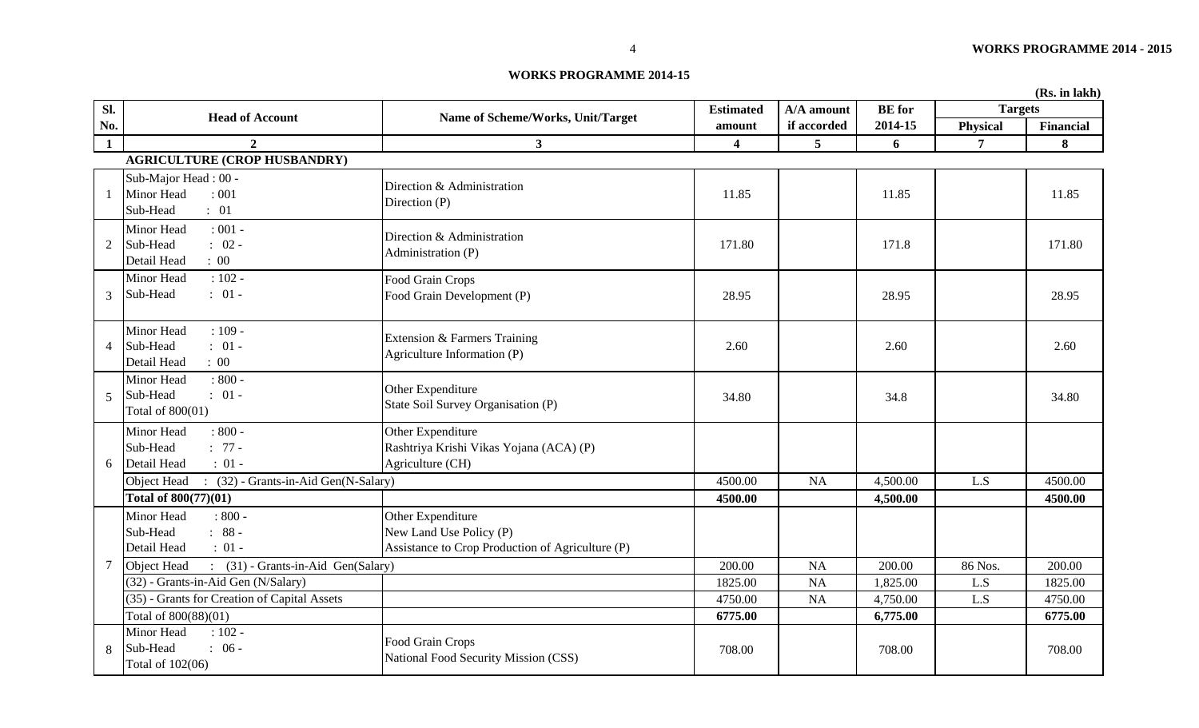## WORKS PROGRAMME 2014-15

(Rs. in lakh)

| Sl. No. | Head of Account | Name of Scheme/Works, Unit/Target | Estimated amount | A/A amount if accorded | BE for 2014-15 | Targets | |
|---|---|---|---|---|---|---|---|
| | | | | | | Physical | Financial |
| 1 | 2 | 3 | 4 | 5 | 6 | 7 | 8 |
| | **AGRICULTURE (CROP HUSBANDRY)** | | | | | | |
| 1 | Sub-Major Head : 00 -<br>Minor Head : 001<br>Sub-Head : 01 | Direction & Administration<br>Direction (P) | 11.85 | | 11.85 | | 11.85 |
| 2 | Minor Head : 001 -<br>Sub-Head : 02 -<br>Detail Head : 00 | Direction & Administration<br>Administration (P) | 171.80 | | 171.8 | | 171.80 |
| 3 | Minor Head : 102 -<br>Sub-Head : 01 - | Food Grain Crops<br>Food Grain Development (P) | 28.95 | | 28.95 | | 28.95 |
| 4 | Minor Head : 109 -<br>Sub-Head : 01 -<br>Detail Head : 00 | Extension & Farmers Training<br>Agriculture Information (P) | 2.60 | | 2.60 | | 2.60 |
| 5 | Minor Head : 800 -<br>Sub-Head : 01 -<br>Total of 800(01) | Other Expenditure<br>State Soil Survey Organisation (P) | 34.80 | | 34.8 | | 34.80 |
| 6 | Minor Head : 800 -<br>Sub-Head : 77 -<br>Detail Head : 01 - | Other Expenditure<br>Rashtriya Krishi Vikas Yojana (ACA) (P)<br>Agriculture (CH) | | | | | |
| | Object Head : (32) - Grants-in-Aid Gen(N-Salary) | | 4500.00 | NA | 4,500.00 | L.S | 4500.00 |
| | **Total of 800(77)(01)** | | **4500.00** | | **4,500.00** | | **4500.00** |
| 7 | Minor Head : 800 -<br>Sub-Head : 88 -<br>Detail Head : 01 - | Other Expenditure<br>New Land Use Policy (P)<br>Assistance to Crop Production of Agriculture (P) | | | | | |
| | Object Head : (31) - Grants-in-Aid Gen(Salary) | | 200.00 | NA | 200.00 | 86 Nos. | 200.00 |
| | (32) - Grants-in-Aid Gen (N/Salary) | | 1825.00 | NA | 1,825.00 | L.S | 1825.00 |
| | (35) - Grants for Creation of Capital Assets | | 4750.00 | NA | 4,750.00 | L.S | 4750.00 |
| | Total of 800(88)(01) | | **6775.00** | | **6,775.00** | | **6775.00** |
| 8 | Minor Head : 102 -<br>Sub-Head : 06 -<br>Total of 102(06) | Food Grain Crops<br>National Food Security Mission (CSS) | 708.00 | | 708.00 | | 708.00 |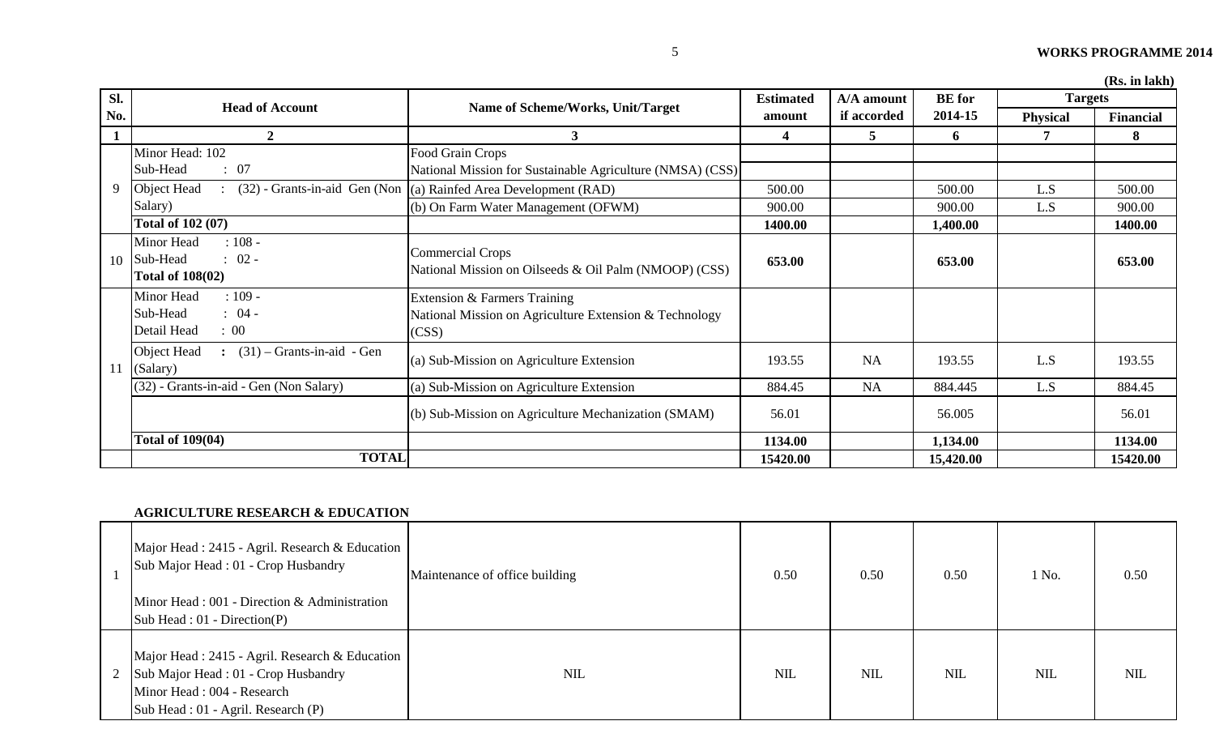(Rs. in lakh)

| Sl. No. | Head of Account | Name of Scheme/Works, Unit/Target | Estimated amount | A/A amount if accorded | BE for 2014-15 | Targets | |
|---|---|---|---|---|---|---|---|
| | | | | | | Physical | Financial |
| 1 | 2 | 3 | 4 | 5 | 6 | 7 | 8 |
| 9 | Minor Head: 102 | Food Grain Crops | | | | | |
| | Sub-Head : 07 | National Mission for Sustainable Agriculture (NMSA) (CSS) | | | | | |
| | Object Head : (32) - Grants-in-aid Gen (Non Salary) | (a) Rainfed Area Development (RAD) | 500.00 | | 500.00 | L.S | 500.00 |
| | | (b) On Farm Water Management (OFWM) | 900.00 | | 900.00 | L.S | 900.00 |
| | **Total of 102 (07)** | | **1400.00** | | **1,400.00** | | **1400.00** |
| 10 | Minor Head : 108 - Sub-Head : 02 - **Total of 108(02)** | Commercial Crops National Mission on Oilseeds & Oil Palm (NMOOP) (CSS) | **653.00** | | **653.00** | | **653.00** |
| 11 | Minor Head : 109 - Sub-Head : 04 - Detail Head : 00 | Extension & Farmers Training National Mission on Agriculture Extension & Technology (CSS) | | | | | |
| | Object Head : (31) – Grants-in-aid - Gen (Salary) | (a) Sub-Mission on Agriculture Extension | 193.55 | NA | 193.55 | L.S | 193.55 |
| | (32) - Grants-in-aid - Gen (Non Salary) | (a) Sub-Mission on Agriculture Extension | 884.45 | NA | 884.445 | L.S | 884.45 |
| | | (b) Sub-Mission on Agriculture Mechanization (SMAM) | 56.01 | | 56.005 | | 56.01 |
| | **Total of 109(04)** | | **1134.00** | | **1,134.00** | | **1134.00** |
| | **TOTAL** | | **15420.00** | | **15,420.00** | | **15420.00** |

**AGRICULTURE RESEARCH & EDUCATION**

| Sl. No. | Head of Account | Name of Scheme/Works, Unit/Target | Estimated amount | A/A amount if accorded | BE for 2014-15 | Physical | Financial |
|---|---|---|---|---|---|---|---|
| 1 | Major Head : 2415 - Agril. Research & Education Sub Major Head : 01 - Crop Husbandry Minor Head : 001 - Direction & Administration Sub Head : 01 - Direction(P) | Maintenance of office building | 0.50 | 0.50 | 0.50 | 1 No. | 0.50 |
| 2 | Major Head : 2415 - Agril. Research & Education Sub Major Head : 01 - Crop Husbandry Minor Head : 004 - Research Sub Head : 01 - Agril. Research (P) | NIL | NIL | NIL | NIL | NIL | NIL |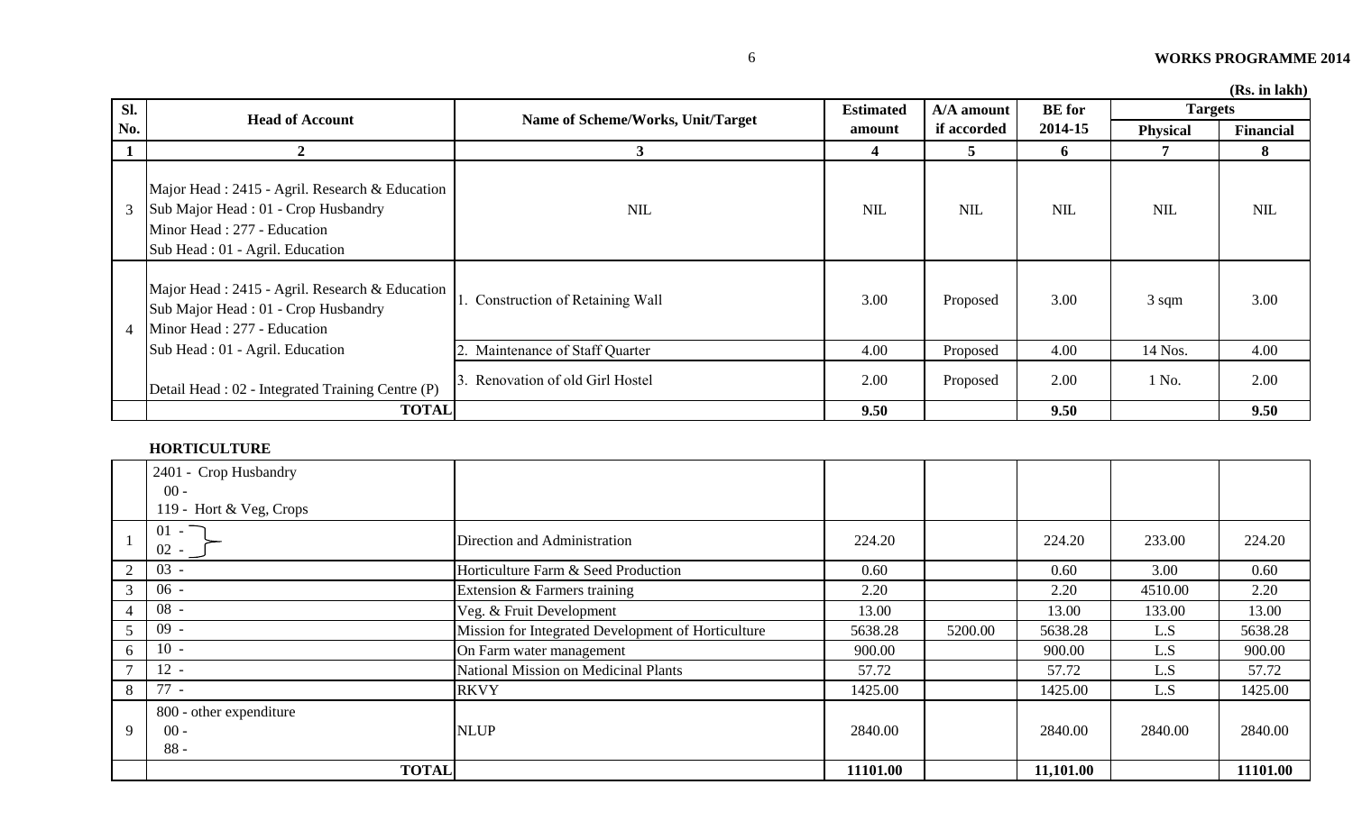(Rs. in lakh)

| Sl. No. | Head of Account | Name of Scheme/Works, Unit/Target | Estimated amount | A/A amount if accorded | BE for 2014-15 | Targets | |
|---|---|---|---|---|---|---|---|
| | | | | | | Physical | Financial |
| 1 | 2 | 3 | 4 | 5 | 6 | 7 | 8 |
| 3 | Major Head : 2415 - Agril. Research & Education<br>Sub Major Head : 01 - Crop Husbandry<br>Minor Head : 277 - Education<br>Sub Head : 01 - Agril. Education | NIL | NIL | NIL | NIL | NIL | NIL |
| 4 | Major Head : 2415 - Agril. Research & Education<br>Sub Major Head : 01 - Crop Husbandry<br>Minor Head : 277 - Education<br>Sub Head : 01 - Agril. Education<br>Detail Head : 02 - Integrated Training Centre (P) | 1. Construction of Retaining Wall | 3.00 | Proposed | 3.00 | 3 sqm | 3.00 |
| | | 2. Maintenance of Staff Quarter | 4.00 | Proposed | 4.00 | 14 Nos. | 4.00 |
| | | 3. Renovation of old Girl Hostel | 2.00 | Proposed | 2.00 | 1 No. | 2.00 |
| | **TOTAL** | | **9.50** | | **9.50** | | **9.50** |

**HORTICULTURE**

| Sl. No. | Head of Account | Name of Scheme/Works, Unit/Target | Estimated amount | A/A amount if accorded | BE for 2014-15 | Physical | Financial |
|---|---|---|---|---|---|---|---|
| | 2401 - Crop Husbandry<br>00 -<br>119 - Hort & Veg, Crops | | | | | | |
| 1 | 01 -<br>02 - | Direction and Administration | 224.20 | | 224.20 | 233.00 | 224.20 |
| 2 | 03 - | Horticulture Farm & Seed Production | 0.60 | | 0.60 | 3.00 | 0.60 |
| 3 | 06 - | Extension & Farmers training | 2.20 | | 2.20 | 4510.00 | 2.20 |
| 4 | 08 - | Veg. & Fruit Development | 13.00 | | 13.00 | 133.00 | 13.00 |
| 5 | 09 - | Mission for Integrated Development of Horticulture | 5638.28 | 5200.00 | 5638.28 | L.S | 5638.28 |
| 6 | 10 - | On Farm water management | 900.00 | | 900.00 | L.S | 900.00 |
| 7 | 12 - | National Mission on Medicinal Plants | 57.72 | | 57.72 | L.S | 57.72 |
| 8 | 77 - | RKVY | 1425.00 | | 1425.00 | L.S | 1425.00 |
| 9 | 800 - other expenditure<br>00 -<br>88 - | NLUP | 2840.00 | | 2840.00 | 2840.00 | 2840.00 |
| | **TOTAL** | | **11101.00** | | **11,101.00** | | **11101.00** |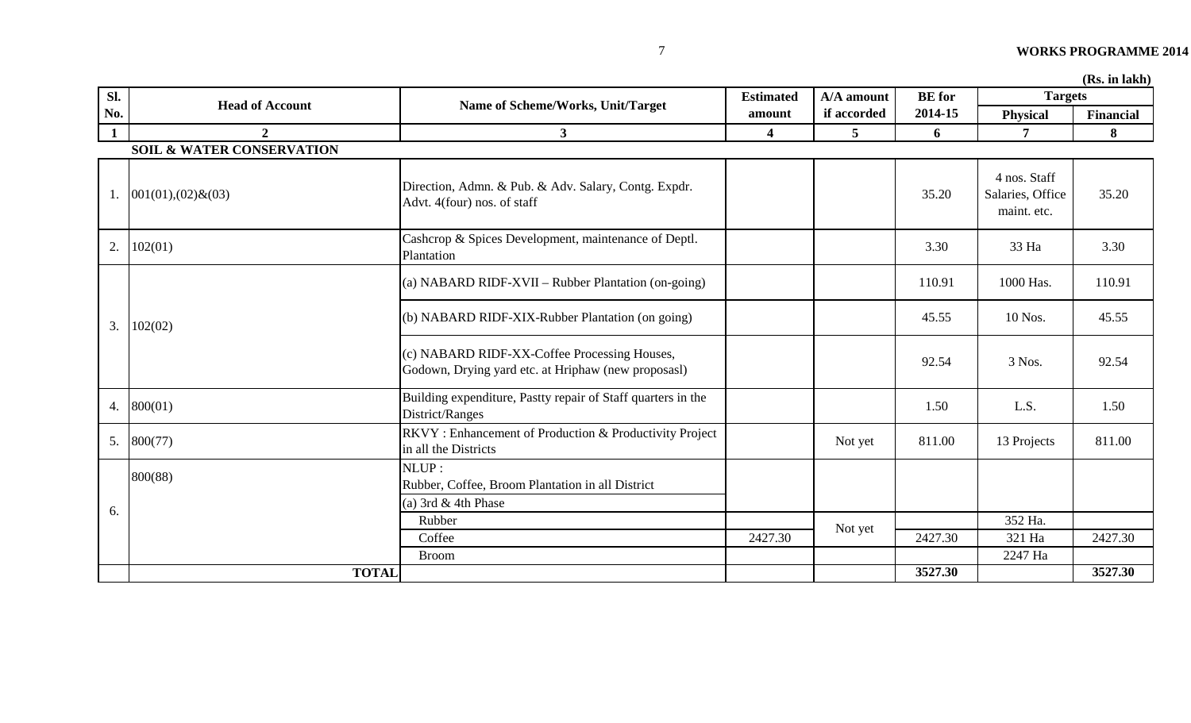(Rs. in lakh)

| Sl. No. | Head of Account | Name of Scheme/Works, Unit/Target | Estimated amount | A/A amount if accorded | BE for 2014-15 | Targets | |
|---|---|---|---|---|---|---|---|
| | | | | | | Physical | Financial |
| 1 | 2 | 3 | 4 | 5 | 6 | 7 | 8 |
| | **SOIL & WATER CONSERVATION** | | | | | | |
| 1. | 001(01),(02)&(03) | Direction, Admn. & Pub. & Adv. Salary, Contg. Expdr. Advt. 4(four) nos. of staff | | | 35.20 | 4 nos. Staff Salaries, Office maint. etc. | 35.20 |
| 2. | 102(01) | Cashcrop & Spices Development, maintenance of Deptl. Plantation | | | 3.30 | 33 Ha | 3.30 |
| 3. | 102(02) | (a) NABARD RIDF-XVII – Rubber Plantation (on-going) | | | 110.91 | 1000 Has. | 110.91 |
| | | (b) NABARD RIDF-XIX-Rubber Plantation (on going) | | | 45.55 | 10 Nos. | 45.55 |
| | | (c) NABARD RIDF-XX-Coffee Processing Houses, Godown, Drying yard etc. at Hriphaw (new proposasl) | | | 92.54 | 3 Nos. | 92.54 |
| 4. | 800(01) | Building expenditure, Pastty repair of Staff quarters in the District/Ranges | | | 1.50 | L.S. | 1.50 |
| 5. | 800(77) | RKVY : Enhancement of Production & Productivity Project in all the Districts | | Not yet | 811.00 | 13 Projects | 811.00 |
| 6. | 800(88) | NLUP : Rubber, Coffee, Broom Plantation in all District | | | | | |
| | | (a) 3rd & 4th Phase | | | | | |
| | | Rubber | | Not yet | | 352 Ha. | |
| | | Coffee | 2427.30 | | 2427.30 | 321 Ha | 2427.30 |
| | | Broom | | | | 2247 Ha | |
| | **TOTAL** | | | | **3527.30** | | **3527.30** |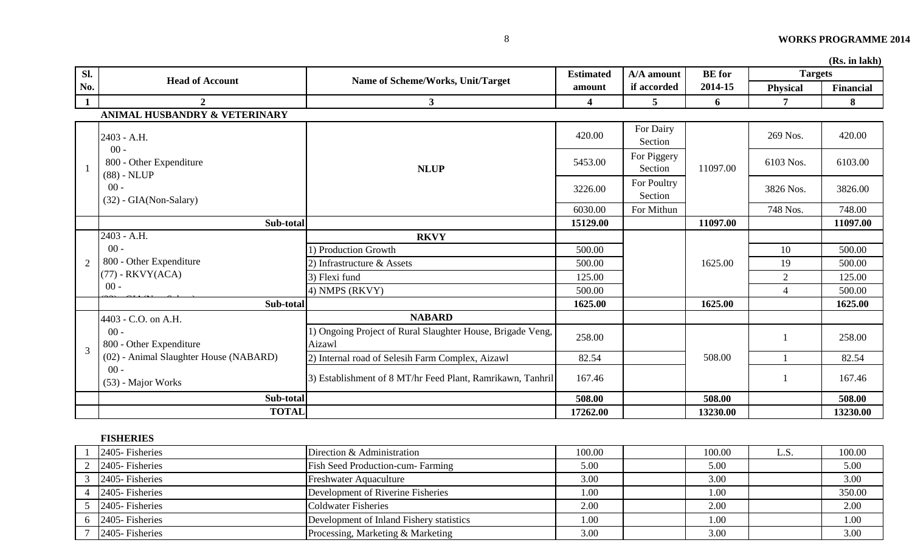**WORKS PROGRAMME 2014**

(Rs. in lakh)

| Sl. No. | Head of Account | Name of Scheme/Works, Unit/Target | Estimated amount | A/A amount if accorded | BE for 2014-15 | Targets | |
|---|---|---|---|---|---|---|---|
| | | | | | | Physical | Financial |
| 1 | 2 | 3 | 4 | 5 | 6 | 7 | 8 |
| | **ANIMAL HUSBANDRY & VETERINARY** | | | | | | |
| 1 | 2403 - A.H. 00 - 800 - Other Expenditure (88) - NLUP 00 - (32) - GIA(Non-Salary) | **NLUP** | 420.00 | For Dairy Section | 11097.00 | 269 Nos. | 420.00 |
| | | | 5453.00 | For Piggery Section | | 6103 Nos. | 6103.00 |
| | | | 3226.00 | For Poultry Section | | 3826 Nos. | 3826.00 |
| | | | 6030.00 | For Mithun | | 748 Nos. | 748.00 |
| | **Sub-total** | | **15129.00** | | **11097.00** | | **11097.00** |
| 2 | 2403 - A.H. 00 - 800 - Other Expenditure (77) - RKVY(ACA) 00 - (32) - GIA(Non-Salary) | **RKVY** | | | | | |
| | | 1) Production Growth | 500.00 | | 1625.00 | 10 | 500.00 |
| | | 2) Infrastructure & Assets | 500.00 | | | 19 | 500.00 |
| | | 3) Flexi fund | 125.00 | | | 2 | 125.00 |
| | | 4) NMPS (RKVY) | 500.00 | | | 4 | 500.00 |
| | **Sub-total** | | **1625.00** | | **1625.00** | | **1625.00** |
| 3 | 4403 - C.O. on A.H. 00 - 800 - Other Expenditure (02) - Animal Slaughter House (NABARD) 00 - (53) - Major Works | **NABARD** | | | | | |
| | | 1) Ongoing Project of Rural Slaughter House, Brigade Veng, Aizawl | 258.00 | | 508.00 | 1 | 258.00 |
| | | 2) Internal road of Selesih Farm Complex, Aizawl | 82.54 | | | 1 | 82.54 |
| | | 3) Establishment of 8 MT/hr Feed Plant, Ramrikawn, Tanhril | 167.46 | | | 1 | 167.46 |
| | **Sub-total** | | **508.00** | | **508.00** | | **508.00** |
| | **TOTAL** | | **17262.00** | | **13230.00** | | **13230.00** |

**FISHERIES**

| Sl. No. | Head of Account | Name of Scheme/Works, Unit/Target | Estimated amount | A/A amount if accorded | BE for 2014-15 | Physical | Financial |
|---|---|---|---|---|---|---|---|
| 1 | 2405- Fisheries | Direction & Administration | 100.00 | | 100.00 | L.S. | 100.00 |
| 2 | 2405- Fisheries | Fish Seed Production-cum- Farming | 5.00 | | 5.00 | | 5.00 |
| 3 | 2405- Fisheries | Freshwater Aquaculture | 3.00 | | 3.00 | | 3.00 |
| 4 | 2405- Fisheries | Development of Riverine Fisheries | 1.00 | | 1.00 | | 350.00 |
| 5 | 2405- Fisheries | Coldwater Fisheries | 2.00 | | 2.00 | | 2.00 |
| 6 | 2405- Fisheries | Development of Inland Fishery statistics | 1.00 | | 1.00 | | 1.00 |
| 7 | 2405- Fisheries | Processing, Marketing & Marketing | 3.00 | | 3.00 | | 3.00 |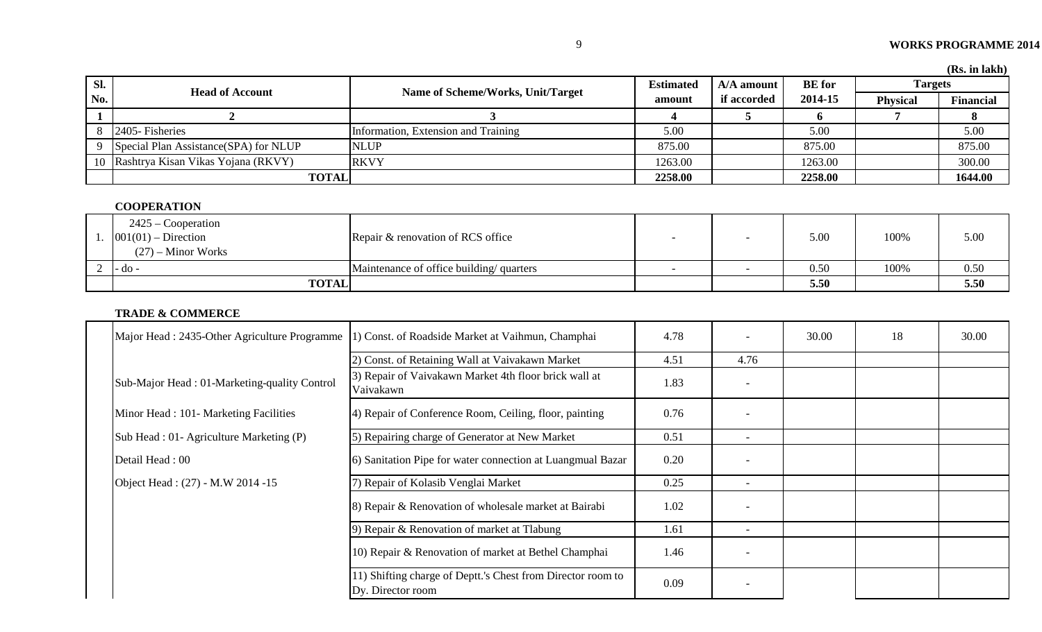(Rs. in lakh)

| Sl. No. | Head of Account | Name of Scheme/Works, Unit/Target | Estimated amount | A/A amount if accorded | BE for 2014-15 | Targets | |
|---|---|---|---|---|---|---|---|
| | | | | | | Physical | Financial |
| 1 | 2 | 3 | 4 | 5 | 6 | 7 | 8 |
| 8 | 2405- Fisheries | Information, Extension and Training | 5.00 | | 5.00 | | 5.00 |
| 9 | Special Plan Assistance(SPA) for NLUP | NLUP | 875.00 | | 875.00 | | 875.00 |
| 10 | Rashtrya Kisan Vikas Yojana (RKVY) | RKVY | 1263.00 | | 1263.00 | | 300.00 |
| | **TOTAL** | | **2258.00** | | **2258.00** | | **1644.00** |

**COOPERATION**

| Sl. No. | Head of Account | Name of Scheme/Works, Unit/Target | Estimated amount | A/A amount if accorded | BE for 2014-15 | Physical | Financial |
|---|---|---|---|---|---|---|---|
| 1. | 2425 – Cooperation 001(01) – Direction (27) – Minor Works | Repair & renovation of RCS office | - | - | 5.00 | 100% | 5.00 |
| 2 | - do - | Maintenance of office building/ quarters | - | - | 0.50 | 100% | 0.50 |
| | **TOTAL** | | | | **5.50** | | **5.50** |

**TRADE & COMMERCE**

| Sl. No. | Head of Account | Name of Scheme/Works, Unit/Target | Estimated amount | A/A amount if accorded | BE for 2014-15 | Physical | Financial |
|---|---|---|---|---|---|---|---|
| | Major Head : 2435-Other Agriculture Programme | 1) Const. of Roadside Market at Vaihmun, Champhai | 4.78 | - | 30.00 | 18 | 30.00 |
| | | 2) Const. of Retaining Wall at Vaivakawn Market | 4.51 | 4.76 | | | |
| | Sub-Major Head : 01-Marketing-quality Control | 3) Repair of Vaivakawn Market 4th floor brick wall at Vaivakawn | 1.83 | - | | | |
| | Minor Head : 101- Marketing Facilities | 4) Repair of Conference Room, Ceiling, floor, painting | 0.76 | - | | | |
| | Sub Head : 01- Agriculture Marketing (P) | 5) Repairing charge of Generator at New Market | 0.51 | - | | | |
| | Detail Head : 00 | 6) Sanitation Pipe for water connection at Luangmual Bazar | 0.20 | - | | | |
| | Object Head : (27) - M.W 2014 -15 | 7) Repair of Kolasib Venglai Market | 0.25 | - | | | |
| | | 8) Repair & Renovation of wholesale market at Bairabi | 1.02 | - | | | |
| | | 9) Repair & Renovation of market at Tlabung | 1.61 | - | | | |
| | | 10) Repair & Renovation of market at Bethel Champhai | 1.46 | - | | | |
| | | 11) Shifting charge of Deptt.'s Chest from Director room to Dy. Director room | 0.09 | - | | | |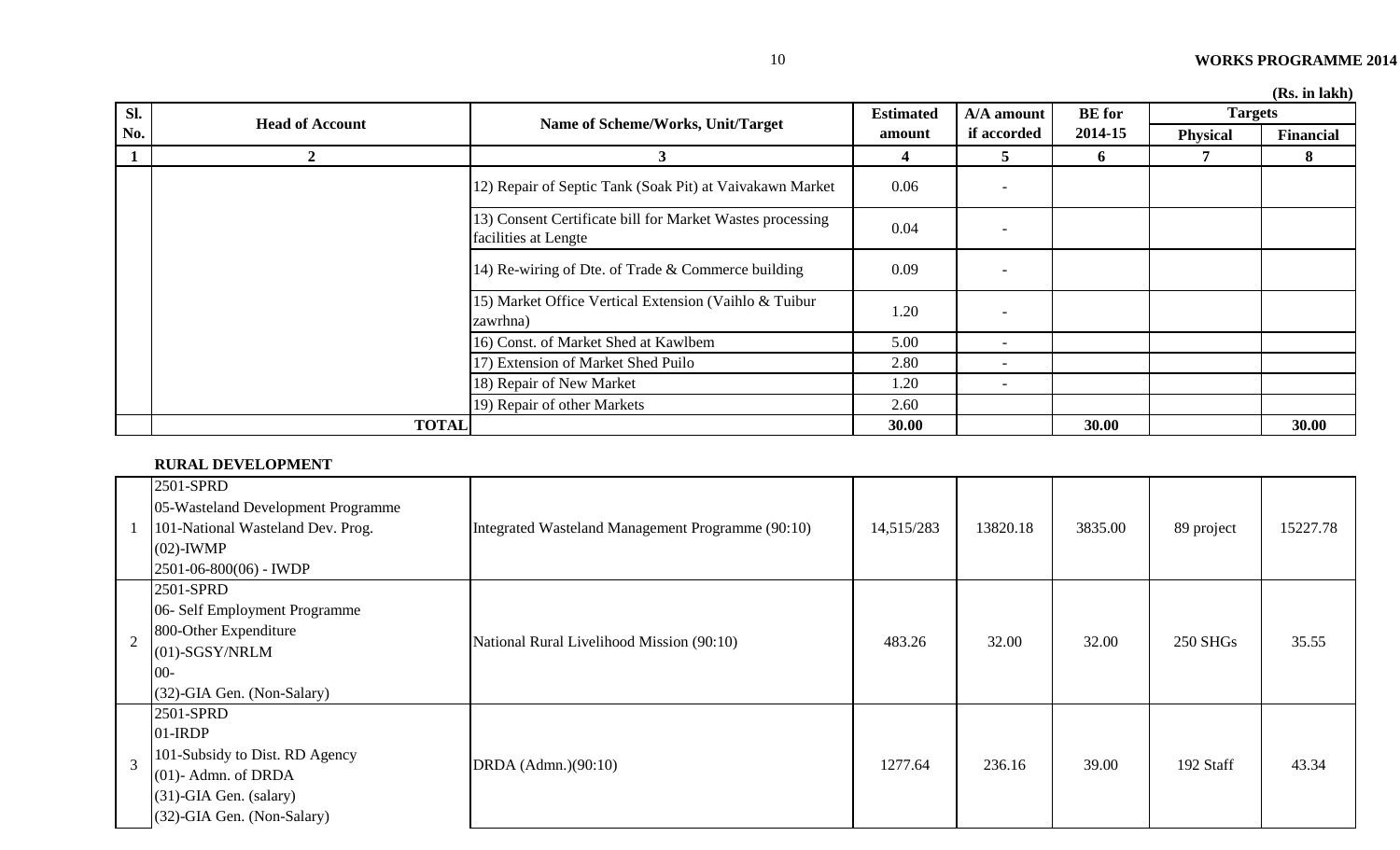(Rs. in lakh)

| Sl. No. | Head of Account | Name of Scheme/Works, Unit/Target | Estimated amount | A/A amount if accorded | BE for 2014-15 | Targets | |
|---|---|---|---|---|---|---|---|
| | | | | | | Physical | Financial |
| 1 | 2 | 3 | 4 | 5 | 6 | 7 | 8 |
| | | 12) Repair of Septic Tank (Soak Pit) at Vaivakawn Market | 0.06 | - | | | |
| | | 13) Consent Certificate bill for Market Wastes processing facilities at Lengte | 0.04 | - | | | |
| | | 14) Re-wiring of Dte. of Trade & Commerce building | 0.09 | - | | | |
| | | 15) Market Office Vertical Extension (Vaihlo & Tuibur zawrhna) | 1.20 | - | | | |
| | | 16) Const. of Market Shed at Kawlbem | 5.00 | - | | | |
| | | 17) Extension of Market Shed Puilo | 2.80 | - | | | |
| | | 18) Repair of New Market | 1.20 | - | | | |
| | | 19) Repair of other Markets | 2.60 | | | | |
| | **TOTAL** | | **30.00** | | **30.00** | | **30.00** |

**RURAL DEVELOPMENT**

| Sl. No. | Head of Account | Name of Scheme/Works, Unit/Target | Estimated amount | A/A amount if accorded | BE for 2014-15 | Physical | Financial |
|---|---|---|---|---|---|---|---|
| 1 | 2501-SPRD<br>05-Wasteland Development Programme<br>101-National Wasteland Dev. Prog.<br>(02)-IWMP<br>2501-06-800(06) - IWDP | Integrated Wasteland Management Programme (90:10) | 14,515/283 | 13820.18 | 3835.00 | 89 project | 15227.78 |
| 2 | 2501-SPRD<br>06- Self Employment Programme<br>800-Other Expenditure<br>(01)-SGSY/NRLM<br>00-<br>(32)-GIA Gen. (Non-Salary) | National Rural Livelihood Mission (90:10) | 483.26 | 32.00 | 32.00 | 250 SHGs | 35.55 |
| 3 | 2501-SPRD<br>01-IRDP<br>101-Subsidy to Dist. RD Agency<br>(01)- Admn. of DRDA<br>(31)-GIA Gen. (salary)<br>(32)-GIA Gen. (Non-Salary) | DRDA (Admn.)(90:10) | 1277.64 | 236.16 | 39.00 | 192 Staff | 43.34 |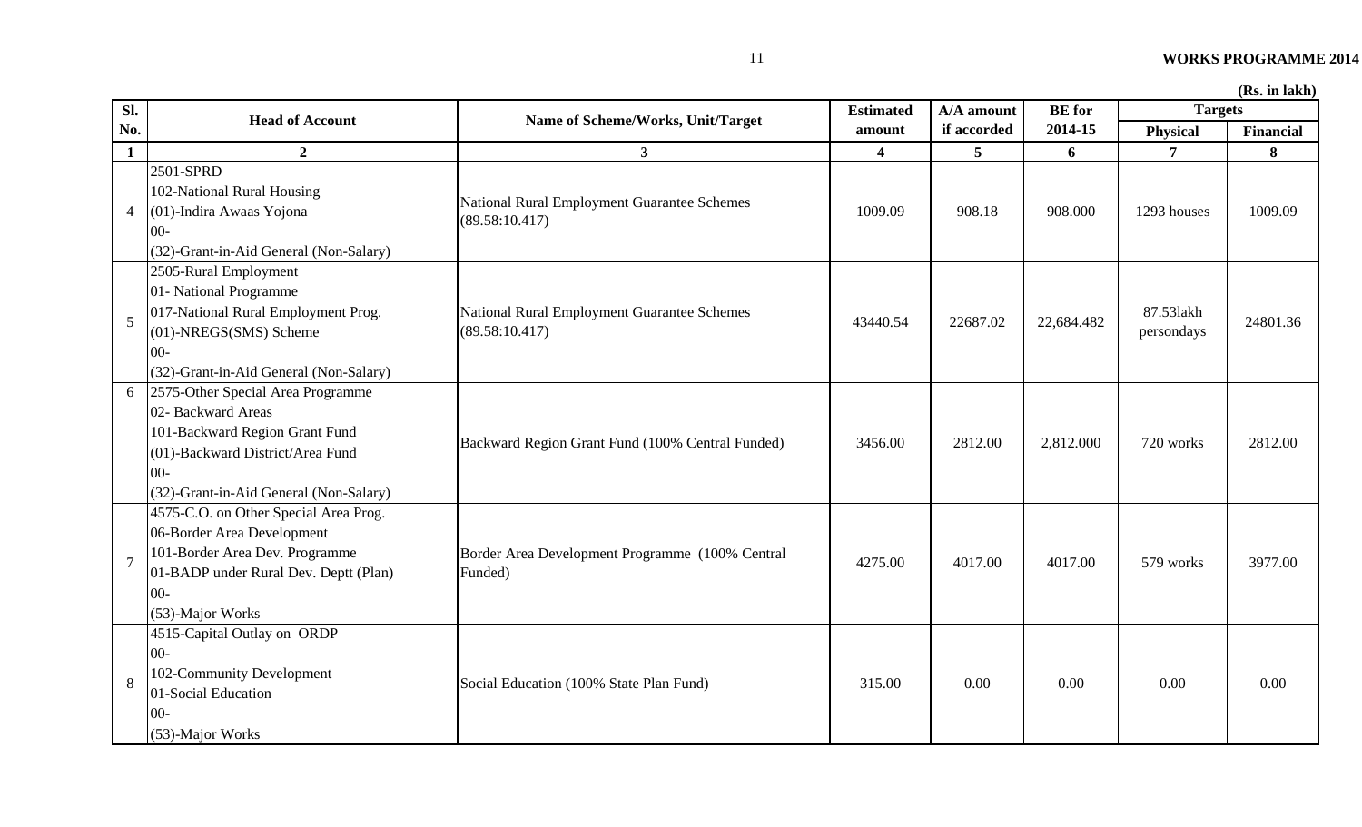(Rs. in lakh)

| Sl. No. | Head of Account | Name of Scheme/Works, Unit/Target | Estimated amount | A/A amount if accorded | BE for 2014-15 | Targets | |
|---|---|---|---|---|---|---|---|
| | | | | | | Physical | Financial |
| 1 | 2 | 3 | 4 | 5 | 6 | 7 | 8 |
| 4 | 2501-SPRD<br>102-National Rural Housing<br>(01)-Indira Awaas Yojona<br>00-<br>(32)-Grant-in-Aid General (Non-Salary) | National Rural Employment Guarantee Schemes (89.58:10.417) | 1009.09 | 908.18 | 908.000 | 1293 houses | 1009.09 |
| 5 | 2505-Rural Employment<br>01- National Programme<br>017-National Rural Employment Prog.<br>(01)-NREGS(SMS) Scheme<br>00-<br>(32)-Grant-in-Aid General (Non-Salary) | National Rural Employment Guarantee Schemes (89.58:10.417) | 43440.54 | 22687.02 | 22,684.482 | 87.53lakh persondays | 24801.36 |
| 6 | 2575-Other Special Area Programme<br>02- Backward Areas<br>101-Backward Region Grant Fund<br>(01)-Backward District/Area Fund<br>00-<br>(32)-Grant-in-Aid General (Non-Salary) | Backward Region Grant Fund (100% Central Funded) | 3456.00 | 2812.00 | 2,812.000 | 720 works | 2812.00 |
| 7 | 4575-C.O. on Other Special Area Prog.<br>06-Border Area Development<br>101-Border Area Dev. Programme<br>01-BADP under Rural Dev. Deptt (Plan)<br>00-<br>(53)-Major Works | Border Area Development Programme (100% Central Funded) | 4275.00 | 4017.00 | 4017.00 | 579 works | 3977.00 |
| 8 | 4515-Capital Outlay on ORDP<br>00-<br>102-Community Development<br>01-Social Education<br>00-<br>(53)-Major Works | Social Education (100% State Plan Fund) | 315.00 | 0.00 | 0.00 | 0.00 | 0.00 |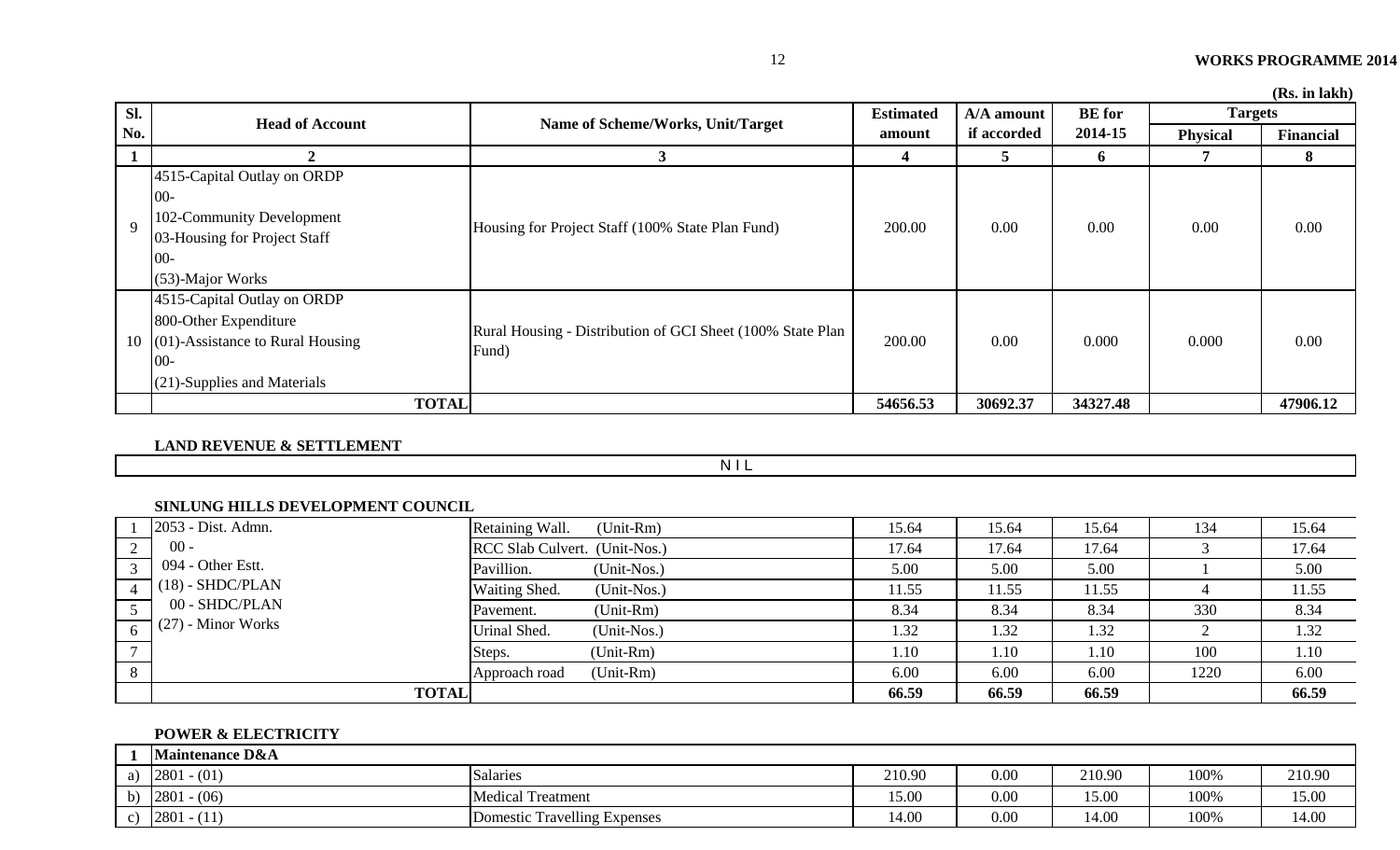(Rs. in lakh)

| Sl. No. | Head of Account | Name of Scheme/Works, Unit/Target | Estimated amount | A/A amount if accorded | BE for 2014-15 | Targets | |
|---|---|---|---|---|---|---|---|
| | | | | | | Physical | Financial |
| 1 | 2 | 3 | 4 | 5 | 6 | 7 | 8 |
| 9 | 4515-Capital Outlay on ORDP<br>00-<br>102-Community Development<br>03-Housing for Project Staff<br>00-<br>(53)-Major Works | Housing for Project Staff (100% State Plan Fund) | 200.00 | 0.00 | 0.00 | 0.00 | 0.00 |
| 10 | 4515-Capital Outlay on ORDP<br>800-Other Expenditure<br>(01)-Assistance to Rural Housing<br>00-<br>(21)-Supplies and Materials | Rural Housing - Distribution of GCI Sheet (100% State Plan Fund) | 200.00 | 0.00 | 0.000 | 0.000 | 0.00 |
| | **TOTAL** | | **54656.53** | **30692.37** | **34327.48** | | **47906.12** |

**LAND REVENUE & SETTLEMENT**

N I L

**SINLUNG HILLS DEVELOPMENT COUNCIL**

| Sl. No. | Head of Account | Name of Scheme/Works, Unit/Target | Estimated amount | A/A amount if accorded | BE for 2014-15 | Physical | Financial |
|---|---|---|---|---|---|---|---|
| 1 | 2053 - Dist. Admn. | Retaining Wall. (Unit-Rm) | 15.64 | 15.64 | 15.64 | 134 | 15.64 |
| 2 | 00 - | RCC Slab Culvert. (Unit-Nos.) | 17.64 | 17.64 | 17.64 | 3 | 17.64 |
| 3 | 094 - Other Estt. | Pavillion. (Unit-Nos.) | 5.00 | 5.00 | 5.00 | 1 | 5.00 |
| 4 | (18) - SHDC/PLAN | Waiting Shed. (Unit-Nos.) | 11.55 | 11.55 | 11.55 | 4 | 11.55 |
| 5 | 00 - SHDC/PLAN | Pavement. (Unit-Rm) | 8.34 | 8.34 | 8.34 | 330 | 8.34 |
| 6 | (27) - Minor Works | Urinal Shed. (Unit-Nos.) | 1.32 | 1.32 | 1.32 | 2 | 1.32 |
| 7 | | Steps. (Unit-Rm) | 1.10 | 1.10 | 1.10 | 100 | 1.10 |
| 8 | | Approach road (Unit-Rm) | 6.00 | 6.00 | 6.00 | 1220 | 6.00 |
| | **TOTAL** | | **66.59** | **66.59** | **66.59** | | **66.59** |

**POWER & ELECTRICITY**

| Sl. No. | Head of Account | Name of Scheme/Works, Unit/Target | Estimated amount | A/A amount if accorded | BE for 2014-15 | Physical | Financial |
|---|---|---|---|---|---|---|---|
| **1** | **Maintenance D&A** | | | | | | |
| a) | 2801 - (01) | Salaries | 210.90 | 0.00 | 210.90 | 100% | 210.90 |
| b) | 2801 - (06) | Medical Treatment | 15.00 | 0.00 | 15.00 | 100% | 15.00 |
| c) | 2801 - (11) | Domestic Travelling Expenses | 14.00 | 0.00 | 14.00 | 100% | 14.00 |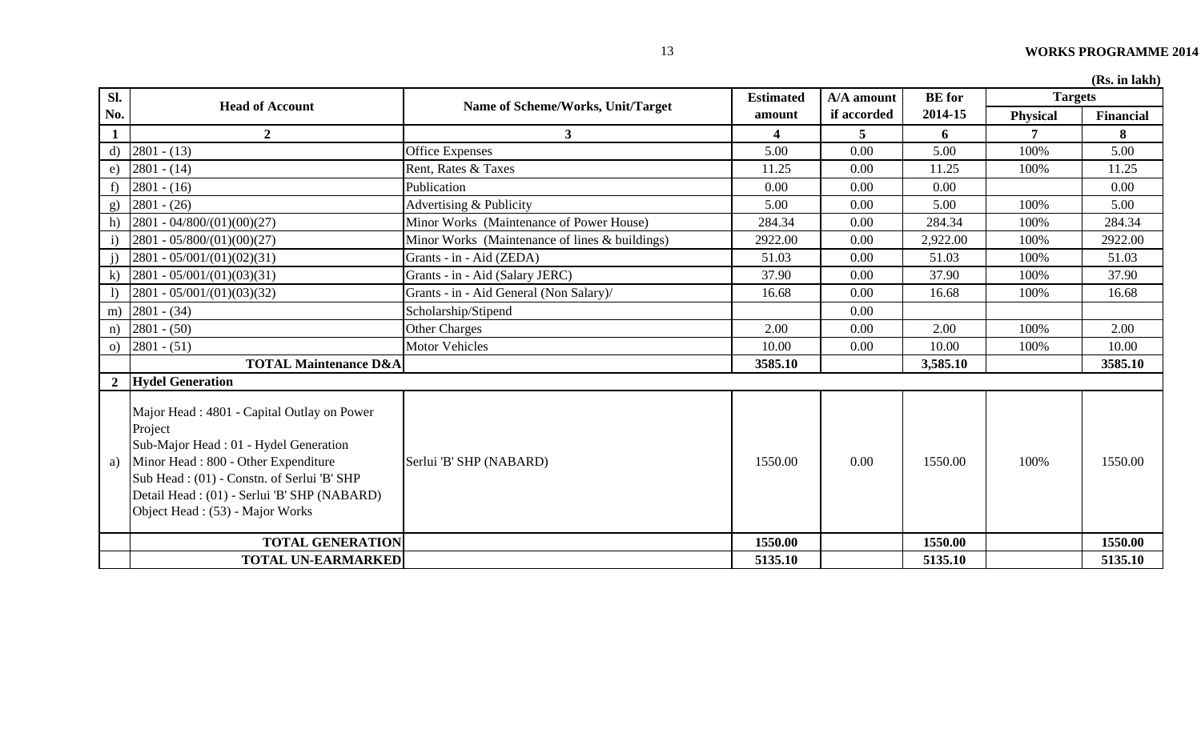(Rs. in lakh)

| Sl. No. | Head of Account | Name of Scheme/Works, Unit/Target | Estimated amount | A/A amount if accorded | BE for 2014-15 | Targets | |
|---|---|---|---|---|---|---|---|
| | | | | | | Physical | Financial |
| 1 | 2 | 3 | 4 | 5 | 6 | 7 | 8 |
| d) | 2801 - (13) | Office Expenses | 5.00 | 0.00 | 5.00 | 100% | 5.00 |
| e) | 2801 - (14) | Rent, Rates & Taxes | 11.25 | 0.00 | 11.25 | 100% | 11.25 |
| f) | 2801 - (16) | Publication | 0.00 | 0.00 | 0.00 | | 0.00 |
| g) | 2801 - (26) | Advertising & Publicity | 5.00 | 0.00 | 5.00 | 100% | 5.00 |
| h) | 2801 - 04/800/(01)(00)(27) | Minor Works (Maintenance of Power House) | 284.34 | 0.00 | 284.34 | 100% | 284.34 |
| i) | 2801 - 05/800/(01)(00)(27) | Minor Works (Maintenance of lines & buildings) | 2922.00 | 0.00 | 2,922.00 | 100% | 2922.00 |
| j) | 2801 - 05/001/(01)(02)(31) | Grants - in - Aid (ZEDA) | 51.03 | 0.00 | 51.03 | 100% | 51.03 |
| k) | 2801 - 05/001/(01)(03)(31) | Grants - in - Aid (Salary JERC) | 37.90 | 0.00 | 37.90 | 100% | 37.90 |
| l) | 2801 - 05/001/(01)(03)(32) | Grants - in - Aid General (Non Salary)/ | 16.68 | 0.00 | 16.68 | 100% | 16.68 |
| m) | 2801 - (34) | Scholarship/Stipend | | 0.00 | | | |
| n) | 2801 - (50) | Other Charges | 2.00 | 0.00 | 2.00 | 100% | 2.00 |
| o) | 2801 - (51) | Motor Vehicles | 10.00 | 0.00 | 10.00 | 100% | 10.00 |
| | **TOTAL Maintenance D&A** | | **3585.10** | | **3,585.10** | | **3585.10** |
| **2** | **Hydel Generation** | | | | | | |
| a) | Major Head : 4801 - Capital Outlay on Power Project<br>Sub-Major Head : 01 - Hydel Generation<br>Minor Head : 800 - Other Expenditure<br>Sub Head : (01) - Constn. of Serlui 'B' SHP<br>Detail Head : (01) - Serlui 'B' SHP (NABARD)<br>Object Head : (53) - Major Works | Serlui 'B' SHP (NABARD) | 1550.00 | 0.00 | 1550.00 | 100% | 1550.00 |
| | **TOTAL GENERATION** | | **1550.00** | | **1550.00** | | **1550.00** |
| | **TOTAL UN-EARMARKED** | | **5135.10** | | **5135.10** | | **5135.10** |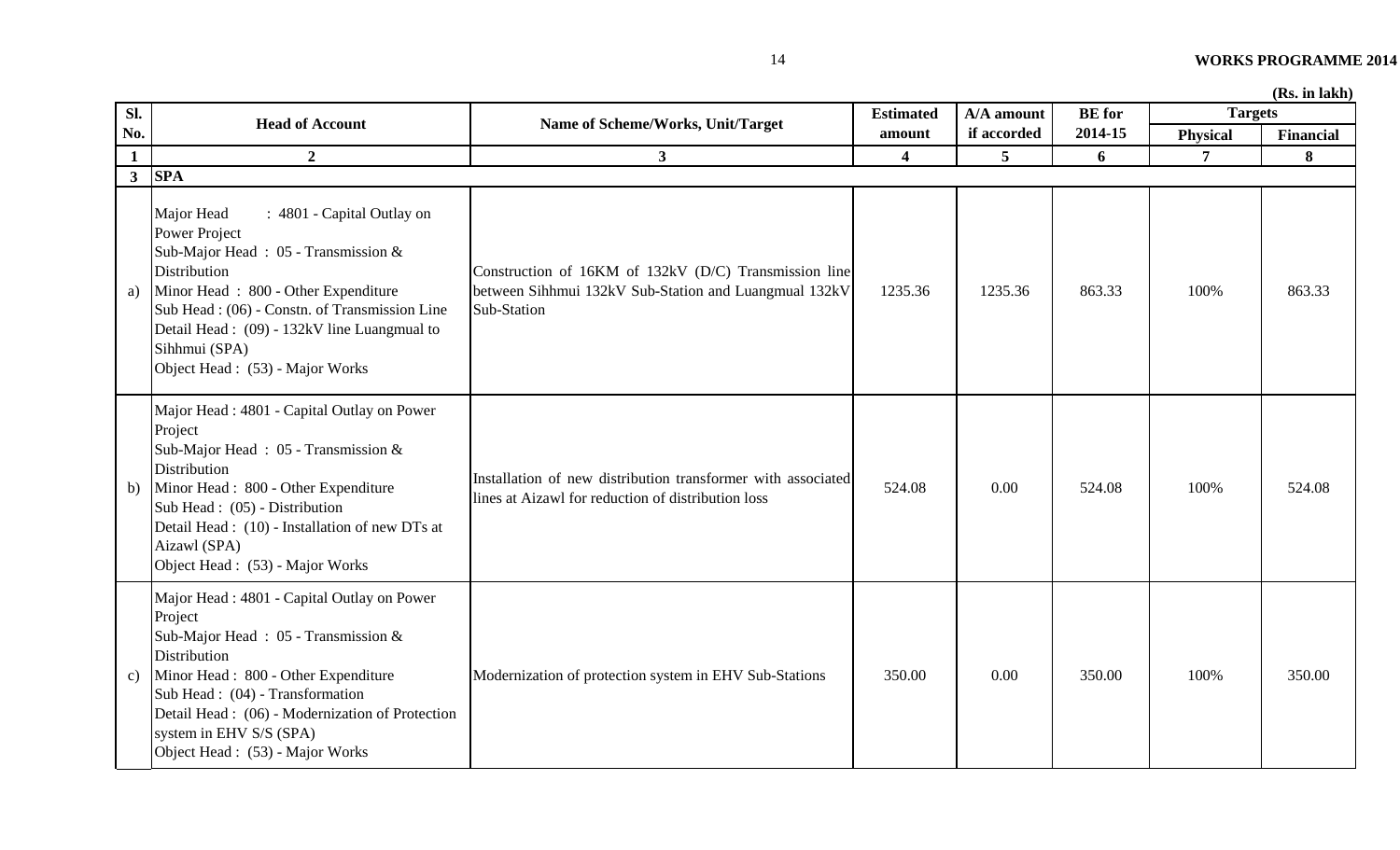(Rs. in lakh)

| Sl. No. | Head of Account | Name of Scheme/Works, Unit/Target | Estimated amount | A/A amount if accorded | BE for 2014-15 | Targets | |
|---|---|---|---|---|---|---|---|
| | | | | | | Physical | Financial |
| 1 | 2 | 3 | 4 | 5 | 6 | 7 | 8 |
| 3 | **SPA** | | | | | | |
| a) | Major Head : 4801 - Capital Outlay on Power Project<br>Sub-Major Head : 05 - Transmission & Distribution<br>Minor Head : 800 - Other Expenditure<br>Sub Head : (06) - Constn. of Transmission Line<br>Detail Head : (09) - 132kV line Luangmual to Sihhmui (SPA)<br>Object Head : (53) - Major Works | Construction of 16KM of 132kV (D/C) Transmission line between Sihhmui 132kV Sub-Station and Luangmual 132kV Sub-Station | 1235.36 | 1235.36 | 863.33 | 100% | 863.33 |
| b) | Major Head : 4801 - Capital Outlay on Power Project<br>Sub-Major Head : 05 - Transmission & Distribution<br>Minor Head : 800 - Other Expenditure<br>Sub Head : (05) - Distribution<br>Detail Head : (10) - Installation of new DTs at Aizawl (SPA)<br>Object Head : (53) - Major Works | Installation of new distribution transformer with associated lines at Aizawl for reduction of distribution loss | 524.08 | 0.00 | 524.08 | 100% | 524.08 |
| c) | Major Head : 4801 - Capital Outlay on Power Project<br>Sub-Major Head : 05 - Transmission & Distribution<br>Minor Head : 800 - Other Expenditure<br>Sub Head : (04) - Transformation<br>Detail Head : (06) - Modernization of Protection system in EHV S/S (SPA)<br>Object Head : (53) - Major Works | Modernization of protection system in EHV Sub-Stations | 350.00 | 0.00 | 350.00 | 100% | 350.00 |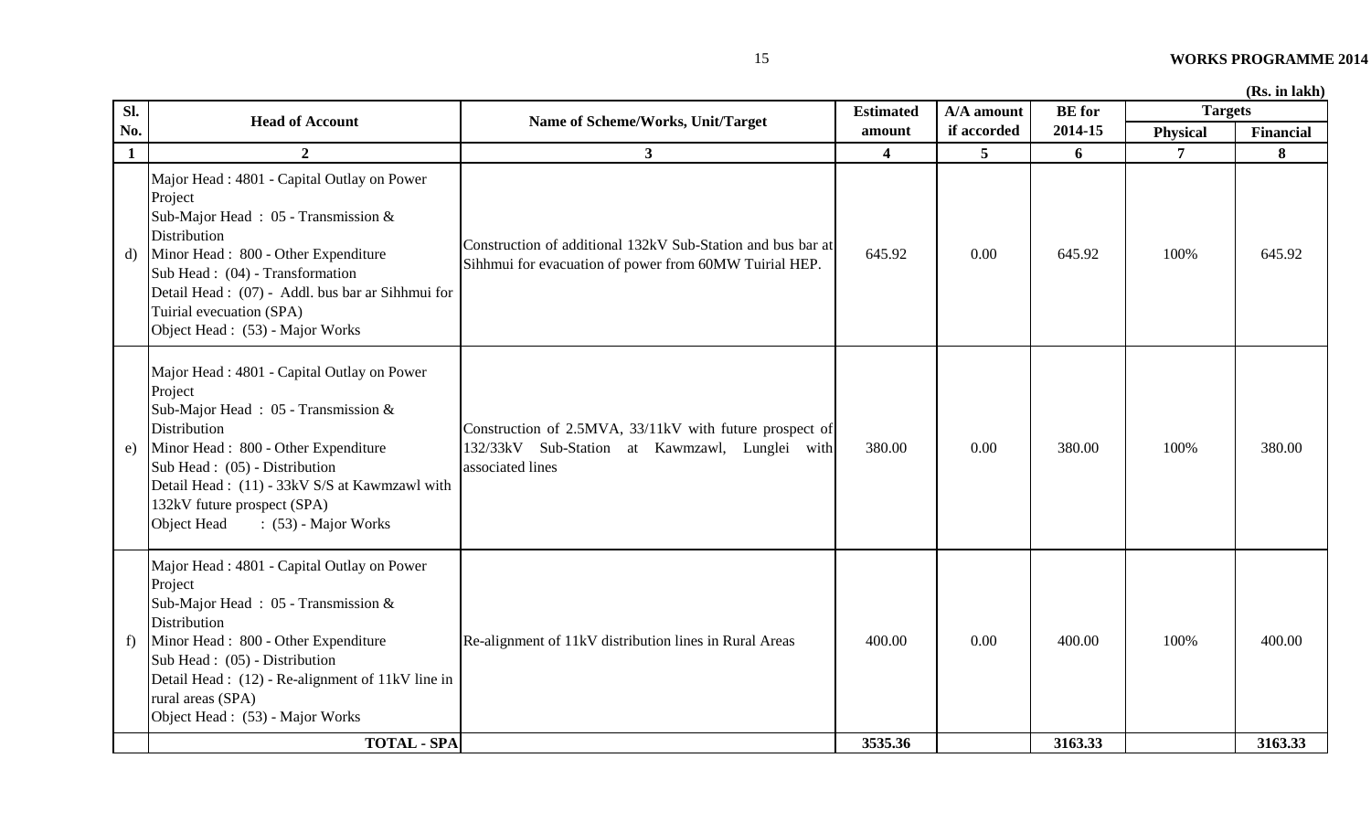(Rs. in lakh)

| Sl. No. | Head of Account | Name of Scheme/Works, Unit/Target | Estimated amount | A/A amount if accorded | BE for 2014-15 | Targets | |
|---|---|---|---|---|---|---|---|
| | | | | | | Physical | Financial |
| 1 | 2 | 3 | 4 | 5 | 6 | 7 | 8 |
| d) | Major Head : 4801 - Capital Outlay on Power Project<br>Sub-Major Head : 05 - Transmission & Distribution<br>Minor Head : 800 - Other Expenditure<br>Sub Head : (04) - Transformation<br>Detail Head : (07) - Addl. bus bar ar Sihhmui for Tuirial evecuation (SPA)<br>Object Head : (53) - Major Works | Construction of additional 132kV Sub-Station and bus bar at Sihhmui for evacuation of power from 60MW Tuirial HEP. | 645.92 | 0.00 | 645.92 | 100% | 645.92 |
| e) | Major Head : 4801 - Capital Outlay on Power Project<br>Sub-Major Head : 05 - Transmission & Distribution<br>Minor Head : 800 - Other Expenditure<br>Sub Head : (05) - Distribution<br>Detail Head : (11) - 33kV S/S at Kawmzawl with 132kV future prospect (SPA)<br>Object Head : (53) - Major Works | Construction of 2.5MVA, 33/11kV with future prospect of 132/33kV Sub-Station at Kawmzawl, Lunglei with associated lines | 380.00 | 0.00 | 380.00 | 100% | 380.00 |
| f) | Major Head : 4801 - Capital Outlay on Power Project<br>Sub-Major Head : 05 - Transmission & Distribution<br>Minor Head : 800 - Other Expenditure<br>Sub Head : (05) - Distribution<br>Detail Head : (12) - Re-alignment of 11kV line in rural areas (SPA)<br>Object Head : (53) - Major Works | Re-alignment of 11kV distribution lines in Rural Areas | 400.00 | 0.00 | 400.00 | 100% | 400.00 |
| | **TOTAL - SPA** | | **3535.36** | | **3163.33** | | **3163.33** |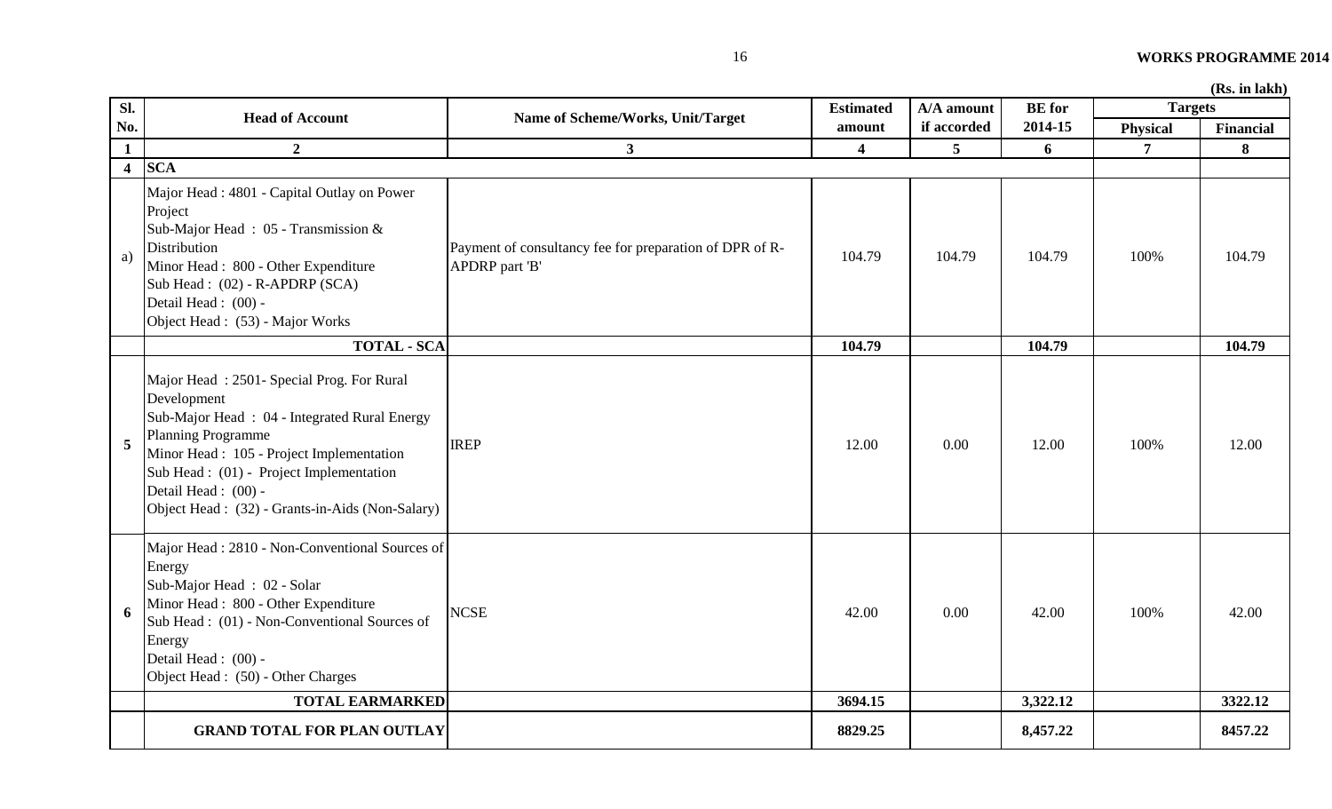(Rs. in lakh)

| Sl. No. | Head of Account | Name of Scheme/Works, Unit/Target | Estimated amount | A/A amount if accorded | BE for 2014-15 | Targets | |
|---|---|---|---|---|---|---|---|
| | | | | | | Physical | Financial |
| 1 | 2 | 3 | 4 | 5 | 6 | 7 | 8 |
| 4 | **SCA** | | | | | | |
| a) | Major Head : 4801 - Capital Outlay on Power Project<br>Sub-Major Head : 05 - Transmission & Distribution<br>Minor Head : 800 - Other Expenditure<br>Sub Head : (02) - R-APDRP (SCA)<br>Detail Head : (00) -<br>Object Head : (53) - Major Works | Payment of consultancy fee for preparation of DPR of R-APDRP part 'B' | 104.79 | 104.79 | 104.79 | 100% | 104.79 |
| | **TOTAL - SCA** | | **104.79** | | **104.79** | | **104.79** |
| 5 | Major Head : 2501- Special Prog. For Rural Development<br>Sub-Major Head : 04 - Integrated Rural Energy Planning Programme<br>Minor Head : 105 - Project Implementation<br>Sub Head : (01) - Project Implementation<br>Detail Head : (00) -<br>Object Head : (32) - Grants-in-Aids (Non-Salary) | IREP | 12.00 | 0.00 | 12.00 | 100% | 12.00 |
| 6 | Major Head : 2810 - Non-Conventional Sources of Energy<br>Sub-Major Head : 02 - Solar<br>Minor Head : 800 - Other Expenditure<br>Sub Head : (01) - Non-Conventional Sources of Energy<br>Detail Head : (00) -<br>Object Head : (50) - Other Charges | NCSE | 42.00 | 0.00 | 42.00 | 100% | 42.00 |
| | **TOTAL EARMARKED** | | **3694.15** | | **3,322.12** | | **3322.12** |
| | **GRAND TOTAL FOR PLAN OUTLAY** | | **8829.25** | | **8,457.22** | | **8457.22** |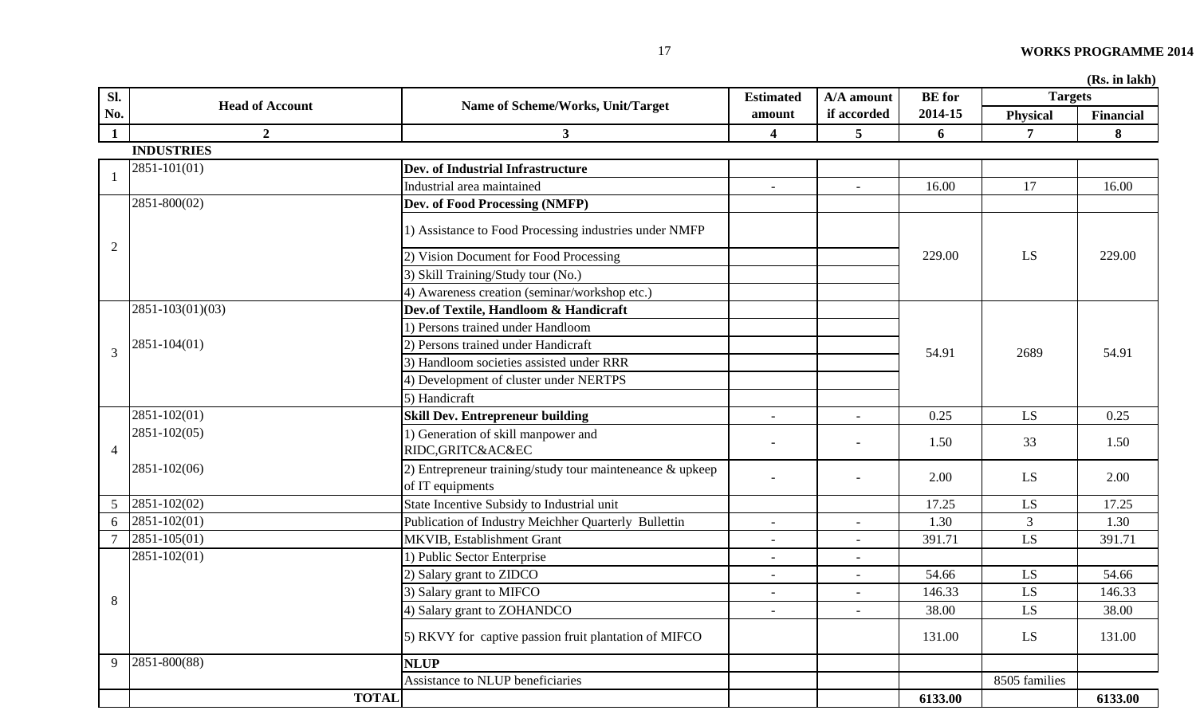(Rs. in lakh)

| Sl. No. | Head of Account | Name of Scheme/Works, Unit/Target | Estimated amount | A/A amount if accorded | BE for 2014-15 | Targets | |
|---|---|---|---|---|---|---|---|
| | | | | | | Physical | Financial |
| 1 | 2 | 3 | 4 | 5 | 6 | 7 | 8 |
| | **INDUSTRIES** | | | | | | |
| 1 | 2851-101(01) | **Dev. of Industrial Infrastructure** | | | | | |
| | | Industrial area maintained | - | - | 16.00 | 17 | 16.00 |
| 2 | 2851-800(02) | **Dev. of Food Processing (NMFP)** | | | | | |
| | | 1) Assistance to Food Processing industries under NMFP | | | 229.00 | LS | 229.00 |
| | | 2) Vision Document for Food Processing | | | | | |
| | | 3) Skill Training/Study tour (No.) | | | | | |
| | | 4) Awareness creation (seminar/workshop etc.) | | | | | |
| 3 | 2851-103(01)(03) | **Dev.of Textile, Handloom & Handicraft** | | | 54.91 | 2689 | 54.91 |
| | | 1) Persons trained under Handloom | | | | | |
| | 2851-104(01) | 2) Persons trained under Handicraft | | | | | |
| | | 3) Handloom societies assisted under RRR | | | | | |
| | | 4) Development of cluster under NERTPS | | | | | |
| | | 5) Handicraft | | | | | |
| 4 | 2851-102(01) | **Skill Dev. Entrepreneur building** | - | - | 0.25 | LS | 0.25 |
| | 2851-102(05) | 1) Generation of skill manpower and RIDC,GRITC&AC&EC | - | - | 1.50 | 33 | 1.50 |
| | 2851-102(06) | 2) Entrepreneur training/study tour mainteneance & upkeep of IT equipments | - | - | 2.00 | LS | 2.00 |
| 5 | 2851-102(02) | State Incentive Subsidy to Industrial unit | | | 17.25 | LS | 17.25 |
| 6 | 2851-102(01) | Publication of Industry Meichher Quarterly Bullettin | - | - | 1.30 | 3 | 1.30 |
| 7 | 2851-105(01) | MKVIB, Establishment Grant | - | - | 391.71 | LS | 391.71 |
| 8 | 2851-102(01) | 1) Public Sector Enterprise | - | - | | | |
| | | 2) Salary grant to ZIDCO | - | - | 54.66 | LS | 54.66 |
| | | 3) Salary grant to MIFCO | - | - | 146.33 | LS | 146.33 |
| | | 4) Salary grant to ZOHANDCO | - | - | 38.00 | LS | 38.00 |
| | | 5) RKVY for captive passion fruit plantation of MIFCO | | | 131.00 | LS | 131.00 |
| 9 | 2851-800(88) | **NLUP** | | | | | |
| | | Assistance to NLUP beneficiaries | | | | 8505 families | |
| | **TOTAL** | | | | **6133.00** | | **6133.00** |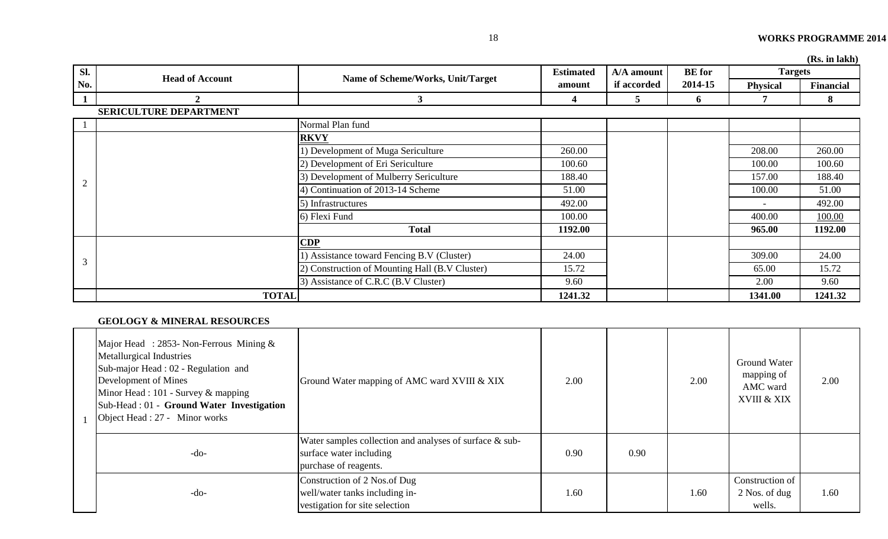(Rs. in lakh)

| Sl. No. | Head of Account | Name of Scheme/Works, Unit/Target | Estimated amount | A/A amount if accorded | BE for 2014-15 | Targets | |
|---|---|---|---|---|---|---|---|
| | | | | | | Physical | Financial |
| 1 | 2 | 3 | 4 | 5 | 6 | 7 | 8 |
| | **SERICULTURE DEPARTMENT** | | | | | | |
| 1 | | Normal Plan fund | | | | | |
| 2 | | **RKVY** | | | | | |
| | | 1) Development of Muga Sericulture | 260.00 | | | 208.00 | 260.00 |
| | | 2) Development of Eri Sericulture | 100.60 | | | 100.00 | 100.60 |
| | | 3) Development of Mulberry Sericulture | 188.40 | | | 157.00 | 188.40 |
| | | 4) Continuation of 2013-14 Scheme | 51.00 | | | 100.00 | 51.00 |
| | | 5) Infrastructures | 492.00 | | | - | 492.00 |
| | | 6) Flexi Fund | 100.00 | | | 400.00 | 100.00 |
| | | **Total** | **1192.00** | | | **965.00** | **1192.00** |
| 3 | | **CDP** | | | | | |
| | | 1) Assistance toward Fencing B.V (Cluster) | 24.00 | | | 309.00 | 24.00 |
| | | 2) Construction of Mounting Hall (B.V Cluster) | 15.72 | | | 65.00 | 15.72 |
| | | 3) Assistance of C.R.C (B.V Cluster) | 9.60 | | | 2.00 | 9.60 |
| | **TOTAL** | | **1241.32** | | | **1341.00** | **1241.32** |

**GEOLOGY & MINERAL RESOURCES**

| Sl. No. | Head of Account | Name of Scheme/Works, Unit/Target | Estimated amount | A/A amount if accorded | BE for 2014-15 | Physical | Financial |
|---|---|---|---|---|---|---|---|
| 1 | Major Head : 2853- Non-Ferrous Mining & Metallurgical Industries<br>Sub-major Head : 02 - Regulation and Development of Mines<br>Minor Head : 101 - Survey & mapping<br>Sub-Head : 01 - **Ground Water Investigation**<br>Object Head : 27 - Minor works | Ground Water mapping of AMC ward XVIII & XIX | 2.00 | | 2.00 | Ground Water mapping of AMC ward XVIII & XIX | 2.00 |
| | -do- | Water samples collection and analyses of surface & sub-surface water including purchase of reagents. | 0.90 | 0.90 | | | |
| | -do- | Construction of 2 Nos.of Dug well/water tanks including investigation for site selection | 1.60 | | 1.60 | Construction of 2 Nos. of dug wells. | 1.60 |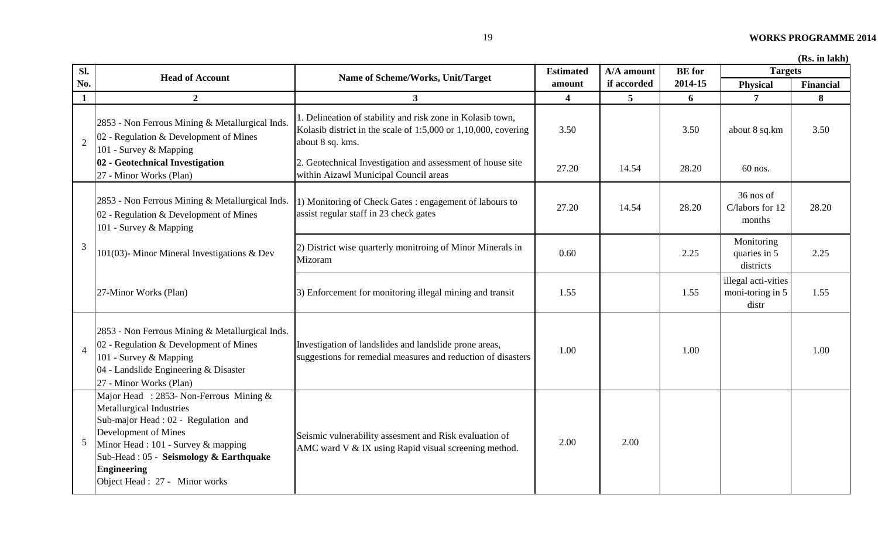(Rs. in lakh)

| Sl. No. | Head of Account | Name of Scheme/Works, Unit/Target | Estimated amount | A/A amount if accorded | BE for 2014-15 | Targets | |
|---|---|---|---|---|---|---|---|
| | | | | | | Physical | Financial |
| 1 | 2 | 3 | 4 | 5 | 6 | 7 | 8 |
| 2 | 2853 - Non Ferrous Mining & Metallurgical Inds.<br>02 - Regulation & Development of Mines<br>101 - Survey & Mapping<br>**02 - Geotechnical Investigation**<br>27 - Minor Works (Plan) | 1. Delineation of stability and risk zone in Kolasib town, Kolasib district in the scale of 1:5,000 or 1,10,000, covering about 8 sq. kms. | 3.50 | | 3.50 | about 8 sq.km | 3.50 |
| | | 2. Geotechnical Investigation and assessment of house site within Aizawl Municipal Council areas | 27.20 | 14.54 | 28.20 | 60 nos. | |
| 3 | 2853 - Non Ferrous Mining & Metallurgical Inds.<br>02 - Regulation & Development of Mines<br>101 - Survey & Mapping | 1) Monitoring of Check Gates : engagement of labours to assist regular staff in 23 check gates | 27.20 | 14.54 | 28.20 | 36 nos of C/labors for 12 months | 28.20 |
| | 101(03)- Minor Mineral Investigations & Dev | 2) District wise quarterly monitroing of Minor Minerals in Mizoram | 0.60 | | 2.25 | Monitoring quaries in 5 districts | 2.25 |
| | 27-Minor Works (Plan) | 3) Enforcement for monitoring illegal mining and transit | 1.55 | | 1.55 | illegal acti-vities moni-toring in 5 distr | 1.55 |
| 4 | 2853 - Non Ferrous Mining & Metallurgical Inds.<br>02 - Regulation & Development of Mines<br>101 - Survey & Mapping<br>04 - Landslide Engineering & Disaster<br>27 - Minor Works (Plan) | Investigation of landslides and landslide prone areas, suggestions for remedial measures and reduction of disasters | 1.00 | | 1.00 | | 1.00 |
| 5 | Major Head : 2853- Non-Ferrous Mining & Metallurgical Industries<br>Sub-major Head : 02 - Regulation and Development of Mines<br>Minor Head : 101 - Survey & mapping<br>Sub-Head : 05 - **Seismology & Earthquake Engineering**<br>Object Head : 27 - Minor works | Seismic vulnerability assesment and Risk evaluation of AMC ward V & IX using Rapid visual screening method. | 2.00 | 2.00 | | | |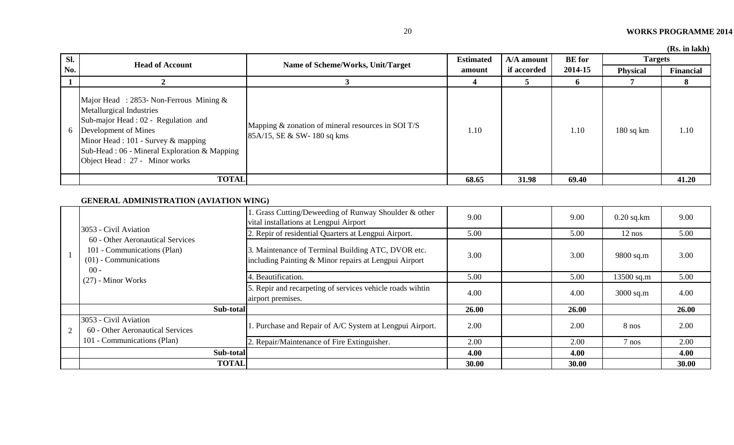(Rs. in lakh)

| Sl. No. | Head of Account | Name of Scheme/Works, Unit/Target | Estimated amount | A/A amount if accorded | BE for 2014-15 | Targets | |
|---|---|---|---|---|---|---|---|
| | | | | | | Physical | Financial |
| 1 | 2 | 3 | 4 | 5 | 6 | 7 | 8 |
| 6 | Major Head : 2853- Non-Ferrous Mining & Metallurgical Industries<br>Sub-major Head : 02 - Regulation and Development of Mines<br>Minor Head : 101 - Survey & mapping<br>Sub-Head : 06 - Mineral Exploration & Mapping<br>Object Head : 27 - Minor works | Mapping & zonation of mineral resources in SOI T/S 85A/15, SE & SW- 180 sq kms | 1.10 | | 1.10 | 180 sq km | 1.10 |
| | **TOTAL** | | **68.65** | **31.98** | **69.40** | | **41.20** |

**GENERAL ADMINISTRATION (AVIATION WING)**

| Sl. No. | Head of Account | Name of Scheme/Works, Unit/Target | Estimated amount | A/A amount if accorded | BE for 2014-15 | Physical | Financial |
|---|---|---|---|---|---|---|---|
| 1 | 3053 - Civil Aviation<br>60 - Other Aeronautical Services<br>101 - Communications (Plan)<br>(01) - Communications<br>00 -<br>(27) - Minor Works | 1. Grass Cutting/Deweeding of Runway Shoulder & other vital installations at Lengpui Airport | 9.00 | | 9.00 | 0.20 sq.km | 9.00 |
| | | 2. Repir of residential Quarters at Lengpui Airport. | 5.00 | | 5.00 | 12 nos | 5.00 |
| | | 3. Maintenance of Terminal Building ATC, DVOR etc. including Painting & Minor repairs at Lengpui Airport | 3.00 | | 3.00 | 9800 sq.m | 3.00 |
| | | 4. Beautification. | 5.00 | | 5.00 | 13500 sq.m | 5.00 |
| | | 5. Repir and recarpeting of services vehicle roads wihtin airport premises. | 4.00 | | 4.00 | 3000 sq.m | 4.00 |
| | **Sub-total** | | **26.00** | | **26.00** | | **26.00** |
| 2 | 3053 - Civil Aviation<br>60 - Other Aeronautical Services<br>101 - Communications (Plan) | 1. Purchase and Repair of A/C System at Lengpui Airport. | 2.00 | | 2.00 | 8 nos | 2.00 |
| | | 2. Repair/Maintenance of Fire Extinguisher. | 2.00 | | 2.00 | 7 nos | 2.00 |
| | **Sub-total** | | **4.00** | | **4.00** | | **4.00** |
| | **TOTAL** | | **30.00** | | **30.00** | | **30.00** |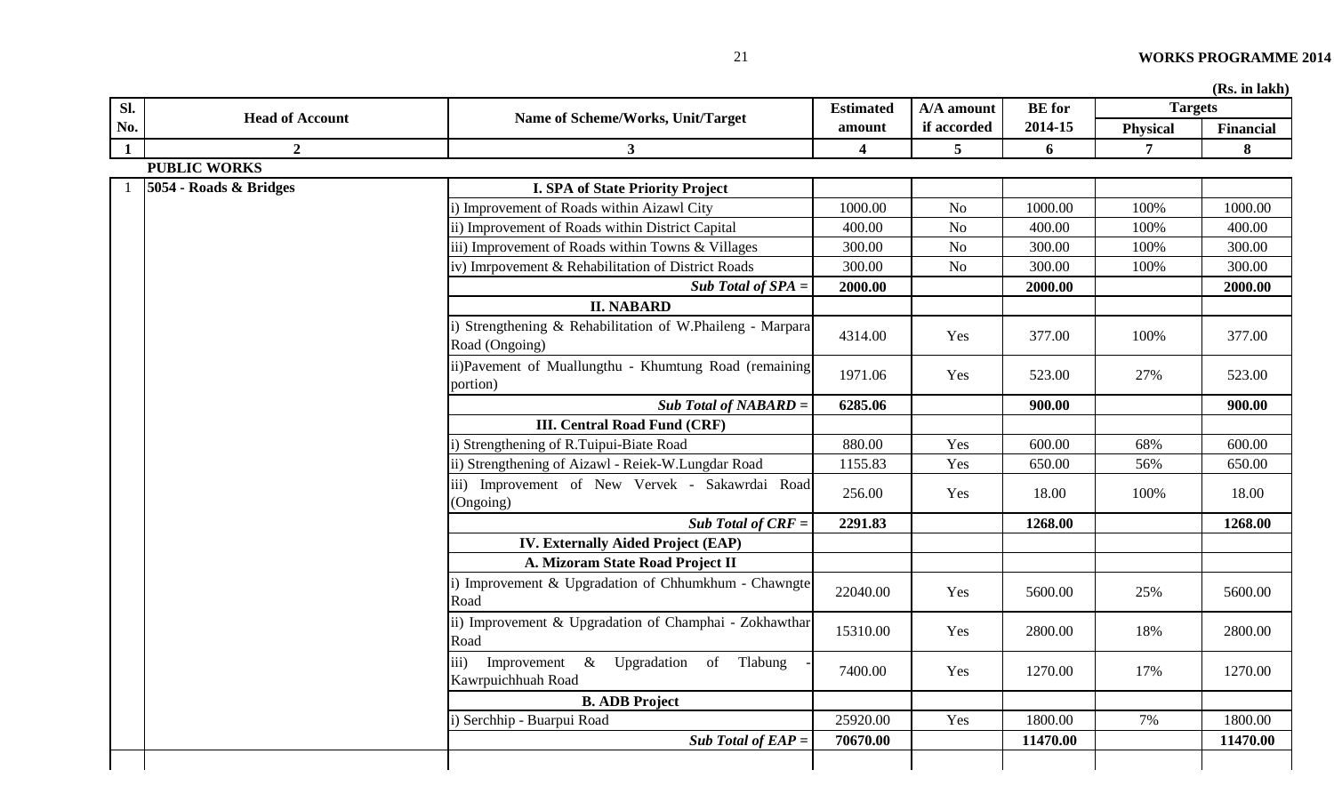(Rs. in lakh)

| Sl. No. | Head of Account | Name of Scheme/Works, Unit/Target | Estimated amount | A/A amount if accorded | BE for 2014-15 | Targets | |
|---|---|---|---|---|---|---|---|
| | | | | | | Physical | Financial |
| 1 | 2 | 3 | 4 | 5 | 6 | 7 | 8 |
| | **PUBLIC WORKS** | | | | | | |
| 1 | **5054 - Roads & Bridges** | **I. SPA of State Priority Project** | | | | | |
| | | i) Improvement of Roads within Aizawl City | 1000.00 | No | 1000.00 | 100% | 1000.00 |
| | | ii) Improvement of Roads within District Capital | 400.00 | No | 400.00 | 100% | 400.00 |
| | | iii) Improvement of Roads within Towns & Villages | 300.00 | No | 300.00 | 100% | 300.00 |
| | | iv) Imrpovement & Rehabilitation of District Roads | 300.00 | No | 300.00 | 100% | 300.00 |
| | | ***Sub Total of SPA =*** | **2000.00** | | **2000.00** | | **2000.00** |
| | | **II. NABARD** | | | | | |
| | | i) Strengthening & Rehabilitation of W.Phaileng - Marpara Road (Ongoing) | 4314.00 | Yes | 377.00 | 100% | 377.00 |
| | | ii)Pavement of Muallungthu - Khumtung Road (remaining portion) | 1971.06 | Yes | 523.00 | 27% | 523.00 |
| | | ***Sub Total of NABARD =*** | **6285.06** | | **900.00** | | **900.00** |
| | | **III. Central Road Fund (CRF)** | | | | | |
| | | i) Strengthening of R.Tuipui-Biate Road | 880.00 | Yes | 600.00 | 68% | 600.00 |
| | | ii) Strengthening of Aizawl - Reiek-W.Lungdar Road | 1155.83 | Yes | 650.00 | 56% | 650.00 |
| | | iii) Improvement of New Vervek - Sakawrdai Road (Ongoing) | 256.00 | Yes | 18.00 | 100% | 18.00 |
| | | ***Sub Total of CRF =*** | **2291.83** | | **1268.00** | | **1268.00** |
| | | **IV. Externally Aided Project (EAP)** | | | | | |
| | | **A. Mizoram State Road Project II** | | | | | |
| | | i) Improvement & Upgradation of Chhumkhum - Chawngte Road | 22040.00 | Yes | 5600.00 | 25% | 5600.00 |
| | | ii) Improvement & Upgradation of Champhai - Zokhawthar Road | 15310.00 | Yes | 2800.00 | 18% | 2800.00 |
| | | iii) Improvement & Upgradation of Tlabung - Kawrpuichhuah Road | 7400.00 | Yes | 1270.00 | 17% | 1270.00 |
| | | **B. ADB Project** | | | | | |
| | | i) Serchhip - Buarpui Road | 25920.00 | Yes | 1800.00 | 7% | 1800.00 |
| | | ***Sub Total of EAP =*** | **70670.00** | | **11470.00** | | **11470.00** |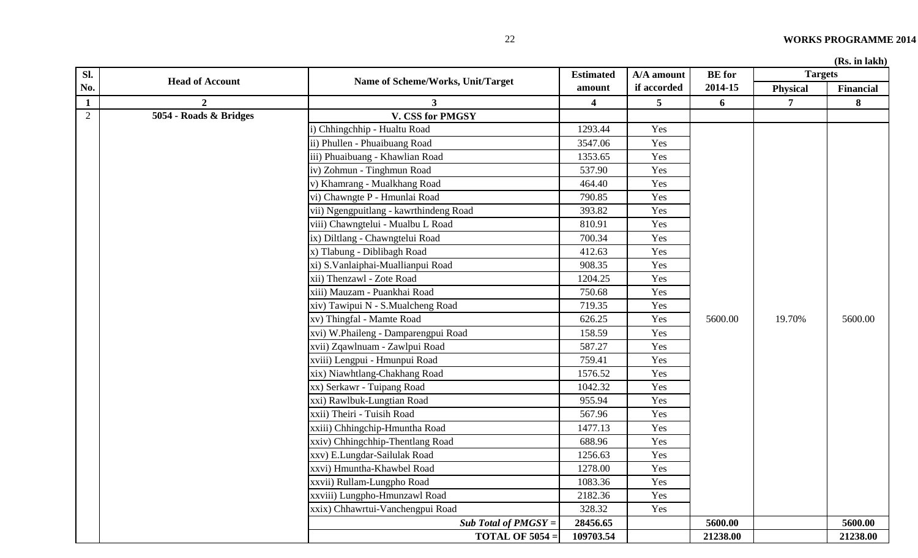(Rs. in lakh)

| Sl. No. | Head of Account | Name of Scheme/Works, Unit/Target | Estimated amount | A/A amount if accorded | BE for 2014-15 | Targets | |
|---|---|---|---|---|---|---|---|
| | | | | | | Physical | Financial |
| 1 | 2 | 3 | 4 | 5 | 6 | 7 | 8 |
| 2 | 5054 - Roads & Bridges | **V. CSS for PMGSY** | | | | | |
| | | i) Chhingchhip - Hualtu Road | 1293.44 | Yes | 5600.00 | 19.70% | 5600.00 |
| | | ii) Phullen - Phuaibuang Road | 3547.06 | Yes | | | |
| | | iii) Phuaibuang - Khawlian Road | 1353.65 | Yes | | | |
| | | iv) Zohmun - Tinghmun Road | 537.90 | Yes | | | |
| | | v) Khamrang - Mualkhang Road | 464.40 | Yes | | | |
| | | vi) Chawngte P - Hmunlai Road | 790.85 | Yes | | | |
| | | vii) Ngengpuitlang - kawrthindeng Road | 393.82 | Yes | | | |
| | | viii) Chawngtelui - Mualbu L Road | 810.91 | Yes | | | |
| | | ix) Diltlang - Chawngtelui Road | 700.34 | Yes | | | |
| | | x) Tlabung - Diblibagh Road | 412.63 | Yes | | | |
| | | xi) S.Vanlaiphai-Muallianpui Road | 908.35 | Yes | | | |
| | | xii) Thenzawl - Zote Road | 1204.25 | Yes | | | |
| | | xiii) Mauzam - Puankhai Road | 750.68 | Yes | | | |
| | | xiv) Tawipui N - S.Mualcheng Road | 719.35 | Yes | | | |
| | | xv) Thingfal - Mamte Road | 626.25 | Yes | | | |
| | | xvi) W.Phaileng - Damparengpui Road | 158.59 | Yes | | | |
| | | xvii) Zqawlnuam - Zawlpui Road | 587.27 | Yes | | | |
| | | xviii) Lengpui - Hmunpui Road | 759.41 | Yes | | | |
| | | xix) Niawhtlang-Chakhang Road | 1576.52 | Yes | | | |
| | | xx) Serkawr - Tuipang Road | 1042.32 | Yes | | | |
| | | xxi) Rawlbuk-Lungtian Road | 955.94 | Yes | | | |
| | | xxii) Theiri - Tuisih Road | 567.96 | Yes | | | |
| | | xxiii) Chhingchip-Hmuntha Road | 1477.13 | Yes | | | |
| | | xxiv) Chhingchhip-Thentlang Road | 688.96 | Yes | | | |
| | | xxv) E.Lungdar-Sailulak Road | 1256.63 | Yes | | | |
| | | xxvi) Hmuntha-Khawbel Road | 1278.00 | Yes | | | |
| | | xxvii) Rullam-Lungpho Road | 1083.36 | Yes | | | |
| | | xxviii) Lungpho-Hmunzawl Road | 2182.36 | Yes | | | |
| | | xxix) Chhawrtui-Vanchengpui Road | 328.32 | Yes | | | |
| | | ***Sub Total of PMGSY =*** | **28456.65** | | **5600.00** | | **5600.00** |
| | | **TOTAL OF 5054 =** | **109703.54** | | **21238.00** | | **21238.00** |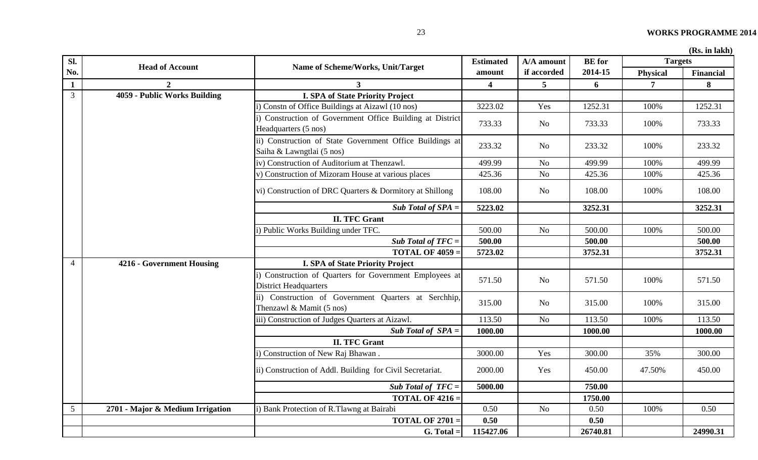(Rs. in lakh)

| Sl. No. | Head of Account | Name of Scheme/Works, Unit/Target | Estimated amount | A/A amount if accorded | BE for 2014-15 | Targets | |
|---|---|---|---|---|---|---|---|
| | | | | | | Physical | Financial |
| 1 | 2 | 3 | 4 | 5 | 6 | 7 | 8 |
| 3 | 4059 - Public Works Building | **I. SPA of State Priority Project** | | | | | |
| | | i) Constn of Office Buildings at Aizawl (10 nos) | 3223.02 | Yes | 1252.31 | 100% | 1252.31 |
| | | i) Construction of Government Office Building at District Headquarters (5 nos) | 733.33 | No | 733.33 | 100% | 733.33 |
| | | ii) Construction of State Government Office Buildings at Saiha & Lawngtlai (5 nos) | 233.32 | No | 233.32 | 100% | 233.32 |
| | | iv) Construction of Auditorium at Thenzawl. | 499.99 | No | 499.99 | 100% | 499.99 |
| | | v) Construction of Mizoram House at various places | 425.36 | No | 425.36 | 100% | 425.36 |
| | | vi) Construction of DRC Quarters & Dormitory at Shillong | 108.00 | No | 108.00 | 100% | 108.00 |
| | | ***Sub Total of SPA =*** | **5223.02** | | **3252.31** | | **3252.31** |
| | | **II. TFC Grant** | | | | | |
| | | i) Public Works Building under TFC. | 500.00 | No | 500.00 | 100% | 500.00 |
| | | ***Sub Total of TFC =*** | **500.00** | | **500.00** | | **500.00** |
| | | **TOTAL OF 4059 =** | **5723.02** | | **3752.31** | | **3752.31** |
| 4 | 4216 - Government Housing | **I. SPA of State Priority Project** | | | | | |
| | | i) Construction of Quarters for Government Employees at District Headquarters | 571.50 | No | 571.50 | 100% | 571.50 |
| | | ii) Construction of Government Quarters at Serchhip, Thenzawl & Mamit (5 nos) | 315.00 | No | 315.00 | 100% | 315.00 |
| | | iii) Construction of Judges Quarters at Aizawl. | 113.50 | No | 113.50 | 100% | 113.50 |
| | | ***Sub Total of SPA =*** | **1000.00** | | **1000.00** | | **1000.00** |
| | | **II. TFC Grant** | | | | | |
| | | i) Construction of New Raj Bhawan . | 3000.00 | Yes | 300.00 | 35% | 300.00 |
| | | ii) Construction of Addl. Building for Civil Secretariat. | 2000.00 | Yes | 450.00 | 47.50% | 450.00 |
| | | ***Sub Total of TFC =*** | **5000.00** | | **750.00** | | |
| | | **TOTAL OF 4216 =** | | | **1750.00** | | |
| 5 | 2701 - Major & Medium Irrigation | i) Bank Protection of R.Tlawng at Bairabi | 0.50 | No | 0.50 | 100% | 0.50 |
| | | **TOTAL OF 2701 =** | **0.50** | | **0.50** | | |
| | | **G. Total =** | **115427.06** | | **26740.81** | | **24990.31** |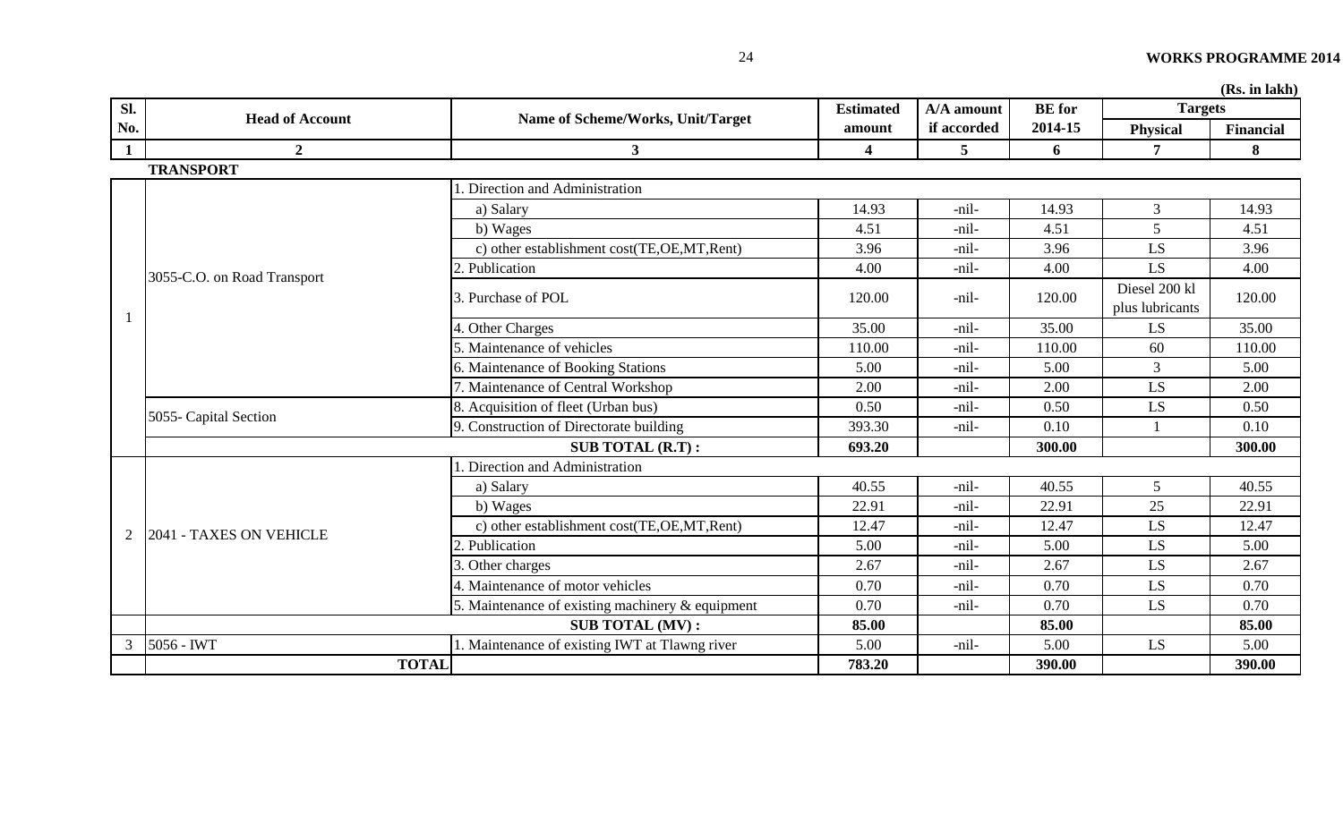(Rs. in lakh)

| Sl. No. | Head of Account | Name of Scheme/Works, Unit/Target | Estimated amount | A/A amount if accorded | BE for 2014-15 | Targets | |
|---|---|---|---|---|---|---|---|
| | | | | | | Physical | Financial |
| 1 | 2 | 3 | 4 | 5 | 6 | 7 | 8 |
| | **TRANSPORT** | | | | | | |
| 1 | 3055-C.O. on Road Transport | 1. Direction and Administration | | | | | |
| | | a) Salary | 14.93 | -nil- | 14.93 | 3 | 14.93 |
| | | b) Wages | 4.51 | -nil- | 4.51 | 5 | 4.51 |
| | | c) other establishment cost(TE,OE,MT,Rent) | 3.96 | -nil- | 3.96 | LS | 3.96 |
| | | 2. Publication | 4.00 | -nil- | 4.00 | LS | 4.00 |
| | | 3. Purchase of POL | 120.00 | -nil- | 120.00 | Diesel 200 kl plus lubricants | 120.00 |
| | | 4. Other Charges | 35.00 | -nil- | 35.00 | LS | 35.00 |
| | | 5. Maintenance of vehicles | 110.00 | -nil- | 110.00 | 60 | 110.00 |
| | | 6. Maintenance of Booking Stations | 5.00 | -nil- | 5.00 | 3 | 5.00 |
| | | 7. Maintenance of Central Workshop | 2.00 | -nil- | 2.00 | LS | 2.00 |
| | 5055- Capital Section | 8. Acquisition of fleet (Urban bus) | 0.50 | -nil- | 0.50 | LS | 0.50 |
| | | 9. Construction of Directorate building | 393.30 | -nil- | 0.10 | 1 | 0.10 |
| | | **SUB TOTAL (R.T) :** | **693.20** | | **300.00** | | **300.00** |
| 2 | 2041 - TAXES ON VEHICLE | 1. Direction and Administration | | | | | |
| | | a) Salary | 40.55 | -nil- | 40.55 | 5 | 40.55 |
| | | b) Wages | 22.91 | -nil- | 22.91 | 25 | 22.91 |
| | | c) other establishment cost(TE,OE,MT,Rent) | 12.47 | -nil- | 12.47 | LS | 12.47 |
| | | 2. Publication | 5.00 | -nil- | 5.00 | LS | 5.00 |
| | | 3. Other charges | 2.67 | -nil- | 2.67 | LS | 2.67 |
| | | 4. Maintenance of motor vehicles | 0.70 | -nil- | 0.70 | LS | 0.70 |
| | | 5. Maintenance of existing machinery & equipment | 0.70 | -nil- | 0.70 | LS | 0.70 |
| | | **SUB TOTAL (MV) :** | **85.00** | | **85.00** | | **85.00** |
| 3 | 5056 - IWT | 1. Maintenance of existing IWT at Tlawng river | 5.00 | -nil- | 5.00 | LS | 5.00 |
| | **TOTAL** | | **783.20** | | **390.00** | | **390.00** |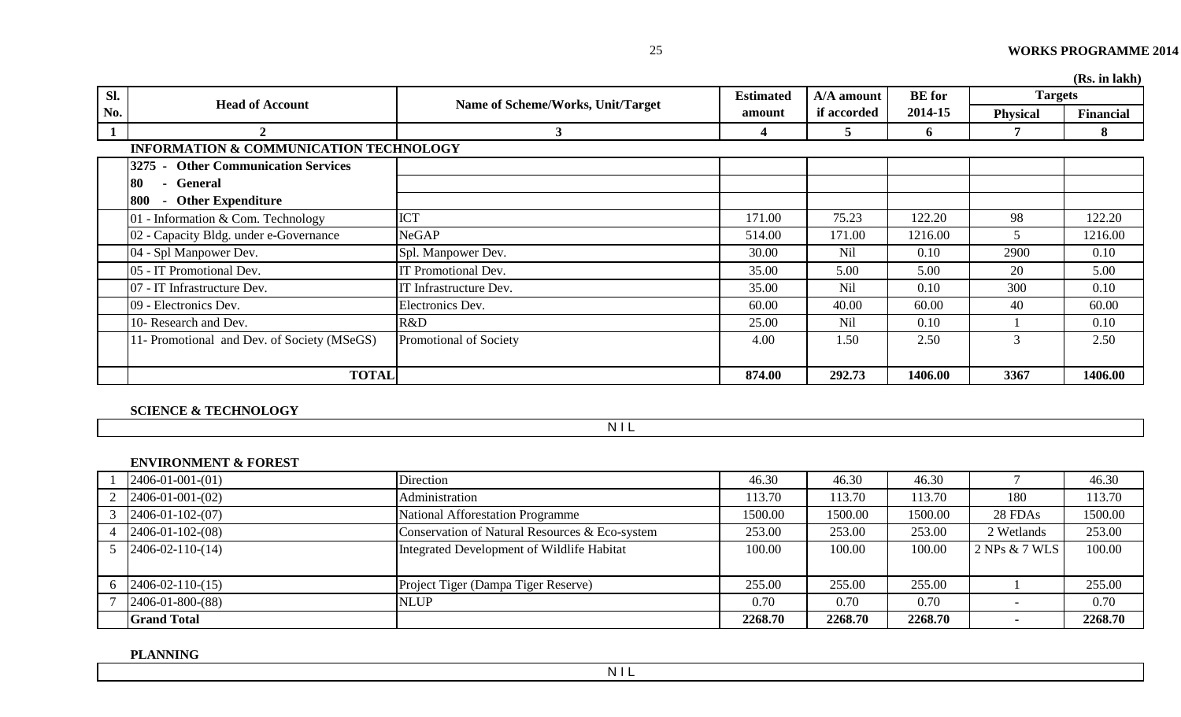(Rs. in lakh)

| Sl. No. | Head of Account | Name of Scheme/Works, Unit/Target | Estimated amount | A/A amount if accorded | BE for 2014-15 | Targets | |
|---|---|---|---|---|---|---|---|
| | | | | | | Physical | Financial |
| 1 | 2 | 3 | 4 | 5 | 6 | 7 | 8 |
| | **INFORMATION & COMMUNICATION TECHNOLOGY** | | | | | | |
| | **3275 - Other Communication Services** | | | | | | |
| | **80 - General** | | | | | | |
| | **800 - Other Expenditure** | | | | | | |
| | 01 - Information & Com. Technology | ICT | 171.00 | 75.23 | 122.20 | 98 | 122.20 |
| | 02 - Capacity Bldg. under e-Governance | NeGAP | 514.00 | 171.00 | 1216.00 | 5 | 1216.00 |
| | 04 - Spl Manpower Dev. | Spl. Manpower Dev. | 30.00 | Nil | 0.10 | 2900 | 0.10 |
| | 05 - IT Promotional Dev. | IT Promotional Dev. | 35.00 | 5.00 | 5.00 | 20 | 5.00 |
| | 07 - IT Infrastructure Dev. | IT Infrastructure Dev. | 35.00 | Nil | 0.10 | 300 | 0.10 |
| | 09 - Electronics Dev. | Electronics Dev. | 60.00 | 40.00 | 60.00 | 40 | 60.00 |
| | 10- Research and Dev. | R&D | 25.00 | Nil | 0.10 | 1 | 0.10 |
| | 11- Promotional and Dev. of Society (MSeGS) | Promotional of Society | 4.00 | 1.50 | 2.50 | 3 | 2.50 |
| | **TOTAL** | | **874.00** | **292.73** | **1406.00** | **3367** | **1406.00** |

**SCIENCE & TECHNOLOGY**

NIL

**ENVIRONMENT & FOREST**

| Sl. No. | Head of Account | Name of Scheme/Works, Unit/Target | Estimated amount | A/A amount if accorded | BE for 2014-15 | Physical | Financial |
|---|---|---|---|---|---|---|---|
| 1 | 2406-01-001-(01) | Direction | 46.30 | 46.30 | 46.30 | 7 | 46.30 |
| 2 | 2406-01-001-(02) | Administration | 113.70 | 113.70 | 113.70 | 180 | 113.70 |
| 3 | 2406-01-102-(07) | National Afforestation Programme | 1500.00 | 1500.00 | 1500.00 | 28 FDAs | 1500.00 |
| 4 | 2406-01-102-(08) | Conservation of Natural Resources & Eco-system | 253.00 | 253.00 | 253.00 | 2 Wetlands | 253.00 |
| 5 | 2406-02-110-(14) | Integrated Development of Wildlife Habitat | 100.00 | 100.00 | 100.00 | 2 NPs & 7 WLS | 100.00 |
| 6 | 2406-02-110-(15) | Project Tiger (Dampa Tiger Reserve) | 255.00 | 255.00 | 255.00 | 1 | 255.00 |
| 7 | 2406-01-800-(88) | NLUP | 0.70 | 0.70 | 0.70 | - | 0.70 |
| | **Grand Total** | | **2268.70** | **2268.70** | **2268.70** | **-** | **2268.70** |

**PLANNING**

NIL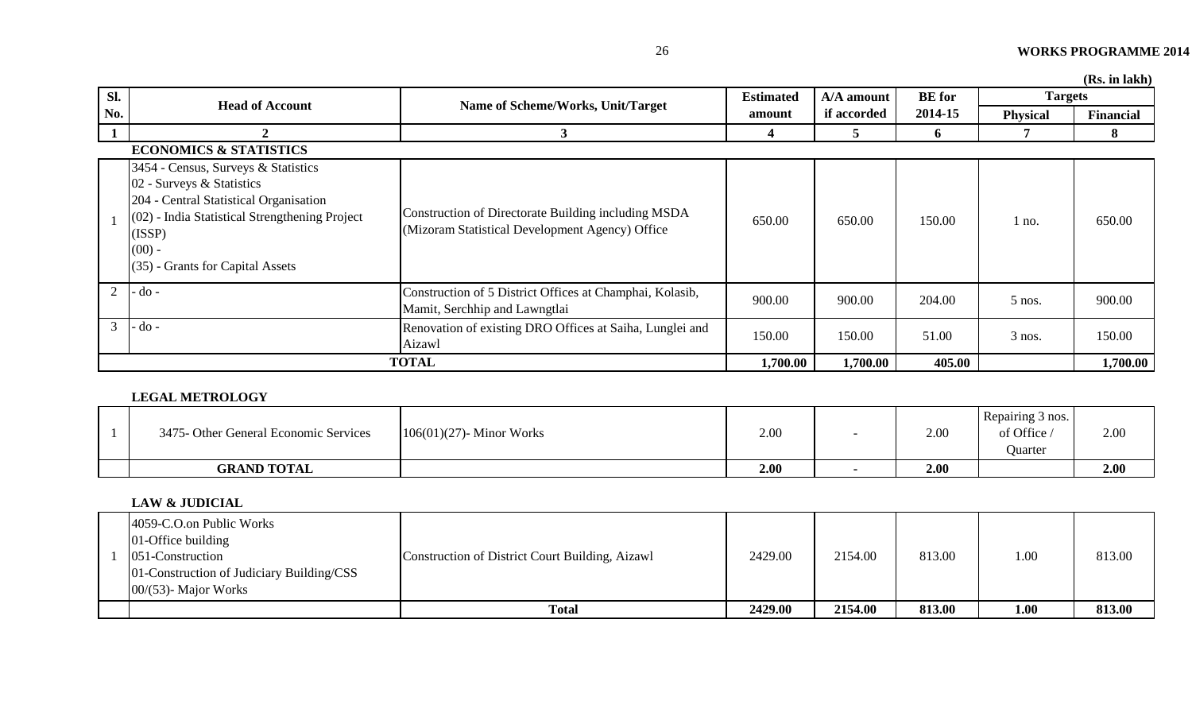(Rs. in lakh)

| Sl. No. | Head of Account | Name of Scheme/Works, Unit/Target | Estimated amount | A/A amount if accorded | BE for 2014-15 | Targets | |
|---|---|---|---|---|---|---|---|
| | | | | | | Physical | Financial |
| 1 | 2 | 3 | 4 | 5 | 6 | 7 | 8 |

**ECONOMICS & STATISTICS**

| Sl. No. | Head of Account | Name of Scheme/Works, Unit/Target | Estimated amount | A/A amount if accorded | BE for 2014-15 | Physical | Financial |
|---|---|---|---|---|---|---|---|
| 1 | 3454 - Census, Surveys & Statistics<br>02 - Surveys & Statistics<br>204 - Central Statistical Organisation<br>(02) - India Statistical Strengthening Project (ISSP)<br>(00) -<br>(35) - Grants for Capital Assets | Construction of Directorate Building including MSDA (Mizoram Statistical Development Agency) Office | 650.00 | 650.00 | 150.00 | 1 no. | 650.00 |
| 2 | - do - | Construction of 5 District Offices at Champhai, Kolasib, Mamit, Serchhip and Lawngtlai | 900.00 | 900.00 | 204.00 | 5 nos. | 900.00 |
| 3 | - do - | Renovation of existing DRO Offices at Saiha, Lunglei and Aizawl | 150.00 | 150.00 | 51.00 | 3 nos. | 150.00 |
| | **TOTAL** | | **1,700.00** | **1,700.00** | **405.00** | | **1,700.00** |

**LEGAL METROLOGY**

| Sl. No. | Head of Account | Name of Scheme/Works, Unit/Target | Estimated amount | A/A amount if accorded | BE for 2014-15 | Physical | Financial |
|---|---|---|---|---|---|---|---|
| 1 | 3475- Other General Economic Services | 106(01)(27)- Minor Works | 2.00 | - | 2.00 | Repairing 3 nos. of Office / Quarter | 2.00 |
| | **GRAND TOTAL** | | **2.00** | **-** | **2.00** | | **2.00** |

**LAW & JUDICIAL**

| Sl. No. | Head of Account | Name of Scheme/Works, Unit/Target | Estimated amount | A/A amount if accorded | BE for 2014-15 | Physical | Financial |
|---|---|---|---|---|---|---|---|
| 1 | 4059-C.O.on Public Works<br>01-Office building<br>051-Construction<br>01-Construction of Judiciary Building/CSS<br>00/(53)- Major Works | Construction of District Court Building, Aizawl | 2429.00 | 2154.00 | 813.00 | 1.00 | 813.00 |
| | | **Total** | **2429.00** | **2154.00** | **813.00** | **1.00** | **813.00** |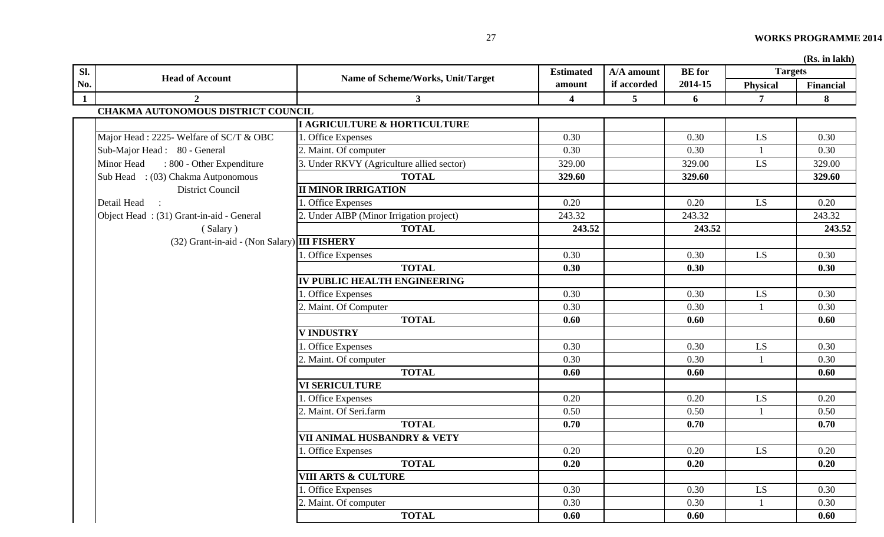(Rs. in lakh)

| Sl. No. | Head of Account | Name of Scheme/Works, Unit/Target | Estimated amount | A/A amount if accorded | BE for 2014-15 | Targets | |
|---|---|---|---|---|---|---|---|
| | | | | | | Physical | Financial |
| 1 | 2 | 3 | 4 | 5 | 6 | 7 | 8 |
| | **CHAKMA AUTONOMOUS DISTRICT COUNCIL** | | | | | | |
| | | **I AGRICULTURE & HORTICULTURE** | | | | | |
| | Major Head : 2225- Welfare of SC/T & OBC | 1. Office Expenses | 0.30 | | 0.30 | LS | 0.30 |
| | Sub-Major Head : 80 - General | 2. Maint. Of computer | 0.30 | | 0.30 | 1 | 0.30 |
| | Minor Head : 800 - Other Expenditure | 3. Under RKVY (Agriculture allied sector) | 329.00 | | 329.00 | LS | 329.00 |
| | Sub Head : (03) Chakma Autponomous District Council | **TOTAL** | **329.60** | | **329.60** | | **329.60** |
| | | **II MINOR IRRIGATION** | | | | | |
| | Detail Head : | 1. Office Expenses | 0.20 | | 0.20 | LS | 0.20 |
| | Object Head : (31) Grant-in-aid - General ( Salary ) | 2. Under AIBP (Minor Irrigation project) | 243.32 | | 243.32 | | 243.32 |
| | | **TOTAL** | **243.52** | | **243.52** | | **243.52** |
| | (32) Grant-in-aid - (Non Salary) | **III FISHERY** | | | | | |
| | | 1. Office Expenses | 0.30 | | 0.30 | LS | 0.30 |
| | | **TOTAL** | **0.30** | | **0.30** | | **0.30** |
| | | **IV PUBLIC HEALTH ENGINEERING** | | | | | |
| | | 1. Office Expenses | 0.30 | | 0.30 | LS | 0.30 |
| | | 2. Maint. Of Computer | 0.30 | | 0.30 | 1 | 0.30 |
| | | **TOTAL** | **0.60** | | **0.60** | | **0.60** |
| | | **V INDUSTRY** | | | | | |
| | | 1. Office Expenses | 0.30 | | 0.30 | LS | 0.30 |
| | | 2. Maint. Of computer | 0.30 | | 0.30 | 1 | 0.30 |
| | | **TOTAL** | **0.60** | | **0.60** | | **0.60** |
| | | **VI SERICULTURE** | | | | | |
| | | 1. Office Expenses | 0.20 | | 0.20 | LS | 0.20 |
| | | 2. Maint. Of Seri.farm | 0.50 | | 0.50 | 1 | 0.50 |
| | | **TOTAL** | **0.70** | | **0.70** | | **0.70** |
| | | **VII ANIMAL HUSBANDRY & VETY** | | | | | |
| | | 1. Office Expenses | 0.20 | | 0.20 | LS | 0.20 |
| | | **TOTAL** | **0.20** | | **0.20** | | **0.20** |
| | | **VIII ARTS & CULTURE** | | | | | |
| | | 1. Office Expenses | 0.30 | | 0.30 | LS | 0.30 |
| | | 2. Maint. Of computer | 0.30 | | 0.30 | 1 | 0.30 |
| | | **TOTAL** | **0.60** | | **0.60** | | **0.60** |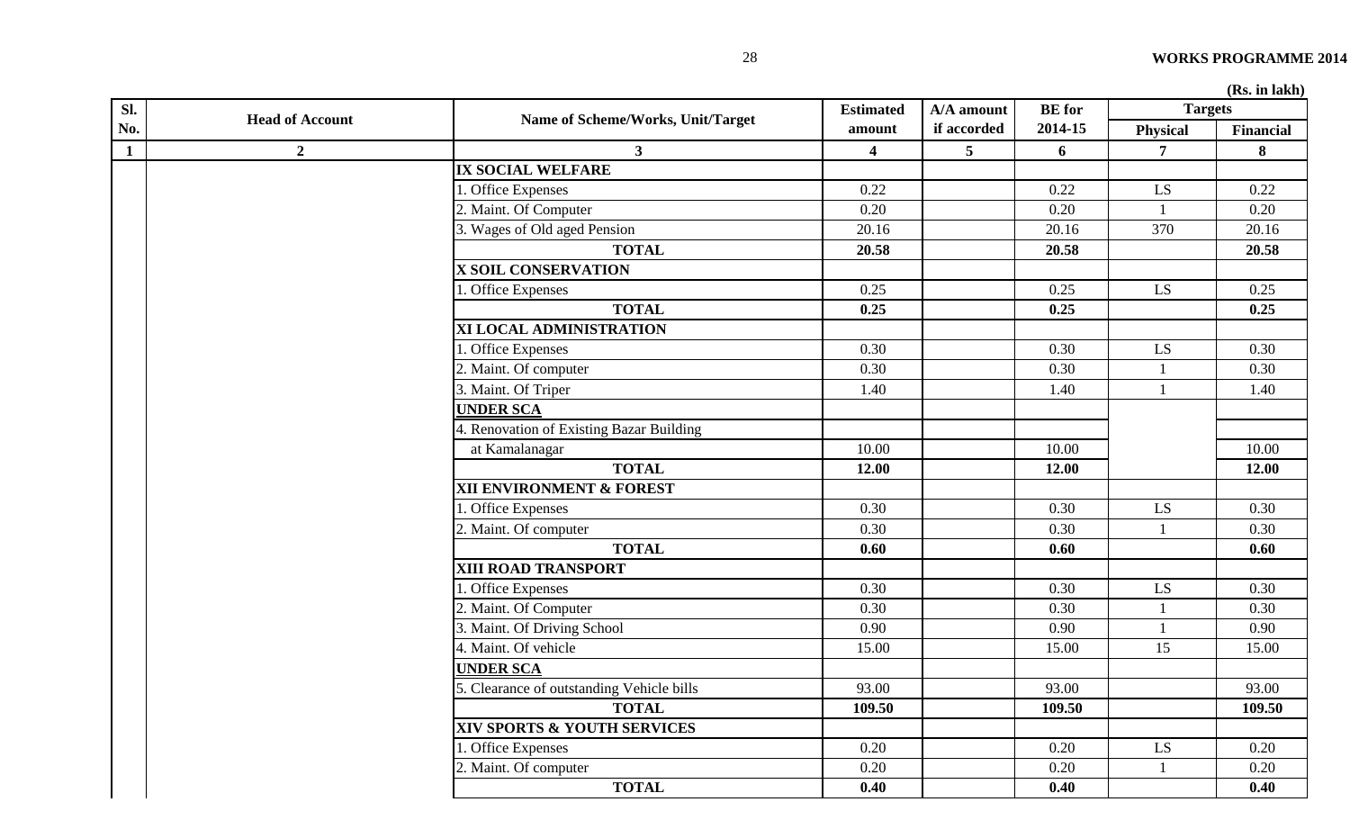(Rs. in lakh)

| Sl. No. | Head of Account | Name of Scheme/Works, Unit/Target | Estimated amount | A/A amount if accorded | BE for 2014-15 | Targets | |
|---|---|---|---|---|---|---|---|
| | | | | | | Physical | Financial |
| 1 | 2 | 3 | 4 | 5 | 6 | 7 | 8 |
| | | **IX SOCIAL WELFARE** | | | | | |
| | | 1. Office Expenses | 0.22 | | 0.22 | LS | 0.22 |
| | | 2. Maint. Of Computer | 0.20 | | 0.20 | 1 | 0.20 |
| | | 3. Wages of Old aged Pension | 20.16 | | 20.16 | 370 | 20.16 |
| | | **TOTAL** | **20.58** | | **20.58** | | **20.58** |
| | | **X SOIL CONSERVATION** | | | | | |
| | | 1. Office Expenses | 0.25 | | 0.25 | LS | 0.25 |
| | | **TOTAL** | **0.25** | | **0.25** | | **0.25** |
| | | **XI LOCAL ADMINISTRATION** | | | | | |
| | | 1. Office Expenses | 0.30 | | 0.30 | LS | 0.30 |
| | | 2. Maint. Of computer | 0.30 | | 0.30 | 1 | 0.30 |
| | | 3. Maint. Of Triper | 1.40 | | 1.40 | 1 | 1.40 |
| | | **UNDER SCA** | | | | | |
| | | 4. Renovation of Existing Bazar Building | | | | | |
| | | at Kamalanagar | 10.00 | | 10.00 | | 10.00 |
| | | **TOTAL** | **12.00** | | **12.00** | | **12.00** |
| | | **XII ENVIRONMENT & FOREST** | | | | | |
| | | 1. Office Expenses | 0.30 | | 0.30 | LS | 0.30 |
| | | 2. Maint. Of computer | 0.30 | | 0.30 | 1 | 0.30 |
| | | **TOTAL** | **0.60** | | **0.60** | | **0.60** |
| | | **XIII ROAD TRANSPORT** | | | | | |
| | | 1. Office Expenses | 0.30 | | 0.30 | LS | 0.30 |
| | | 2. Maint. Of Computer | 0.30 | | 0.30 | 1 | 0.30 |
| | | 3. Maint. Of Driving School | 0.90 | | 0.90 | 1 | 0.90 |
| | | 4. Maint. Of vehicle | 15.00 | | 15.00 | 15 | 15.00 |
| | | **UNDER SCA** | | | | | |
| | | 5. Clearance of outstanding Vehicle bills | 93.00 | | 93.00 | | 93.00 |
| | | **TOTAL** | **109.50** | | **109.50** | | **109.50** |
| | | **XIV SPORTS & YOUTH SERVICES** | | | | | |
| | | 1. Office Expenses | 0.20 | | 0.20 | LS | 0.20 |
| | | 2. Maint. Of computer | 0.20 | | 0.20 | 1 | 0.20 |
| | | **TOTAL** | **0.40** | | **0.40** | | **0.40** |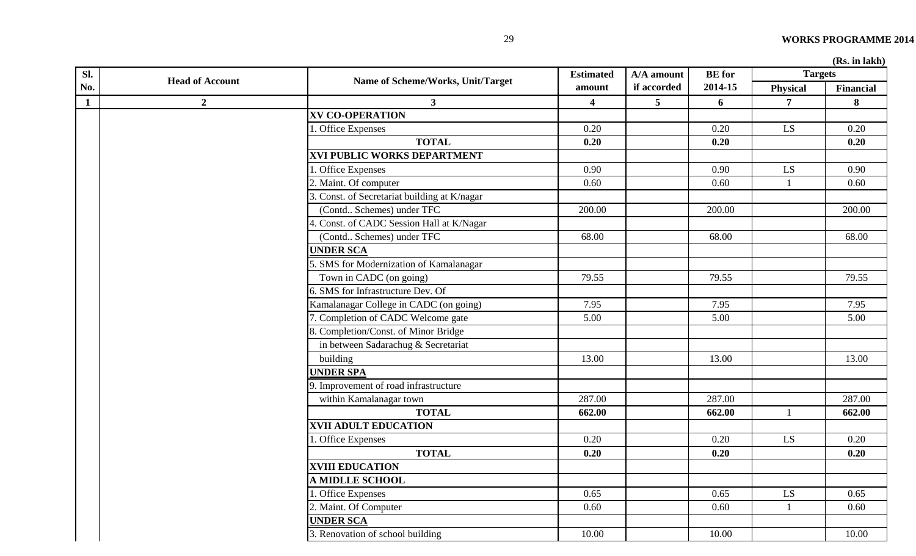(Rs. in lakh)

| Sl. No. | Head of Account | Name of Scheme/Works, Unit/Target | Estimated amount | A/A amount if accorded | BE for 2014-15 | Targets | |
|---|---|---|---|---|---|---|---|
| | | | | | | Physical | Financial |
| 1 | 2 | 3 | 4 | 5 | 6 | 7 | 8 |
| | | **XV CO-OPERATION** | | | | | |
| | | 1. Office Expenses | 0.20 | | 0.20 | LS | 0.20 |
| | | **TOTAL** | **0.20** | | **0.20** | | **0.20** |
| | | **XVI PUBLIC WORKS DEPARTMENT** | | | | | |
| | | 1. Office Expenses | 0.90 | | 0.90 | LS | 0.90 |
| | | 2. Maint. Of computer | 0.60 | | 0.60 | 1 | 0.60 |
| | | 3. Const. of Secretariat building at K/nagar | | | | | |
| | | (Contd.. Schemes) under TFC | 200.00 | | 200.00 | | 200.00 |
| | | 4. Const. of CADC Session Hall at K/Nagar | | | | | |
| | | (Contd.. Schemes) under TFC | 68.00 | | 68.00 | | 68.00 |
| | | **UNDER SCA** | | | | | |
| | | 5. SMS for Modernization of Kamalanagar | | | | | |
| | | Town in CADC (on going) | 79.55 | | 79.55 | | 79.55 |
| | | 6. SMS for Infrastructure Dev. Of | | | | | |
| | | Kamalanagar College in CADC (on going) | 7.95 | | 7.95 | | 7.95 |
| | | 7. Completion of CADC Welcome gate | 5.00 | | 5.00 | | 5.00 |
| | | 8. Completion/Const. of Minor Bridge | | | | | |
| | | in between Sadarachug & Secretariat | | | | | |
| | | building | 13.00 | | 13.00 | | 13.00 |
| | | **UNDER SPA** | | | | | |
| | | 9. Improvement of road infrastructure | | | | | |
| | | within Kamalanagar town | 287.00 | | 287.00 | | 287.00 |
| | | **TOTAL** | **662.00** | | **662.00** | 1 | **662.00** |
| | | **XVII ADULT EDUCATION** | | | | | |
| | | 1. Office Expenses | 0.20 | | 0.20 | LS | 0.20 |
| | | **TOTAL** | **0.20** | | **0.20** | | **0.20** |
| | | **XVIII EDUCATION** | | | | | |
| | | **A MIDLLE SCHOOL** | | | | | |
| | | 1. Office Expenses | 0.65 | | 0.65 | LS | 0.65 |
| | | 2. Maint. Of Computer | 0.60 | | 0.60 | 1 | 0.60 |
| | | **UNDER SCA** | | | | | |
| | | 3. Renovation of school building | 10.00 | | 10.00 | | 10.00 |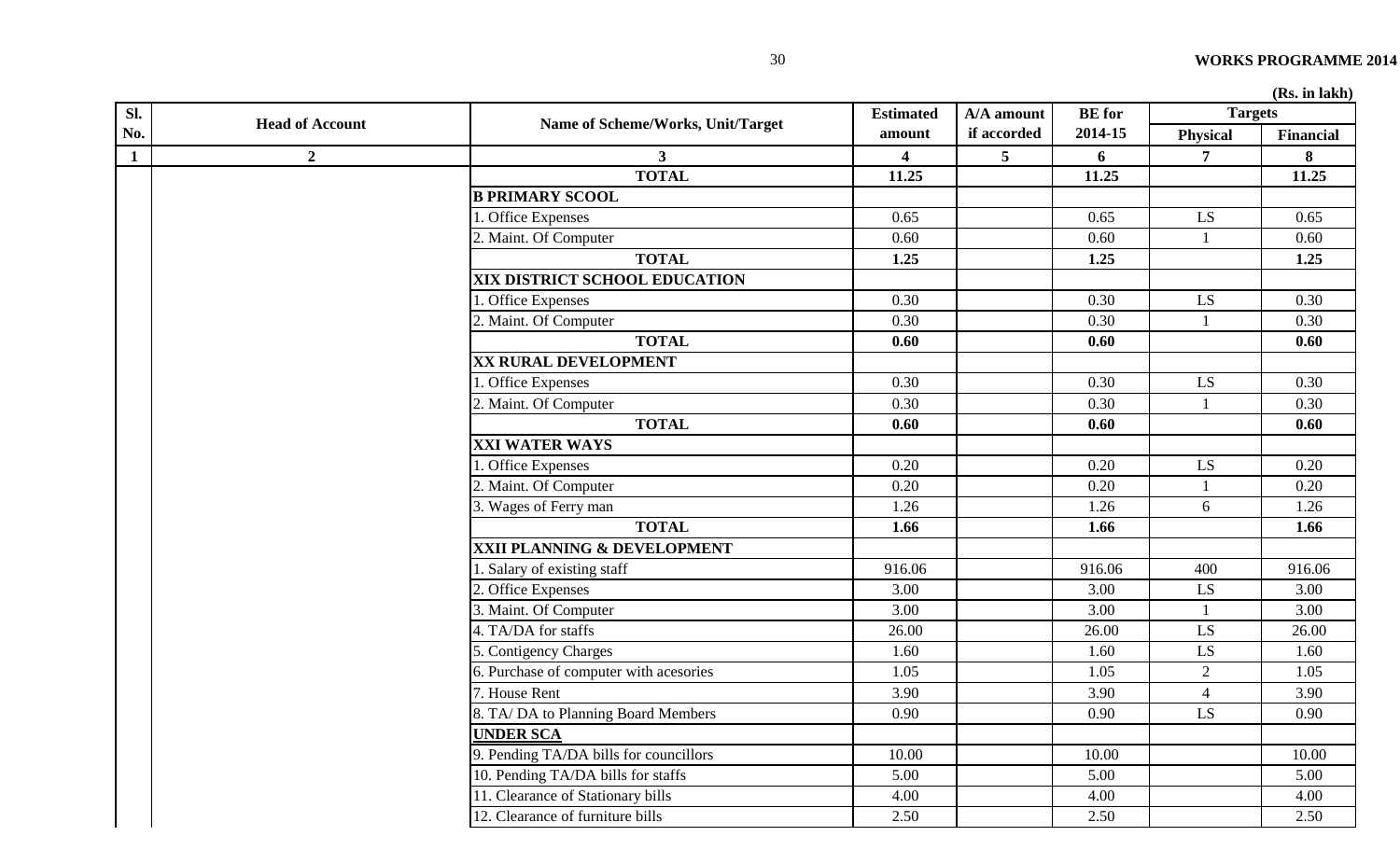(Rs. in lakh)

| Sl. No. | Head of Account | Name of Scheme/Works, Unit/Target | Estimated amount | A/A amount if accorded | BE for 2014-15 | Targets | |
|---|---|---|---|---|---|---|---|
| | | | | | | Physical | Financial |
| 1 | 2 | 3 | 4 | 5 | 6 | 7 | 8 |
| | | **TOTAL** | **11.25** | | **11.25** | | **11.25** |
| | | **B PRIMARY SCOOL** | | | | | |
| | | 1. Office Expenses | 0.65 | | 0.65 | LS | 0.65 |
| | | 2. Maint. Of Computer | 0.60 | | 0.60 | 1 | 0.60 |
| | | **TOTAL** | **1.25** | | **1.25** | | **1.25** |
| | | **XIX DISTRICT SCHOOL EDUCATION** | | | | | |
| | | 1. Office Expenses | 0.30 | | 0.30 | LS | 0.30 |
| | | 2. Maint. Of Computer | 0.30 | | 0.30 | 1 | 0.30 |
| | | **TOTAL** | **0.60** | | **0.60** | | **0.60** |
| | | **XX RURAL DEVELOPMENT** | | | | | |
| | | 1. Office Expenses | 0.30 | | 0.30 | LS | 0.30 |
| | | 2. Maint. Of Computer | 0.30 | | 0.30 | 1 | 0.30 |
| | | **TOTAL** | **0.60** | | **0.60** | | **0.60** |
| | | **XXI WATER WAYS** | | | | | |
| | | 1. Office Expenses | 0.20 | | 0.20 | LS | 0.20 |
| | | 2. Maint. Of Computer | 0.20 | | 0.20 | 1 | 0.20 |
| | | 3. Wages of Ferry man | 1.26 | | 1.26 | 6 | 1.26 |
| | | **TOTAL** | **1.66** | | **1.66** | | **1.66** |
| | | **XXII PLANNING & DEVELOPMENT** | | | | | |
| | | 1. Salary of existing staff | 916.06 | | 916.06 | 400 | 916.06 |
| | | 2. Office Expenses | 3.00 | | 3.00 | LS | 3.00 |
| | | 3. Maint. Of Computer | 3.00 | | 3.00 | 1 | 3.00 |
| | | 4. TA/DA for staffs | 26.00 | | 26.00 | LS | 26.00 |
| | | 5. Contigency Charges | 1.60 | | 1.60 | LS | 1.60 |
| | | 6. Purchase of computer with acesories | 1.05 | | 1.05 | 2 | 1.05 |
| | | 7. House Rent | 3.90 | | 3.90 | 4 | 3.90 |
| | | 8. TA/ DA to Planning Board Members | 0.90 | | 0.90 | LS | 0.90 |
| | | **UNDER SCA** | | | | | |
| | | 9. Pending TA/DA bills for councillors | 10.00 | | 10.00 | | 10.00 |
| | | 10. Pending TA/DA bills for staffs | 5.00 | | 5.00 | | 5.00 |
| | | 11. Clearance of Stationary bills | 4.00 | | 4.00 | | 4.00 |
| | | 12. Clearance of furniture bills | 2.50 | | 2.50 | | 2.50 |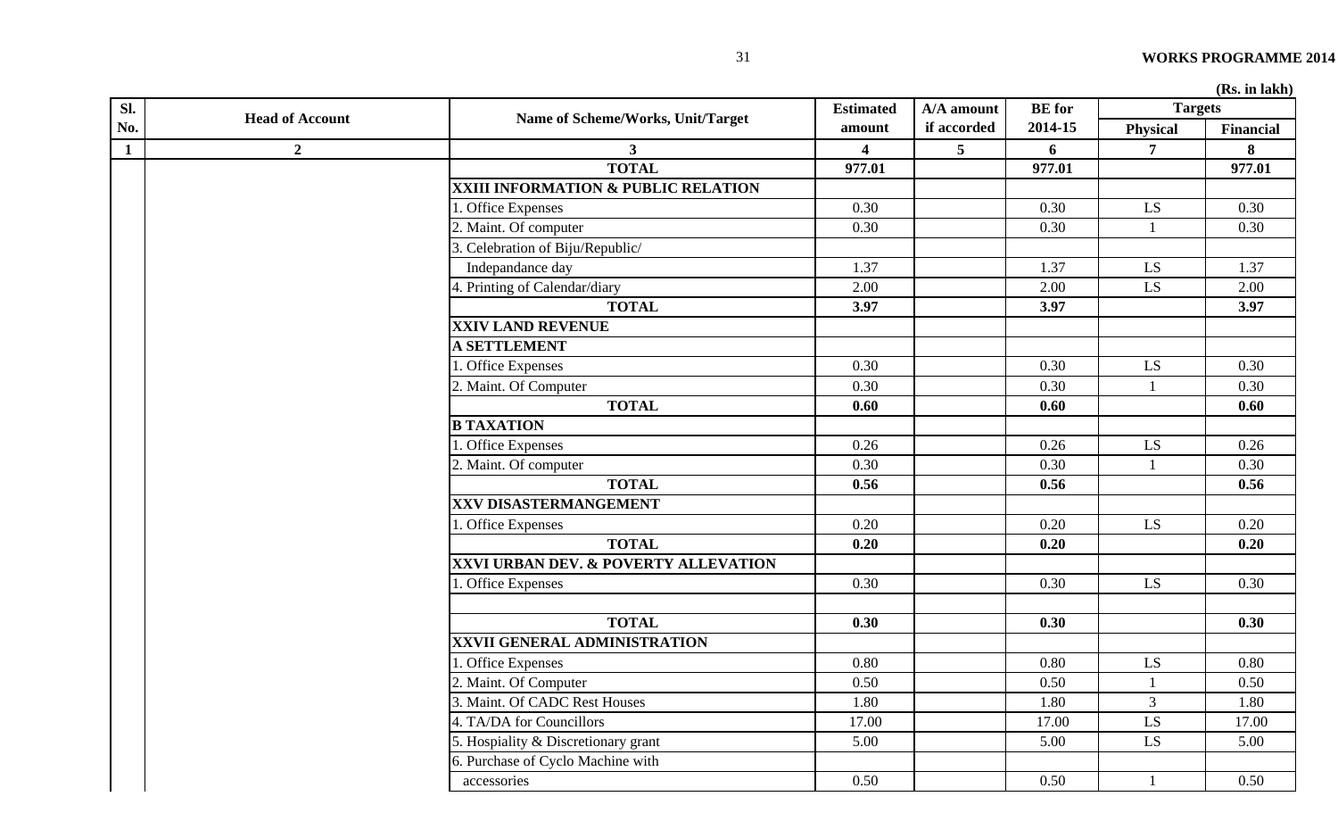(Rs. in lakh)

| Sl. No. | Head of Account | Name of Scheme/Works, Unit/Target | Estimated amount | A/A amount if accorded | BE for 2014-15 | Targets | |
|---|---|---|---|---|---|---|---|
| | | | | | | Physical | Financial |
| 1 | 2 | 3 | 4 | 5 | 6 | 7 | 8 |
| | | **TOTAL** | **977.01** | | **977.01** | | **977.01** |
| | | **XXIII INFORMATION & PUBLIC RELATION** | | | | | |
| | | 1. Office Expenses | 0.30 | | 0.30 | LS | 0.30 |
| | | 2. Maint. Of computer | 0.30 | | 0.30 | 1 | 0.30 |
| | | 3. Celebration of Biju/Republic/ | | | | | |
| | | Independance day | 1.37 | | 1.37 | LS | 1.37 |
| | | 4. Printing of Calendar/diary | 2.00 | | 2.00 | LS | 2.00 |
| | | **TOTAL** | **3.97** | | **3.97** | | **3.97** |
| | | **XXIV LAND REVENUE** | | | | | |
| | | **A SETTLEMENT** | | | | | |
| | | 1. Office Expenses | 0.30 | | 0.30 | LS | 0.30 |
| | | 2. Maint. Of Computer | 0.30 | | 0.30 | 1 | 0.30 |
| | | **TOTAL** | **0.60** | | **0.60** | | **0.60** |
| | | **B TAXATION** | | | | | |
| | | 1. Office Expenses | 0.26 | | 0.26 | LS | 0.26 |
| | | 2. Maint. Of computer | 0.30 | | 0.30 | 1 | 0.30 |
| | | **TOTAL** | **0.56** | | **0.56** | | **0.56** |
| | | **XXV DISASTERMANGEMENT** | | | | | |
| | | 1. Office Expenses | 0.20 | | 0.20 | LS | 0.20 |
| | | **TOTAL** | **0.20** | | **0.20** | | **0.20** |
| | | **XXVI URBAN DEV. & POVERTY ALLEVATION** | | | | | |
| | | 1. Office Expenses | 0.30 | | 0.30 | LS | 0.30 |
| | | | | | | | |
| | | **TOTAL** | **0.30** | | **0.30** | | **0.30** |
| | | **XXVII GENERAL ADMINISTRATION** | | | | | |
| | | 1. Office Expenses | 0.80 | | 0.80 | LS | 0.80 |
| | | 2. Maint. Of Computer | 0.50 | | 0.50 | 1 | 0.50 |
| | | 3. Maint. Of CADC Rest Houses | 1.80 | | 1.80 | 3 | 1.80 |
| | | 4. TA/DA for Councillors | 17.00 | | 17.00 | LS | 17.00 |
| | | 5. Hospiality & Discretionary grant | 5.00 | | 5.00 | LS | 5.00 |
| | | 6. Purchase of Cyclo Machine with | | | | | |
| | | accessories | 0.50 | | 0.50 | 1 | 0.50 |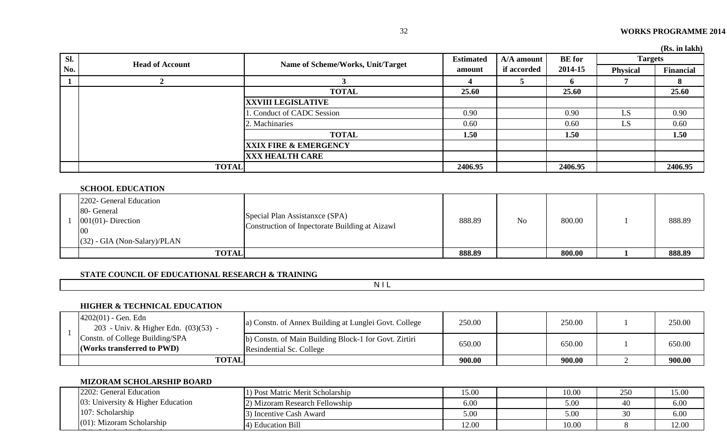(Rs. in lakh)

| Sl. No. | Head of Account | Name of Scheme/Works, Unit/Target | Estimated amount | A/A amount if accorded | BE for 2014-15 | Targets | |
|---|---|---|---|---|---|---|---|
| | | | | | | Physical | Financial |
| 1 | 2 | 3 | 4 | 5 | 6 | 7 | 8 |
| | | **TOTAL** | **25.60** | | **25.60** | | **25.60** |
| | | **XXVIII LEGISLATIVE** | | | | | |
| | | 1. Conduct of CADC Session | 0.90 | | 0.90 | LS | 0.90 |
| | | 2. Machinaries | 0.60 | | 0.60 | LS | 0.60 |
| | | **TOTAL** | **1.50** | | **1.50** | | **1.50** |
| | | **XXIX FIRE & EMERGENCY** | | | | | |
| | | **XXX HEALTH CARE** | | | | | |
| | **TOTAL** | | **2406.95** | | **2406.95** | | **2406.95** |

**SCHOOL EDUCATION**

| Sl. No. | Head of Account | Name of Scheme/Works, Unit/Target | Estimated amount | A/A amount if accorded | BE for 2014-15 | Physical | Financial |
|---|---|---|---|---|---|---|---|
| 1 | 2202- General Education<br>80- General<br>001(01)- Direction<br>00<br>(32) - GIA (Non-Salary)/PLAN | Special Plan Assistanxce (SPA)<br>Construction of Inpectorate Building at Aizawl | 888.89 | No | 800.00 | 1 | 888.89 |
| | **TOTAL** | | **888.89** | | **800.00** | **1** | **888.89** |

**STATE COUNCIL OF EDUCATIONAL RESEARCH & TRAINING**

NIL

**HIGHER & TECHNICAL EDUCATION**

| Sl. No. | Head of Account | Name of Scheme/Works, Unit/Target | Estimated amount | A/A amount if accorded | BE for 2014-15 | Physical | Financial |
|---|---|---|---|---|---|---|---|
| 1 | 4202(01) - Gen. Edn<br>203 - Univ. & Higher Edn. (03)(53) - Constn. of College Building/SPA<br>**(Works transferred to PWD)** | a) Constn. of Annex Building at Lunglei Govt. College | 250.00 | | 250.00 | 1 | 250.00 |
| | | b) Constn. of Main Building Block-1 for Govt. Zirtiri Resindential Sc. College | 650.00 | | 650.00 | 1 | 650.00 |
| | **TOTAL** | | **900.00** | | **900.00** | 2 | **900.00** |

**MIZORAM SCHOLARSHIP BOARD**

| Sl. No. | Head of Account | Name of Scheme/Works, Unit/Target | Estimated amount | A/A amount if accorded | BE for 2014-15 | Physical | Financial |
|---|---|---|---|---|---|---|---|
| | 2202: General Education | 1) Post Matric Merit Scholarship | 15.00 | | 10.00 | 250 | 15.00 |
| | 03: University & Higher Education | 2) Mizoram Research Fellowship | 6.00 | | 5.00 | 40 | 6.00 |
| | 107: Scholarship | 3) Incentive Cash Award | 5.00 | | 5.00 | 30 | 6.00 |
| | (01): Mizoram Scholarship | 4) Education Bill | 12.00 | | 10.00 | 8 | 12.00 |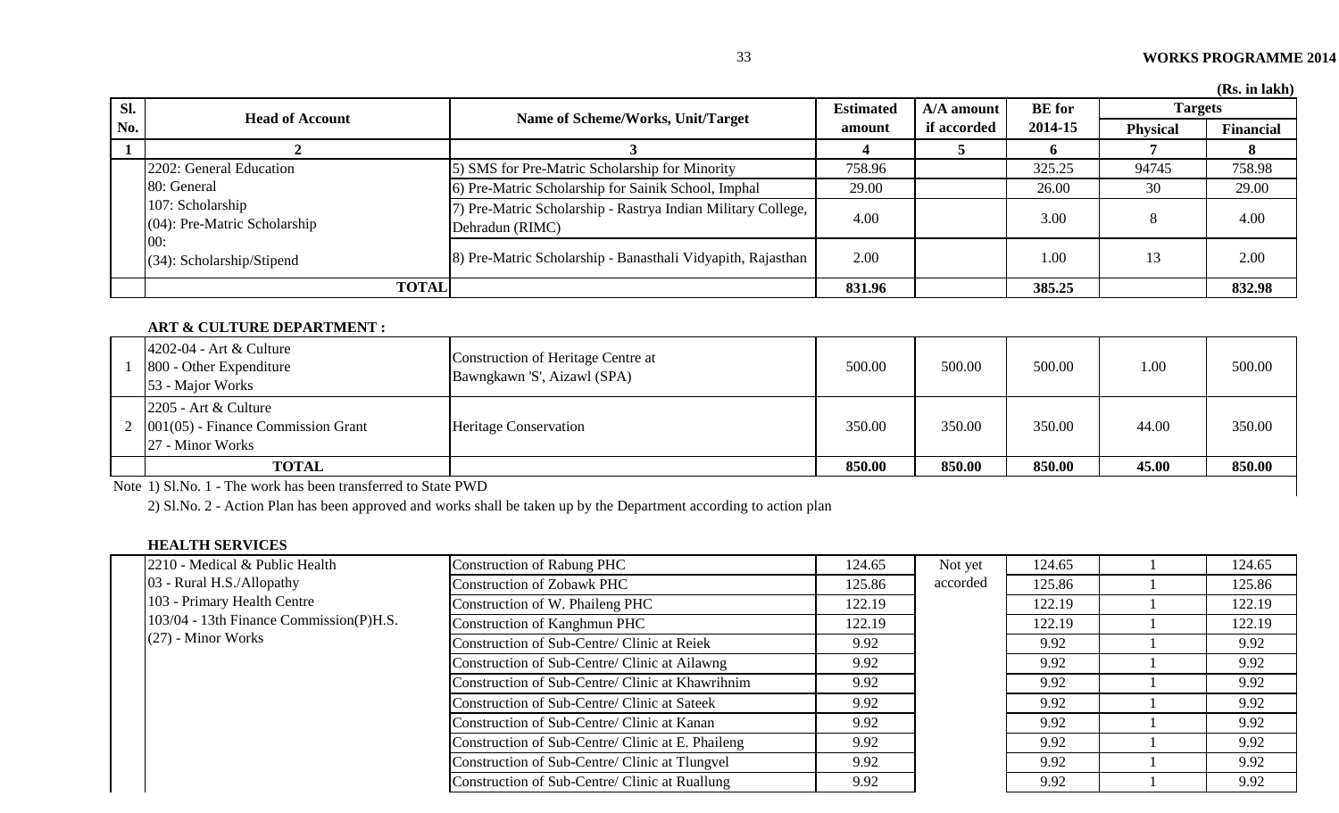(Rs. in lakh)

| Sl. No. | Head of Account | Name of Scheme/Works, Unit/Target | Estimated amount | A/A amount if accorded | BE for 2014-15 | Targets | |
|---|---|---|---|---|---|---|---|
| | | | | | | Physical | Financial |
| 1 | 2 | 3 | 4 | 5 | 6 | 7 | 8 |
| | 2202: General Education<br>80: General<br>107: Scholarship<br>(04): Pre-Matric Scholarship<br>00:<br>(34): Scholarship/Stipend | 5) SMS for Pre-Matric Scholarship for Minority | 758.96 | | 325.25 | 94745 | 758.98 |
| | | 6) Pre-Matric Scholarship for Sainik School, Imphal | 29.00 | | 26.00 | 30 | 29.00 |
| | | 7) Pre-Matric Scholarship - Rastrya Indian Military College, Dehradun (RIMC) | 4.00 | | 3.00 | 8 | 4.00 |
| | | 8) Pre-Matric Scholarship - Banasthali Vidyapith, Rajasthan | 2.00 | | 1.00 | 13 | 2.00 |
| | **TOTAL** | | **831.96** | | **385.25** | | **832.98** |

**ART & CULTURE DEPARTMENT :**

| Sl. No. | Head of Account | Name of Scheme/Works, Unit/Target | Estimated amount | A/A amount if accorded | BE for 2014-15 | Physical | Financial |
|---|---|---|---|---|---|---|---|
| 1 | 4202-04 - Art & Culture<br>800 - Other Expenditure<br>53 - Major Works | Construction of Heritage Centre at Bawngkawn 'S', Aizawl (SPA) | 500.00 | 500.00 | 500.00 | 1.00 | 500.00 |
| 2 | 2205 - Art & Culture<br>001(05) - Finance Commission Grant<br>27 - Minor Works | Heritage Conservation | 350.00 | 350.00 | 350.00 | 44.00 | 350.00 |
| | **TOTAL** | | **850.00** | **850.00** | **850.00** | **45.00** | **850.00** |

Note 1) Sl.No. 1 - The work has been transferred to State PWD

2) Sl.No. 2 - Action Plan has been approved and works shall be taken up by the Department according to action plan

**HEALTH SERVICES**

| Sl. No. | Head of Account | Name of Scheme/Works, Unit/Target | Estimated amount | A/A amount if accorded | BE for 2014-15 | Physical | Financial |
|---|---|---|---|---|---|---|---|
| | 2210 - Medical & Public Health<br>03 - Rural H.S./Allopathy<br>103 - Primary Health Centre<br>103/04 - 13th Finance Commission(P)H.S.<br>(27) - Minor Works | Construction of Rabung PHC | 124.65 | Not yet accorded | 124.65 | 1 | 124.65 |
| | | Construction of Zobawk PHC | 125.86 | | 125.86 | 1 | 125.86 |
| | | Construction of W. Phaileng PHC | 122.19 | | 122.19 | 1 | 122.19 |
| | | Construction of Kanghmun PHC | 122.19 | | 122.19 | 1 | 122.19 |
| | | Construction of Sub-Centre/ Clinic at Reiek | 9.92 | | 9.92 | 1 | 9.92 |
| | | Construction of Sub-Centre/ Clinic at Ailawng | 9.92 | | 9.92 | 1 | 9.92 |
| | | Construction of Sub-Centre/ Clinic at Khawrihnim | 9.92 | | 9.92 | 1 | 9.92 |
| | | Construction of Sub-Centre/ Clinic at Sateek | 9.92 | | 9.92 | 1 | 9.92 |
| | | Construction of Sub-Centre/ Clinic at Kanan | 9.92 | | 9.92 | 1 | 9.92 |
| | | Construction of Sub-Centre/ Clinic at E. Phaileng | 9.92 | | 9.92 | 1 | 9.92 |
| | | Construction of Sub-Centre/ Clinic at Tlungvel | 9.92 | | 9.92 | 1 | 9.92 |
| | | Construction of Sub-Centre/ Clinic at Ruallung | 9.92 | | 9.92 | 1 | 9.92 |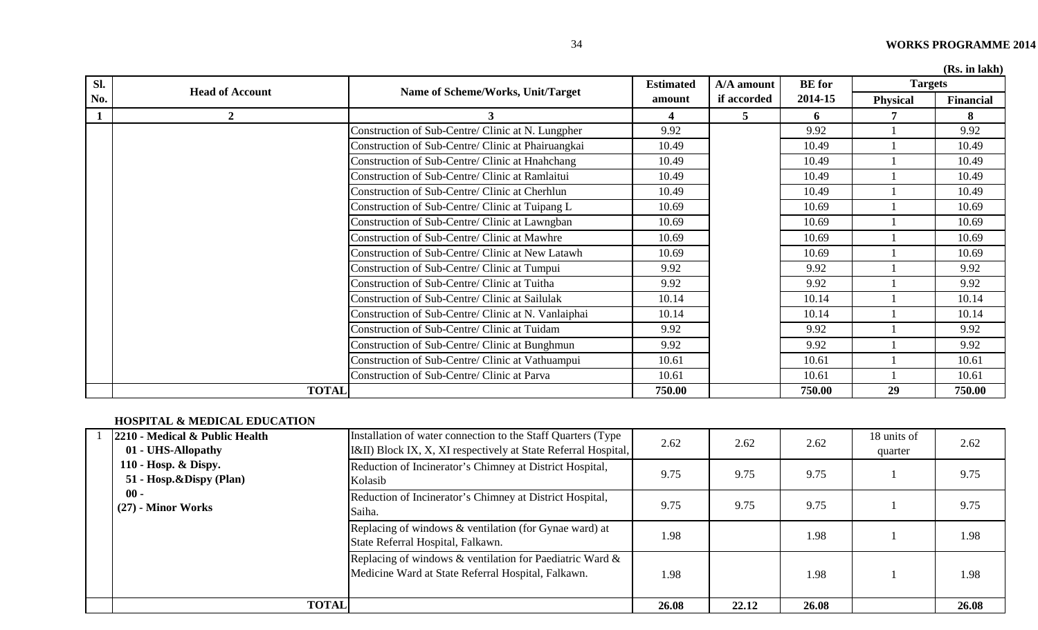(Rs. in lakh)

| Sl. No. | Head of Account | Name of Scheme/Works, Unit/Target | Estimated amount | A/A amount if accorded | BE for 2014-15 | Targets | |
|---|---|---|---|---|---|---|---|
| | | | | | | Physical | Financial |
| 1 | 2 | 3 | 4 | 5 | 6 | 7 | 8 |
| | | Construction of Sub-Centre/ Clinic at N. Lungpher | 9.92 | | 9.92 | 1 | 9.92 |
| | | Construction of Sub-Centre/ Clinic at Phairuangkai | 10.49 | | 10.49 | 1 | 10.49 |
| | | Construction of Sub-Centre/ Clinic at Hnahchang | 10.49 | | 10.49 | 1 | 10.49 |
| | | Construction of Sub-Centre/ Clinic at Ramlaitui | 10.49 | | 10.49 | 1 | 10.49 |
| | | Construction of Sub-Centre/ Clinic at Cherhlun | 10.49 | | 10.49 | 1 | 10.49 |
| | | Construction of Sub-Centre/ Clinic at Tuipang L | 10.69 | | 10.69 | 1 | 10.69 |
| | | Construction of Sub-Centre/ Clinic at Lawngban | 10.69 | | 10.69 | 1 | 10.69 |
| | | Construction of Sub-Centre/ Clinic at Mawhre | 10.69 | | 10.69 | 1 | 10.69 |
| | | Construction of Sub-Centre/ Clinic at New Latawh | 10.69 | | 10.69 | 1 | 10.69 |
| | | Construction of Sub-Centre/ Clinic at Tumpui | 9.92 | | 9.92 | 1 | 9.92 |
| | | Construction of Sub-Centre/ Clinic at Tuitha | 9.92 | | 9.92 | 1 | 9.92 |
| | | Construction of Sub-Centre/ Clinic at Sailulak | 10.14 | | 10.14 | 1 | 10.14 |
| | | Construction of Sub-Centre/ Clinic at N. Vanlaiphai | 10.14 | | 10.14 | 1 | 10.14 |
| | | Construction of Sub-Centre/ Clinic at Tuidam | 9.92 | | 9.92 | 1 | 9.92 |
| | | Construction of Sub-Centre/ Clinic at Bunghmun | 9.92 | | 9.92 | 1 | 9.92 |
| | | Construction of Sub-Centre/ Clinic at Vathuampui | 10.61 | | 10.61 | 1 | 10.61 |
| | | Construction of Sub-Centre/ Clinic at Parva | 10.61 | | 10.61 | 1 | 10.61 |
| | **TOTAL** | | **750.00** | | **750.00** | **29** | **750.00** |

**HOSPITAL & MEDICAL EDUCATION**

| Sl. No. | Head of Account | Name of Scheme/Works, Unit/Target | Estimated amount | A/A amount if accorded | BE for 2014-15 | Physical | Financial |
|---|---|---|---|---|---|---|---|
| 1 | **2210 - Medical & Public Health**<br>**01 - UHS-Allopathy**<br>**110 - Hosp. & Dispy.**<br>**51 - Hosp.&Dispy (Plan)**<br>**00 -**<br>**(27) - Minor Works** | Installation of water connection to the Staff Quarters (Type I&II) Block IX, X, XI respectively at State Referral Hospital, | 2.62 | 2.62 | 2.62 | 18 units of quarter | 2.62 |
| | | Reduction of Incinerator's Chimney at District Hospital, Kolasib | 9.75 | 9.75 | 9.75 | 1 | 9.75 |
| | | Reduction of Incinerator's Chimney at District Hospital, Saiha. | 9.75 | 9.75 | 9.75 | 1 | 9.75 |
| | | Replacing of windows & ventilation (for Gynae ward) at State Referral Hospital, Falkawn. | 1.98 | | 1.98 | 1 | 1.98 |
| | | Replacing of windows & ventilation for Paediatric Ward & Medicine Ward at State Referral Hospital, Falkawn. | 1.98 | | 1.98 | 1 | 1.98 |
| | **TOTAL** | | **26.08** | **22.12** | **26.08** | | **26.08** |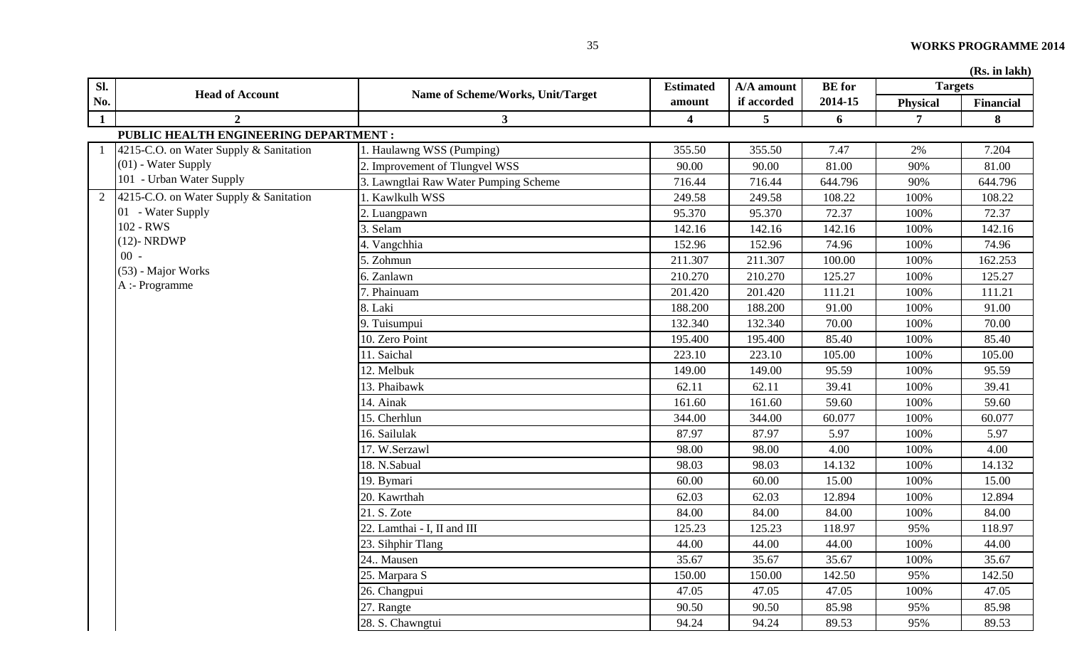(Rs. in lakh)

| Sl. No. | Head of Account | Name of Scheme/Works, Unit/Target | Estimated amount | A/A amount if accorded | BE for 2014-15 | Targets | |
|---|---|---|---|---|---|---|---|
| | | | | | | Physical | Financial |
| 1 | 2 | 3 | 4 | 5 | 6 | 7 | 8 |
| | **PUBLIC HEALTH ENGINEERING DEPARTMENT :** | | | | | | |
| 1 | 4215-C.O. on Water Supply & Sanitation (01) - Water Supply 101 - Urban Water Supply | 1. Haulawng WSS (Pumping) | 355.50 | 355.50 | 7.47 | 2% | 7.204 |
| | | 2. Improvement of Tlungvel WSS | 90.00 | 90.00 | 81.00 | 90% | 81.00 |
| | | 3. Lawngtlai Raw Water Pumping Scheme | 716.44 | 716.44 | 644.796 | 90% | 644.796 |
| 2 | 4215-C.O. on Water Supply & Sanitation 01 - Water Supply 102 - RWS (12)- NRDWP 00 - (53) - Major Works A :- Programme | 1. Kawlkulh WSS | 249.58 | 249.58 | 108.22 | 100% | 108.22 |
| | | 2. Luangpawn | 95.370 | 95.370 | 72.37 | 100% | 72.37 |
| | | 3. Selam | 142.16 | 142.16 | 142.16 | 100% | 142.16 |
| | | 4. Vangchhia | 152.96 | 152.96 | 74.96 | 100% | 74.96 |
| | | 5. Zohmun | 211.307 | 211.307 | 100.00 | 100% | 162.253 |
| | | 6. Zanlawn | 210.270 | 210.270 | 125.27 | 100% | 125.27 |
| | | 7. Phainuam | 201.420 | 201.420 | 111.21 | 100% | 111.21 |
| | | 8. Laki | 188.200 | 188.200 | 91.00 | 100% | 91.00 |
| | | 9. Tuisumpui | 132.340 | 132.340 | 70.00 | 100% | 70.00 |
| | | 10. Zero Point | 195.400 | 195.400 | 85.40 | 100% | 85.40 |
| | | 11. Saichal | 223.10 | 223.10 | 105.00 | 100% | 105.00 |
| | | 12. Melbuk | 149.00 | 149.00 | 95.59 | 100% | 95.59 |
| | | 13. Phaibawk | 62.11 | 62.11 | 39.41 | 100% | 39.41 |
| | | 14. Ainak | 161.60 | 161.60 | 59.60 | 100% | 59.60 |
| | | 15. Cherhlun | 344.00 | 344.00 | 60.077 | 100% | 60.077 |
| | | 16. Sailulak | 87.97 | 87.97 | 5.97 | 100% | 5.97 |
| | | 17. W.Serzawl | 98.00 | 98.00 | 4.00 | 100% | 4.00 |
| | | 18. N.Sabual | 98.03 | 98.03 | 14.132 | 100% | 14.132 |
| | | 19. Bymari | 60.00 | 60.00 | 15.00 | 100% | 15.00 |
| | | 20. Kawrthah | 62.03 | 62.03 | 12.894 | 100% | 12.894 |
| | | 21. S. Zote | 84.00 | 84.00 | 84.00 | 100% | 84.00 |
| | | 22. Lamthai - I, II and III | 125.23 | 125.23 | 118.97 | 95% | 118.97 |
| | | 23. Sihphir Tlang | 44.00 | 44.00 | 44.00 | 100% | 44.00 |
| | | 24.. Mausen | 35.67 | 35.67 | 35.67 | 100% | 35.67 |
| | | 25. Marpara S | 150.00 | 150.00 | 142.50 | 95% | 142.50 |
| | | 26. Changpui | 47.05 | 47.05 | 47.05 | 100% | 47.05 |
| | | 27. Rangte | 90.50 | 90.50 | 85.98 | 95% | 85.98 |
| | | 28. S. Chawngtui | 94.24 | 94.24 | 89.53 | 95% | 89.53 |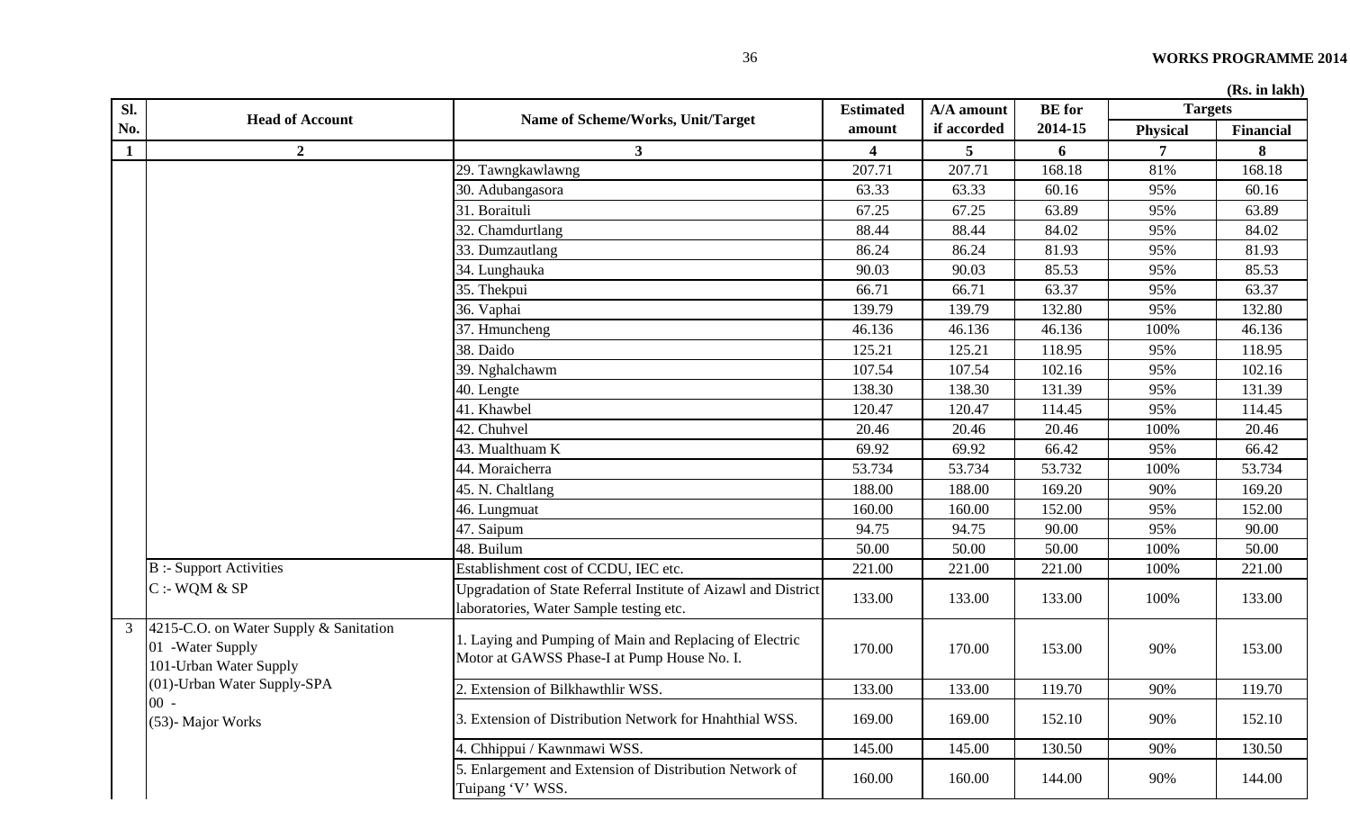(Rs. in lakh)

| Sl. No. | Head of Account | Name of Scheme/Works, Unit/Target | Estimated amount | A/A amount if accorded | BE for 2014-15 | Targets | |
|---|---|---|---|---|---|---|---|
| | | | | | | Physical | Financial |
| 1 | 2 | 3 | 4 | 5 | 6 | 7 | 8 |
| | | 29. Tawngkawlawng | 207.71 | 207.71 | 168.18 | 81% | 168.18 |
| | | 30. Adubangasora | 63.33 | 63.33 | 60.16 | 95% | 60.16 |
| | | 31. Boraituli | 67.25 | 67.25 | 63.89 | 95% | 63.89 |
| | | 32. Chamdurtlang | 88.44 | 88.44 | 84.02 | 95% | 84.02 |
| | | 33. Dumzautlang | 86.24 | 86.24 | 81.93 | 95% | 81.93 |
| | | 34. Lunghauka | 90.03 | 90.03 | 85.53 | 95% | 85.53 |
| | | 35. Thekpui | 66.71 | 66.71 | 63.37 | 95% | 63.37 |
| | | 36. Vaphai | 139.79 | 139.79 | 132.80 | 95% | 132.80 |
| | | 37. Hmuncheng | 46.136 | 46.136 | 46.136 | 100% | 46.136 |
| | | 38. Daido | 125.21 | 125.21 | 118.95 | 95% | 118.95 |
| | | 39. Nghalchawm | 107.54 | 107.54 | 102.16 | 95% | 102.16 |
| | | 40. Lengte | 138.30 | 138.30 | 131.39 | 95% | 131.39 |
| | | 41. Khawbel | 120.47 | 120.47 | 114.45 | 95% | 114.45 |
| | | 42. Chuhvel | 20.46 | 20.46 | 20.46 | 100% | 20.46 |
| | | 43. Mualthuam K | 69.92 | 69.92 | 66.42 | 95% | 66.42 |
| | | 44. Moraicherra | 53.734 | 53.734 | 53.732 | 100% | 53.734 |
| | | 45. N. Chaltlang | 188.00 | 188.00 | 169.20 | 90% | 169.20 |
| | | 46. Lungmuat | 160.00 | 160.00 | 152.00 | 95% | 152.00 |
| | | 47. Saipum | 94.75 | 94.75 | 90.00 | 95% | 90.00 |
| | | 48. Builum | 50.00 | 50.00 | 50.00 | 100% | 50.00 |
| | B :- Support Activities | Establishment cost of CCDU, IEC etc. | 221.00 | 221.00 | 221.00 | 100% | 221.00 |
| | C :- WQM & SP | Upgradation of State Referral Institute of Aizawl and District laboratories, Water Sample testing etc. | 133.00 | 133.00 | 133.00 | 100% | 133.00 |
| 3 | 4215-C.O. on Water Supply & Sanitation<br>01 -Water Supply<br>101-Urban Water Supply<br>(01)-Urban Water Supply-SPA<br>00 -<br>(53)- Major Works | 1. Laying and Pumping of Main and Replacing of Electric Motor at GAWSS Phase-I at Pump House No. I. | 170.00 | 170.00 | 153.00 | 90% | 153.00 |
| | | 2. Extension of Bilkhawthlir WSS. | 133.00 | 133.00 | 119.70 | 90% | 119.70 |
| | | 3. Extension of Distribution Network for Hnahthial WSS. | 169.00 | 169.00 | 152.10 | 90% | 152.10 |
| | | 4. Chhippui / Kawnmawi WSS. | 145.00 | 145.00 | 130.50 | 90% | 130.50 |
| | | 5. Enlargement and Extension of Distribution Network of Tuipang 'V' WSS. | 160.00 | 160.00 | 144.00 | 90% | 144.00 |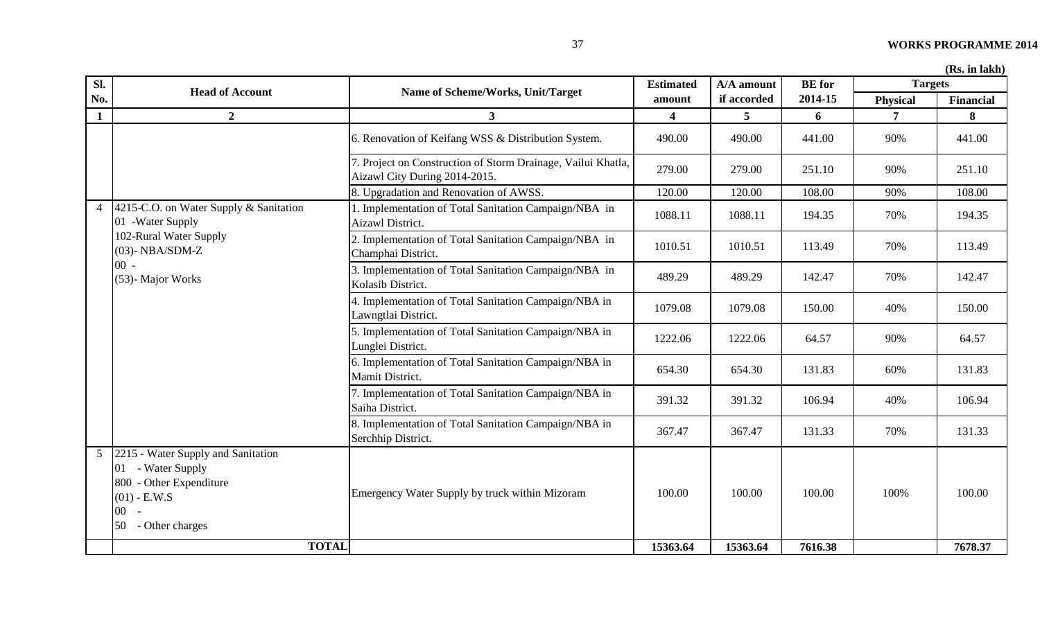(Rs. in lakh)

| Sl. No. | Head of Account | Name of Scheme/Works, Unit/Target | Estimated amount | A/A amount if accorded | BE for 2014-15 | Targets | |
|---|---|---|---|---|---|---|---|
| | | | | | | Physical | Financial |
| 1 | 2 | 3 | 4 | 5 | 6 | 7 | 8 |
| | | 6. Renovation of Keifang WSS & Distribution System. | 490.00 | 490.00 | 441.00 | 90% | 441.00 |
| | | 7. Project on Construction of Storm Drainage, Vailui Khatla, Aizawl City During 2014-2015. | 279.00 | 279.00 | 251.10 | 90% | 251.10 |
| | | 8. Upgradation and Renovation of AWSS. | 120.00 | 120.00 | 108.00 | 90% | 108.00 |
| 4 | 4215-C.O. on Water Supply & Sanitation<br>01 -Water Supply<br>102-Rural Water Supply<br>(03)- NBA/SDM-Z<br>00 -<br>(53)- Major Works | 1. Implementation of Total Sanitation Campaign/NBA in Aizawl District. | 1088.11 | 1088.11 | 194.35 | 70% | 194.35 |
| | | 2. Implementation of Total Sanitation Campaign/NBA in Champhai District. | 1010.51 | 1010.51 | 113.49 | 70% | 113.49 |
| | | 3. Implementation of Total Sanitation Campaign/NBA in Kolasib District. | 489.29 | 489.29 | 142.47 | 70% | 142.47 |
| | | 4. Implementation of Total Sanitation Campaign/NBA in Lawngtlai District. | 1079.08 | 1079.08 | 150.00 | 40% | 150.00 |
| | | 5. Implementation of Total Sanitation Campaign/NBA in Lunglei District. | 1222.06 | 1222.06 | 64.57 | 90% | 64.57 |
| | | 6. Implementation of Total Sanitation Campaign/NBA in Mamit District. | 654.30 | 654.30 | 131.83 | 60% | 131.83 |
| | | 7. Implementation of Total Sanitation Campaign/NBA in Saiha District. | 391.32 | 391.32 | 106.94 | 40% | 106.94 |
| | | 8. Implementation of Total Sanitation Campaign/NBA in Serchhip District. | 367.47 | 367.47 | 131.33 | 70% | 131.33 |
| 5 | 2215 - Water Supply and Sanitation<br>01 - Water Supply<br>800 - Other Expenditure<br>(01) - E.W.S<br>00 -<br>50 - Other charges | Emergency Water Supply by truck within Mizoram | 100.00 | 100.00 | 100.00 | 100% | 100.00 |
| | **TOTAL** | | **15363.64** | **15363.64** | **7616.38** | | **7678.37** |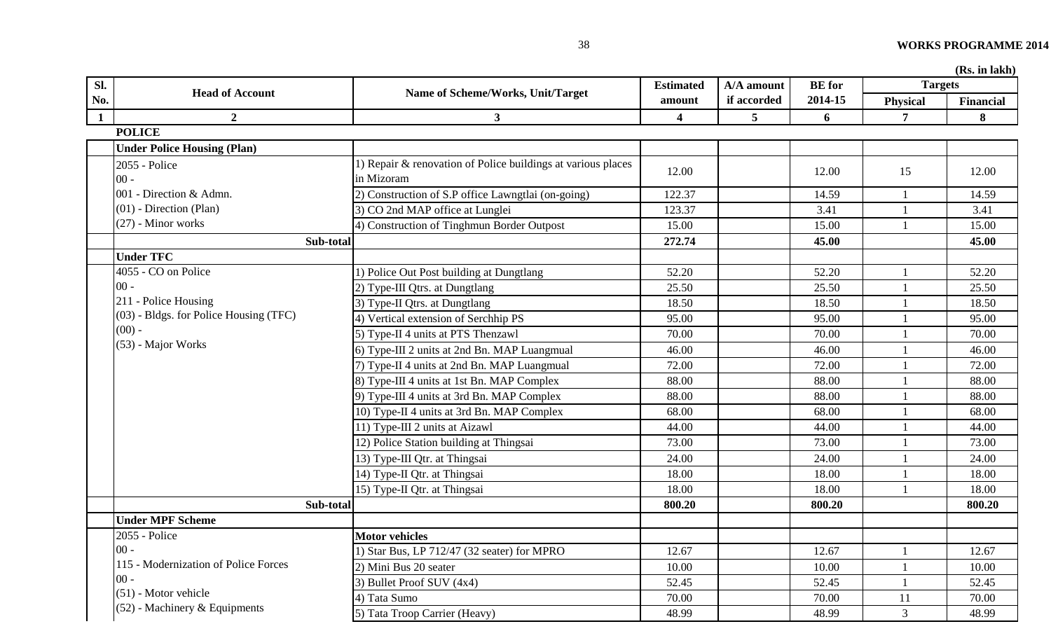(Rs. in lakh)

| Sl. No. | Head of Account | Name of Scheme/Works, Unit/Target | Estimated amount | A/A amount if accorded | BE for 2014-15 | Targets | |
|---|---|---|---|---|---|---|---|
| | | | | | | Physical | Financial |
| 1 | 2 | 3 | 4 | 5 | 6 | 7 | 8 |
| | **POLICE** | | | | | | |
| | **Under Police Housing (Plan)** | | | | | | |
| | 2055 - Police<br>00 -<br>001 - Direction & Admn.<br>(01) - Direction (Plan)<br>(27) - Minor works | 1) Repair & renovation of Police buildings at various places in Mizoram | 12.00 | | 12.00 | 15 | 12.00 |
| | | 2) Construction of S.P office Lawngtlai (on-going) | 122.37 | | 14.59 | 1 | 14.59 |
| | | 3) CO 2nd MAP office at Lunglei | 123.37 | | 3.41 | 1 | 3.41 |
| | | 4) Construction of Tinghmun Border Outpost | 15.00 | | 15.00 | 1 | 15.00 |
| | **Sub-total** | | **272.74** | | **45.00** | | **45.00** |
| | **Under TFC** | | | | | | |
| | 4055 - CO on Police<br>00 -<br>211 - Police Housing<br>(03) - Bldgs. for Police Housing (TFC)<br>(00) -<br>(53) - Major Works | 1) Police Out Post building at Dungtlang | 52.20 | | 52.20 | 1 | 52.20 |
| | | 2) Type-III Qtrs. at Dungtlang | 25.50 | | 25.50 | 1 | 25.50 |
| | | 3) Type-II Qtrs. at Dungtlang | 18.50 | | 18.50 | 1 | 18.50 |
| | | 4) Vertical extension of Serchhip PS | 95.00 | | 95.00 | 1 | 95.00 |
| | | 5) Type-II 4 units at PTS Thenzawl | 70.00 | | 70.00 | 1 | 70.00 |
| | | 6) Type-III 2 units at 2nd Bn. MAP Luangmual | 46.00 | | 46.00 | 1 | 46.00 |
| | | 7) Type-II 4 units at 2nd Bn. MAP Luangmual | 72.00 | | 72.00 | 1 | 72.00 |
| | | 8) Type-III 4 units at 1st Bn. MAP Complex | 88.00 | | 88.00 | 1 | 88.00 |
| | | 9) Type-III 4 units at 3rd Bn. MAP Complex | 88.00 | | 88.00 | 1 | 88.00 |
| | | 10) Type-II 4 units at 3rd Bn. MAP Complex | 68.00 | | 68.00 | 1 | 68.00 |
| | | 11) Type-III 2 units at Aizawl | 44.00 | | 44.00 | 1 | 44.00 |
| | | 12) Police Station building at Thingsai | 73.00 | | 73.00 | 1 | 73.00 |
| | | 13) Type-III Qtr. at Thingsai | 24.00 | | 24.00 | 1 | 24.00 |
| | | 14) Type-II Qtr. at Thingsai | 18.00 | | 18.00 | 1 | 18.00 |
| | | 15) Type-II Qtr. at Thingsai | 18.00 | | 18.00 | 1 | 18.00 |
| | **Sub-total** | | **800.20** | | **800.20** | | **800.20** |
| | **Under MPF Scheme** | | | | | | |
| | 2055 - Police<br>00 -<br>115 - Modernization of Police Forces<br>00 -<br>(51) - Motor vehicle<br>(52) - Machinery & Equipments | **Motor vehicles** | | | | | |
| | | 1) Star Bus, LP 712/47 (32 seater) for MPRO | 12.67 | | 12.67 | 1 | 12.67 |
| | | 2) Mini Bus 20 seater | 10.00 | | 10.00 | 1 | 10.00 |
| | | 3) Bullet Proof SUV (4x4) | 52.45 | | 52.45 | 1 | 52.45 |
| | | 4) Tata Sumo | 70.00 | | 70.00 | 11 | 70.00 |
| | | 5) Tata Troop Carrier (Heavy) | 48.99 | | 48.99 | 3 | 48.99 |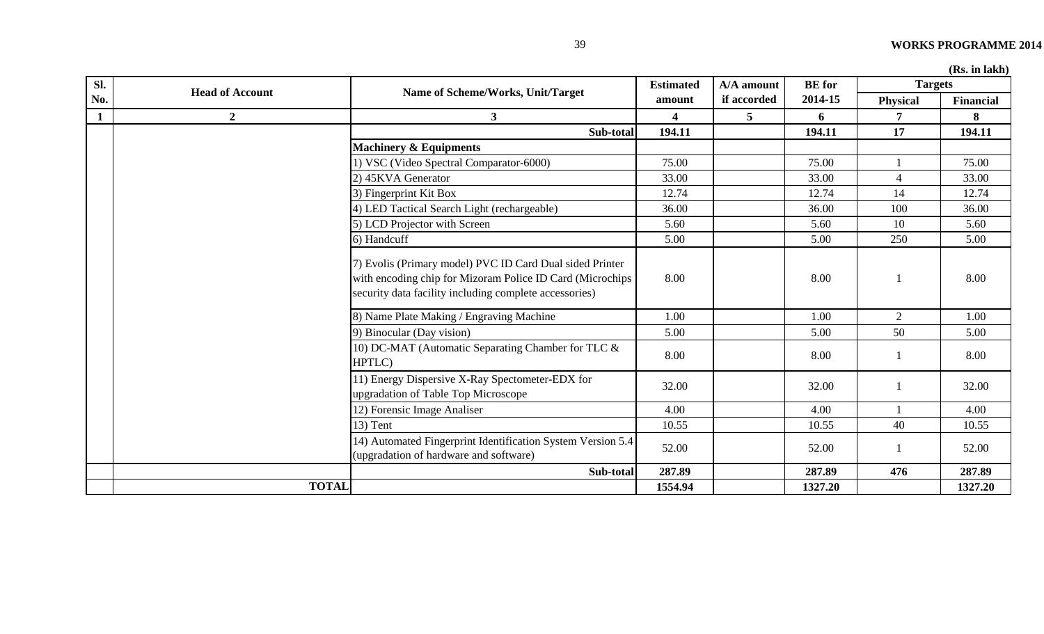(Rs. in lakh)

| Sl. No. | Head of Account | Name of Scheme/Works, Unit/Target | Estimated amount | A/A amount if accorded | BE for 2014-15 | Targets | |
|---|---|---|---|---|---|---|---|
| | | | | | | Physical | Financial |
| 1 | 2 | 3 | 4 | 5 | 6 | 7 | 8 |
| | | **Sub-total** | **194.11** | | **194.11** | **17** | **194.11** |
| | | **Machinery & Equipments** | | | | | |
| | | 1) VSC (Video Spectral Comparator-6000) | 75.00 | | 75.00 | 1 | 75.00 |
| | | 2) 45KVA Generator | 33.00 | | 33.00 | 4 | 33.00 |
| | | 3) Fingerprint Kit Box | 12.74 | | 12.74 | 14 | 12.74 |
| | | 4) LED Tactical Search Light (rechargeable) | 36.00 | | 36.00 | 100 | 36.00 |
| | | 5) LCD Projector with Screen | 5.60 | | 5.60 | 10 | 5.60 |
| | | 6) Handcuff | 5.00 | | 5.00 | 250 | 5.00 |
| | | 7) Evolis (Primary model) PVC ID Card Dual sided Printer with encoding chip for Mizoram Police ID Card (Microchips security data facility including complete accessories) | 8.00 | | 8.00 | 1 | 8.00 |
| | | 8) Name Plate Making / Engraving Machine | 1.00 | | 1.00 | 2 | 1.00 |
| | | 9) Binocular (Day vision) | 5.00 | | 5.00 | 50 | 5.00 |
| | | 10) DC-MAT (Automatic Separating Chamber for TLC & HPTLC) | 8.00 | | 8.00 | 1 | 8.00 |
| | | 11) Energy Dispersive X-Ray Spectometer-EDX for upgradation of Table Top Microscope | 32.00 | | 32.00 | 1 | 32.00 |
| | | 12) Forensic Image Analiser | 4.00 | | 4.00 | 1 | 4.00 |
| | | 13) Tent | 10.55 | | 10.55 | 40 | 10.55 |
| | | 14) Automated Fingerprint Identification System Version 5.4 (upgradation of hardware and software) | 52.00 | | 52.00 | 1 | 52.00 |
| | | **Sub-total** | **287.89** | | **287.89** | **476** | **287.89** |
| | **TOTAL** | | **1554.94** | | **1327.20** | | **1327.20** |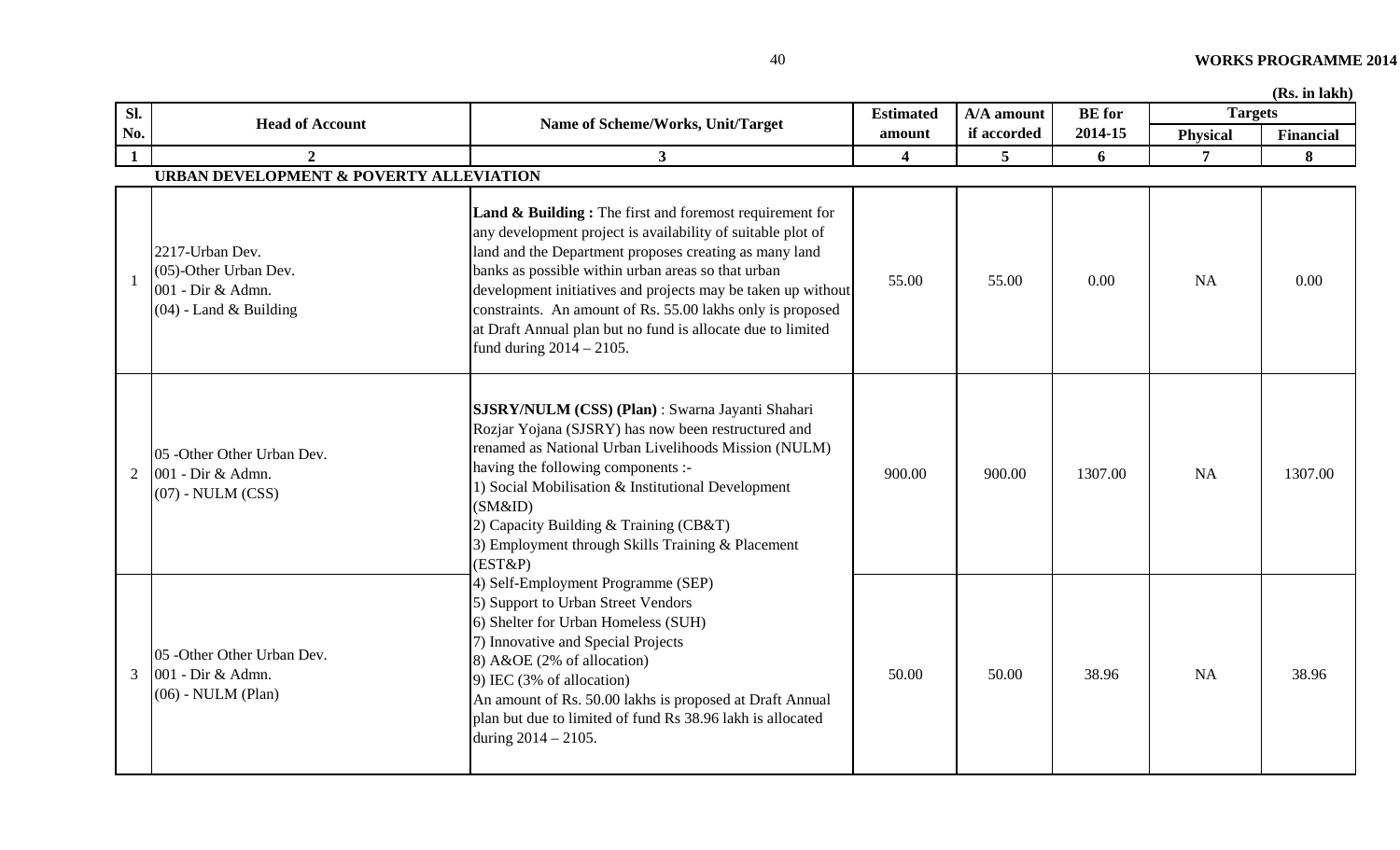**(Rs. in lakh)**

| Sl. No. | Head of Account | Name of Scheme/Works, Unit/Target | Estimated amount | A/A amount if accorded | BE for 2014-15 | Targets | |
|---|---|---|---|---|---|---|---|
| | | | | | | Physical | Financial |
| 1 | 2 | 3 | 4 | 5 | 6 | 7 | 8 |
| | **URBAN DEVELOPMENT & POVERTY ALLEVIATION** | | | | | | |
| 1 | 2217-Urban Dev. (05)-Other Urban Dev. 001 - Dir & Admn. (04) - Land & Building | **Land & Building :** The first and foremost requirement for any development project is availability of suitable plot of land and the Department proposes creating as many land banks as possible within urban areas so that urban development initiatives and projects may be taken up without constraints. An amount of Rs. 55.00 lakhs only is proposed at Draft Annual plan but no fund is allocate due to limited fund during 2014 – 2105. | 55.00 | 55.00 | 0.00 | NA | 0.00 |
| 2 | 05 -Other Other Urban Dev. 001 - Dir & Admn. (07) - NULM (CSS) | **SJSRY/NULM (CSS) (Plan)** : Swarna Jayanti Shahari Rozjar Yojana (SJSRY) has now been restructured and renamed as National Urban Livelihoods Mission (NULM) having the following components :- 1) Social Mobilisation & Institutional Development (SM&ID) 2) Capacity Building & Training (CB&T) 3) Employment through Skills Training & Placement (EST&P) 4) Self-Employment Programme (SEP) 5) Support to Urban Street Vendors 6) Shelter for Urban Homeless (SUH) 7) Innovative and Special Projects 8) A&OE (2% of allocation) 9) IEC (3% of allocation) An amount of Rs. 50.00 lakhs is proposed at Draft Annual plan but due to limited of fund Rs 38.96 lakh is allocated during 2014 – 2105. | 900.00 | 900.00 | 1307.00 | NA | 1307.00 |
| 3 | 05 -Other Other Urban Dev. 001 - Dir & Admn. (06) - NULM (Plan) | | 50.00 | 50.00 | 38.96 | NA | 38.96 |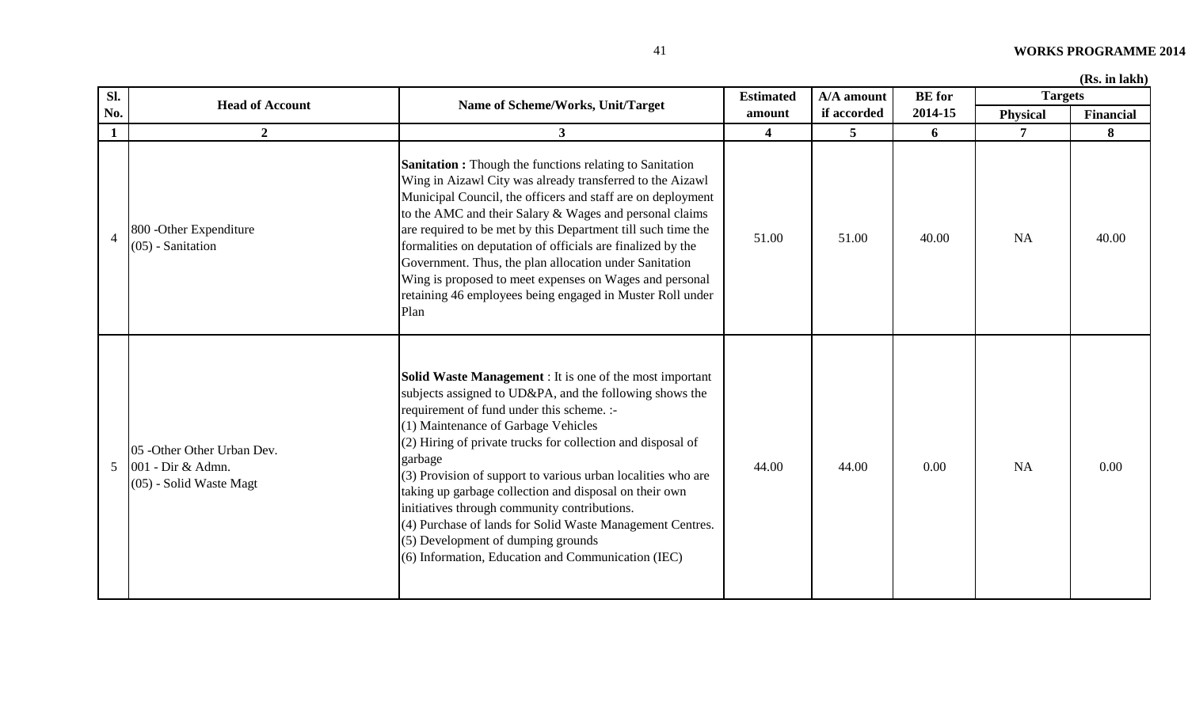(Rs. in lakh)

| Sl. No. | Head of Account | Name of Scheme/Works, Unit/Target | Estimated amount | A/A amount if accorded | BE for 2014-15 | Targets | |
|---|---|---|---|---|---|---|---|
| | | | | | | Physical | Financial |
| 1 | 2 | 3 | 4 | 5 | 6 | 7 | 8 |
| 4 | 800 -Other Expenditure<br>(05) - Sanitation | **Sanitation :** Though the functions relating to Sanitation Wing in Aizawl City was already transferred to the Aizawl Municipal Council, the officers and staff are on deployment to the AMC and their Salary & Wages and personal claims are required to be met by this Department till such time the formalities on deputation of officials are finalized by the Government. Thus, the plan allocation under Sanitation Wing is proposed to meet expenses on Wages and personal retaining 46 employees being engaged in Muster Roll under Plan | 51.00 | 51.00 | 40.00 | NA | 40.00 |
| 5 | 05 -Other Other Urban Dev.<br>001 - Dir & Admn.<br>(05) - Solid Waste Magt | **Solid Waste Management** : It is one of the most important subjects assigned to UD&PA, and the following shows the requirement of fund under this scheme. :-<br>(1) Maintenance of Garbage Vehicles<br>(2) Hiring of private trucks for collection and disposal of garbage<br>(3) Provision of support to various urban localities who are taking up garbage collection and disposal on their own initiatives through community contributions.<br>(4) Purchase of lands for Solid Waste Management Centres.<br>(5) Development of dumping grounds<br>(6) Information, Education and Communication (IEC) | 44.00 | 44.00 | 0.00 | NA | 0.00 |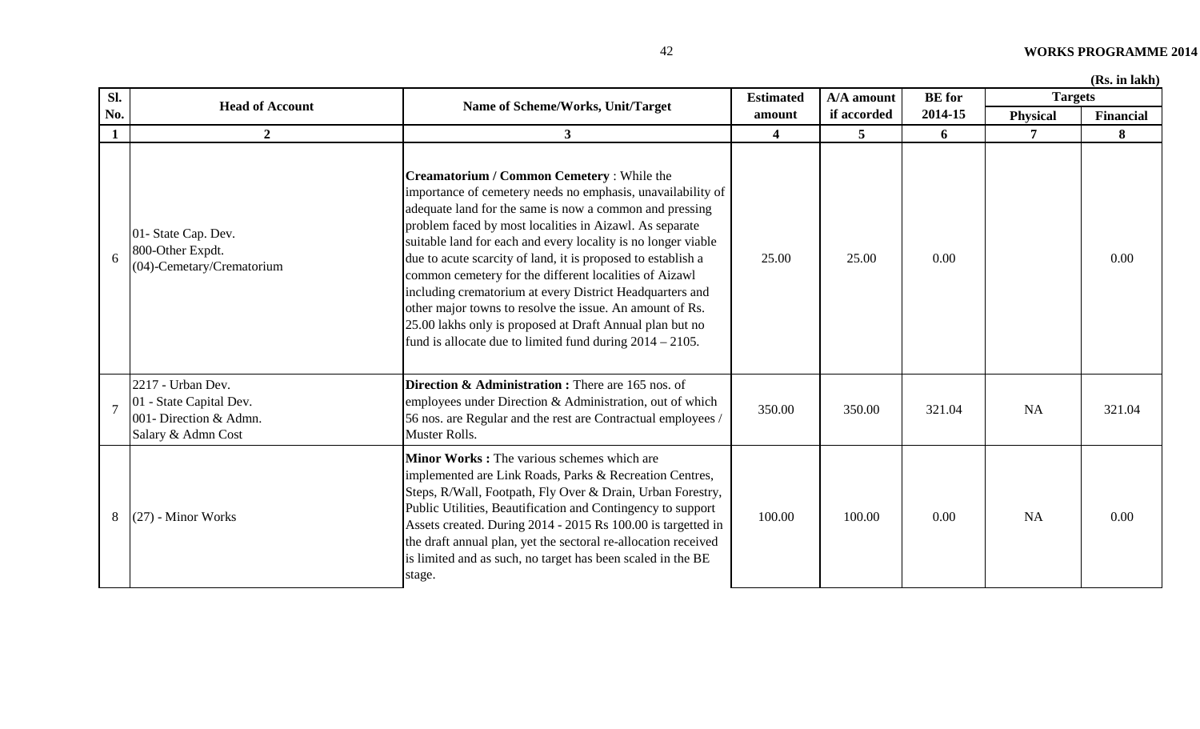(Rs. in lakh)

| Sl. No. | Head of Account | Name of Scheme/Works, Unit/Target | Estimated amount | A/A amount if accorded | BE for 2014-15 | Targets | |
|---|---|---|---|---|---|---|---|
| | | | | | | Physical | Financial |
| 1 | 2 | 3 | 4 | 5 | 6 | 7 | 8 |
| 6 | 01- State Cap. Dev.<br>800-Other Expdt.<br>(04)-Cemetary/Crematorium | **Creamatorium / Common Cemetery** : While the importance of cemetery needs no emphasis, unavailability of adequate land for the same is now a common and pressing problem faced by most localities in Aizawl. As separate suitable land for each and every locality is no longer viable due to acute scarcity of land, it is proposed to establish a common cemetery for the different localities of Aizawl including crematorium at every District Headquarters and other major towns to resolve the issue. An amount of Rs. 25.00 lakhs only is proposed at Draft Annual plan but no fund is allocate due to limited fund during 2014 – 2105. | 25.00 | 25.00 | 0.00 | | 0.00 |
| 7 | 2217 - Urban Dev.<br>01 - State Capital Dev.<br>001- Direction & Admn.<br>Salary & Admn Cost | **Direction & Administration :** There are 165 nos. of employees under Direction & Administration, out of which 56 nos. are Regular and the rest are Contractual employees / Muster Rolls. | 350.00 | 350.00 | 321.04 | NA | 321.04 |
| 8 | (27) - Minor Works | **Minor Works :** The various schemes which are implemented are Link Roads, Parks & Recreation Centres, Steps, R/Wall, Footpath, Fly Over & Drain, Urban Forestry, Public Utilities, Beautification and Contingency to support Assets created. During 2014 - 2015 Rs 100.00 is targetted in the draft annual plan, yet the sectoral re-allocation received is limited and as such, no target has been scaled in the BE stage. | 100.00 | 100.00 | 0.00 | NA | 0.00 |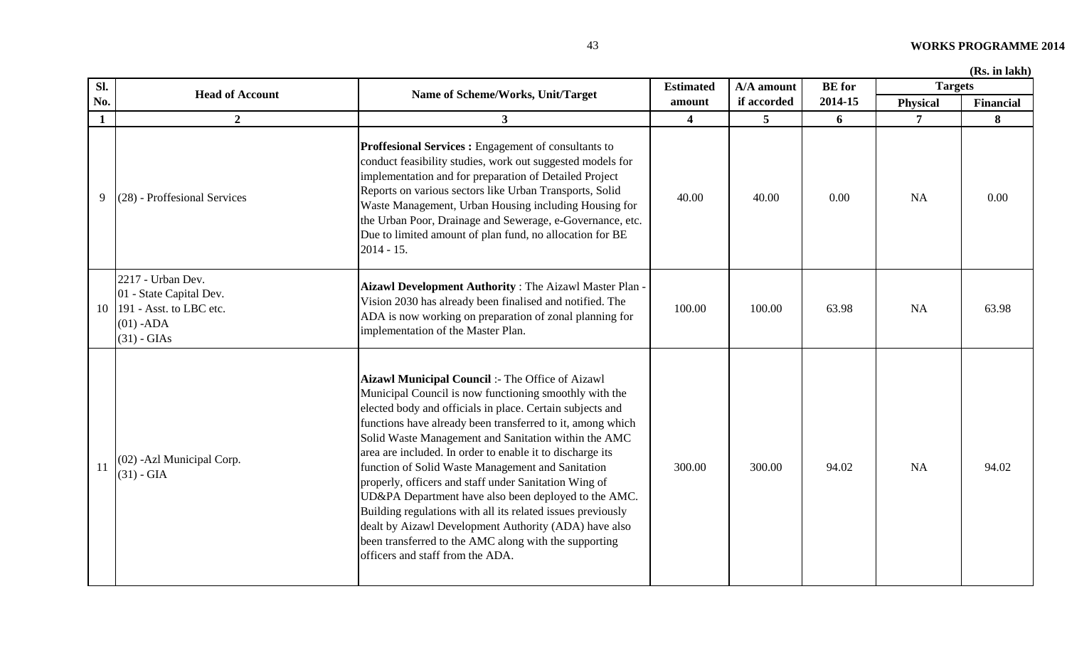(Rs. in lakh)

| Sl. No. | Head of Account | Name of Scheme/Works, Unit/Target | Estimated amount | A/A amount if accorded | BE for 2014-15 | Targets | |
|---|---|---|---|---|---|---|---|
| | | | | | | Physical | Financial |
| 1 | 2 | 3 | 4 | 5 | 6 | 7 | 8 |
| 9 | (28) - Proffesional Services | **Proffesional Services :** Engagement of consultants to conduct feasibility studies, work out suggested models for implementation and for preparation of Detailed Project Reports on various sectors like Urban Transports, Solid Waste Management, Urban Housing including Housing for the Urban Poor, Drainage and Sewerage, e-Governance, etc. Due to limited amount of plan fund, no allocation for BE 2014 - 15. | 40.00 | 40.00 | 0.00 | NA | 0.00 |
| 10 | 2217 - Urban Dev.<br>01 - State Capital Dev.<br>191 - Asst. to LBC etc.<br>(01) -ADA<br>(31) - GIAs | **Aizawl Development Authority** : The Aizawl Master Plan - Vision 2030 has already been finalised and notified. The ADA is now working on preparation of zonal planning for implementation of the Master Plan. | 100.00 | 100.00 | 63.98 | NA | 63.98 |
| 11 | (02) -Azl Municipal Corp.<br>(31) - GIA | **Aizawl Municipal Council** :- The Office of Aizawl Municipal Council is now functioning smoothly with the elected body and officials in place. Certain subjects and functions have already been transferred to it, among which Solid Waste Management and Sanitation within the AMC area are included. In order to enable it to discharge its function of Solid Waste Management and Sanitation properly, officers and staff under Sanitation Wing of UD&PA Department have also been deployed to the AMC. Building regulations with all its related issues previously dealt by Aizawl Development Authority (ADA) have also been transferred to the AMC along with the supporting officers and staff from the ADA. | 300.00 | 300.00 | 94.02 | NA | 94.02 |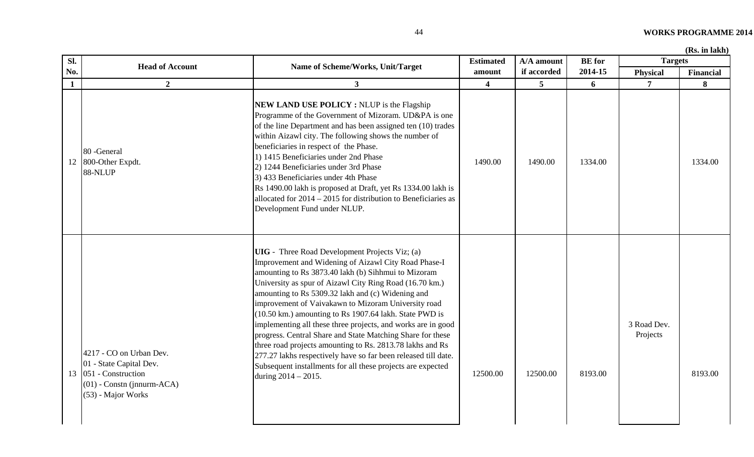(Rs. in lakh)

| Sl. No. | Head of Account | Name of Scheme/Works, Unit/Target | Estimated amount | A/A amount if accorded | BE for 2014-15 | Targets | |
|---|---|---|---|---|---|---|---|
| | | | | | | Physical | Financial |
| 1 | 2 | 3 | 4 | 5 | 6 | 7 | 8 |
| 12 | 80 -General<br>800-Other Expdt.<br>88-NLUP | **NEW LAND USE POLICY :** NLUP is the Flagship Programme of the Government of Mizoram. UD&PA is one of the line Department and has been assigned ten (10) trades within Aizawl city. The following shows the number of beneficiaries in respect of the Phase.<br>1) 1415 Beneficiaries under 2nd Phase<br>2) 1244 Beneficiaries under 3rd Phase<br>3) 433 Beneficiaries under 4th Phase<br>Rs 1490.00 lakh is proposed at Draft, yet Rs 1334.00 lakh is allocated for 2014 – 2015 for distribution to Beneficiaries as Development Fund under NLUP. | 1490.00 | 1490.00 | 1334.00 | | 1334.00 |
| 13 | 4217 - CO on Urban Dev.<br>01 - State Capital Dev.<br>051 - Construction<br>(01) - Constn (jnnurm-ACA)<br>(53) - Major Works | **UIG** - Three Road Development Projects Viz; (a) Improvement and Widening of Aizawl City Road Phase-I amounting to Rs 3873.40 lakh (b) Sihhmui to Mizoram University as spur of Aizawl City Ring Road (16.70 km.) amounting to Rs 5309.32 lakh and (c) Widening and improvement of Vaivakawn to Mizoram University road (10.50 km.) amounting to Rs 1907.64 lakh. State PWD is implementing all these three projects, and works are in good progress. Central Share and State Matching Share for these three road projects amounting to Rs. 2813.78 lakhs and Rs 277.27 lakhs respectively have so far been released till date. Subsequent installments for all these projects are expected during 2014 – 2015. | 12500.00 | 12500.00 | 8193.00 | 3 Road Dev. Projects | 8193.00 |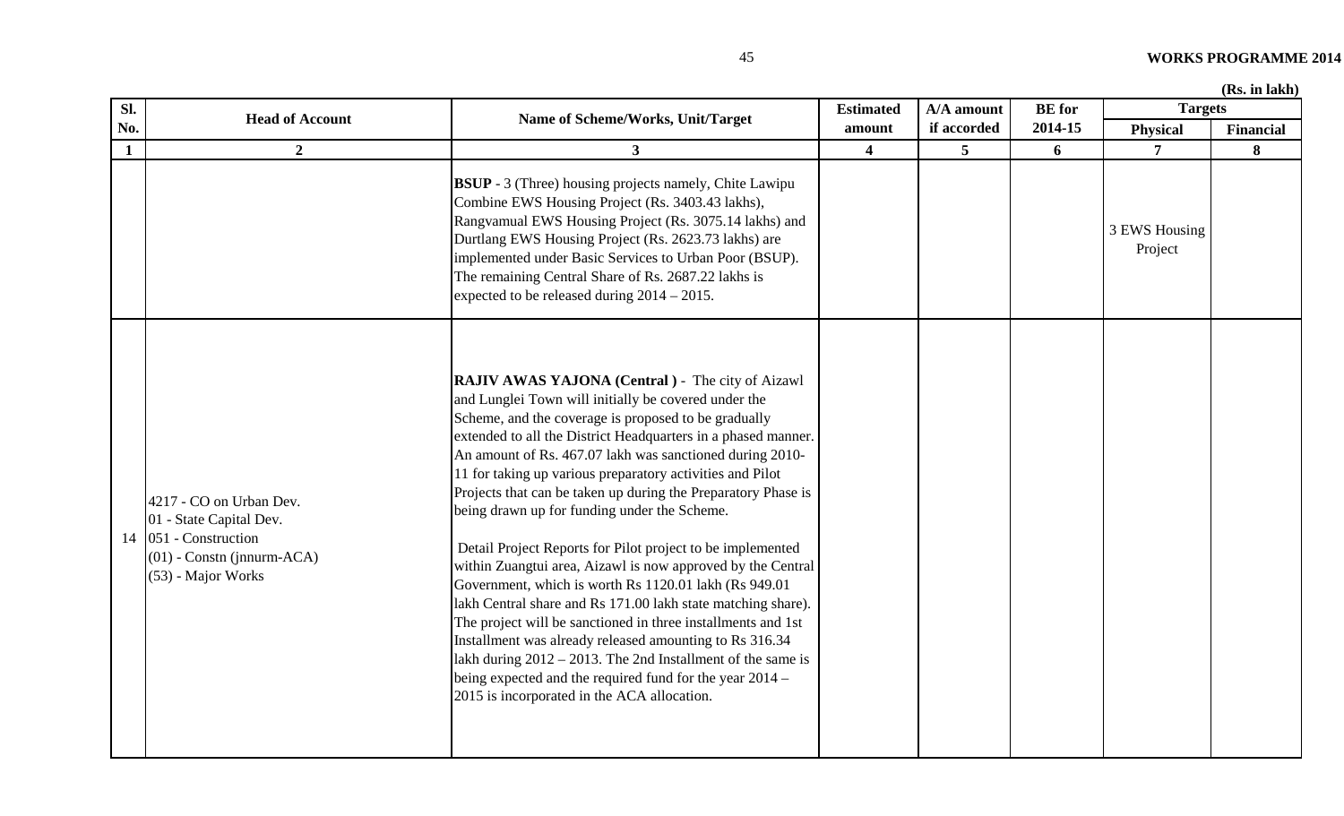(Rs. in lakh)

| Sl. No. | Head of Account | Name of Scheme/Works, Unit/Target | Estimated amount | A/A amount if accorded | BE for 2014-15 | Targets | |
|---|---|---|---|---|---|---|---|
| | | | | | | Physical | Financial |
| 1 | 2 | 3 | 4 | 5 | 6 | 7 | 8 |
| | | **BSUP** - 3 (Three) housing projects namely, Chite Lawipu Combine EWS Housing Project (Rs. 3403.43 lakhs), Rangvamual EWS Housing Project (Rs. 3075.14 lakhs) and Durtlang EWS Housing Project (Rs. 2623.73 lakhs) are implemented under Basic Services to Urban Poor (BSUP). The remaining Central Share of Rs. 2687.22 lakhs is expected to be released during 2014 – 2015. | | | | 3 EWS Housing Project | |
| 14 | 4217 - CO on Urban Dev.<br>01 - State Capital Dev.<br>051 - Construction<br>(01) - Constn (jnnurm-ACA)<br>(53) - Major Works | **RAJIV AWAS YAJONA (Central )** - The city of Aizawl and Lunglei Town will initially be covered under the Scheme, and the coverage is proposed to be gradually extended to all the District Headquarters in a phased manner. An amount of Rs. 467.07 lakh was sanctioned during 2010-11 for taking up various preparatory activities and Pilot Projects that can be taken up during the Preparatory Phase is being drawn up for funding under the Scheme.<br><br>Detail Project Reports for Pilot project to be implemented within Zuangtui area, Aizawl is now approved by the Central Government, which is worth Rs 1120.01 lakh (Rs 949.01 lakh Central share and Rs 171.00 lakh state matching share). The project will be sanctioned in three installments and 1st Installment was already released amounting to Rs 316.34 lakh during 2012 – 2013. The 2nd Installment of the same is being expected and the required fund for the year 2014 – 2015 is incorporated in the ACA allocation. | | | | | |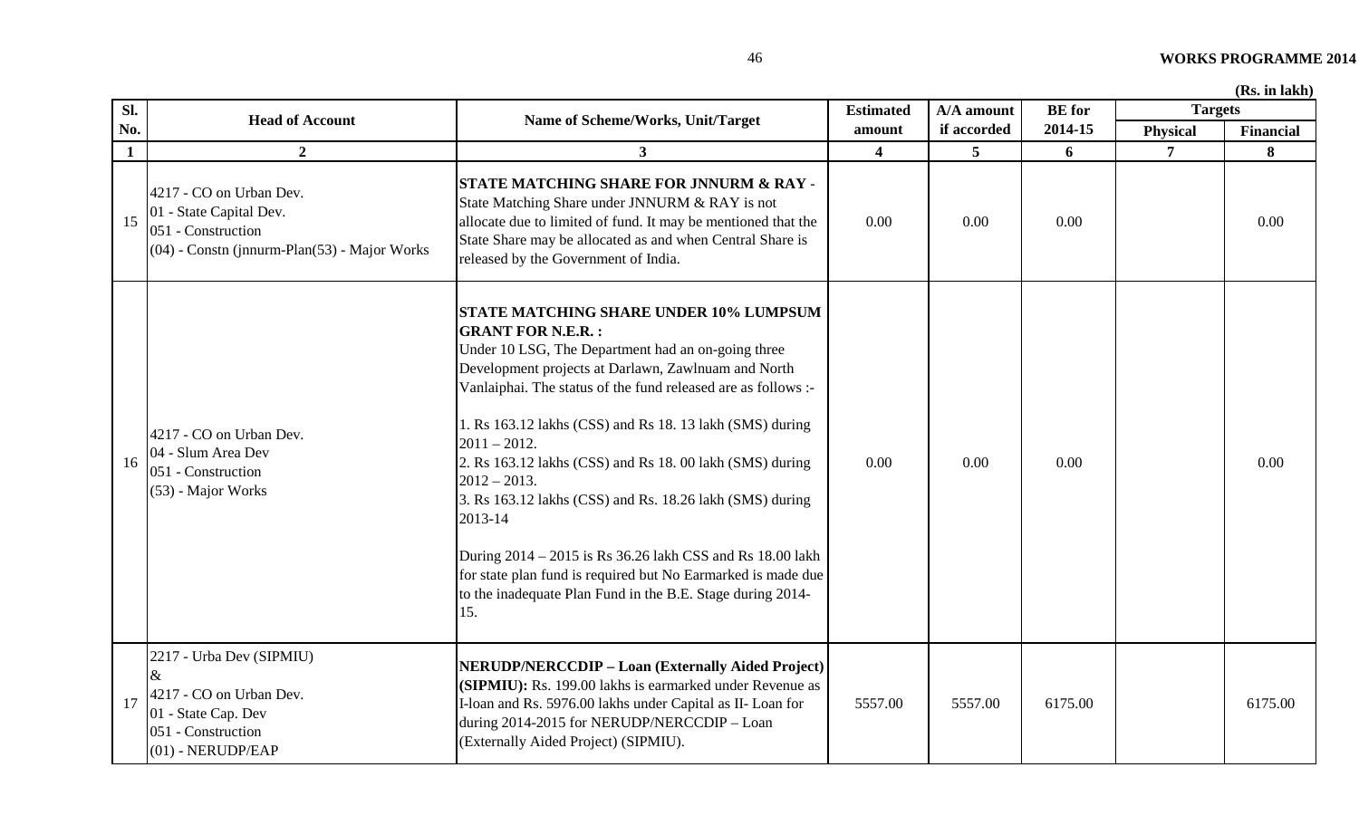(Rs. in lakh)

| Sl. No. | Head of Account | Name of Scheme/Works, Unit/Target | Estimated amount | A/A amount if accorded | BE for 2014-15 | Targets | |
|---|---|---|---|---|---|---|---|
| | | | | | | Physical | Financial |
| 1 | 2 | 3 | 4 | 5 | 6 | 7 | 8 |
| 15 | 4217 - CO on Urban Dev.<br>01 - State Capital Dev.<br>051 - Construction<br>(04) - Constn (jnnurm-Plan(53) - Major Works | **STATE MATCHING SHARE FOR JNNURM & RAY** - State Matching Share under JNNURM & RAY is not allocate due to limited of fund. It may be mentioned that the State Share may be allocated as and when Central Share is released by the Government of India. | 0.00 | 0.00 | 0.00 | | 0.00 |
| 16 | 4217 - CO on Urban Dev.<br>04 - Slum Area Dev<br>051 - Construction<br>(53) - Major Works | **STATE MATCHING SHARE UNDER 10% LUMPSUM GRANT FOR N.E.R. :**<br>Under 10 LSG, The Department had an on-going three Development projects at Darlawn, Zawlnuam and North Vanlaiphai. The status of the fund released are as follows :-<br><br>1. Rs 163.12 lakhs (CSS) and Rs 18. 13 lakh (SMS) during 2011 – 2012.<br>2. Rs 163.12 lakhs (CSS) and Rs 18. 00 lakh (SMS) during 2012 – 2013.<br>3. Rs 163.12 lakhs (CSS) and Rs. 18.26 lakh (SMS) during 2013-14<br><br>During 2014 – 2015 is Rs 36.26 lakh CSS and Rs 18.00 lakh for state plan fund is required but No Earmarked is made due to the inadequate Plan Fund in the B.E. Stage during 2014-15. | 0.00 | 0.00 | 0.00 | | 0.00 |
| 17 | 2217 - Urba Dev (SIPMIU)<br>&<br>4217 - CO on Urban Dev.<br>01 - State Cap. Dev<br>051 - Construction<br>(01) - NERUDP/EAP | **NERUDP/NERCCDIP – Loan (Externally Aided Project) (SIPMIU):** Rs. 199.00 lakhs is earmarked under Revenue as I-loan and Rs. 5976.00 lakhs under Capital as II- Loan for during 2014-2015 for NERUDP/NERCCDIP – Loan (Externally Aided Project) (SIPMIU). | 5557.00 | 5557.00 | 6175.00 | | 6175.00 |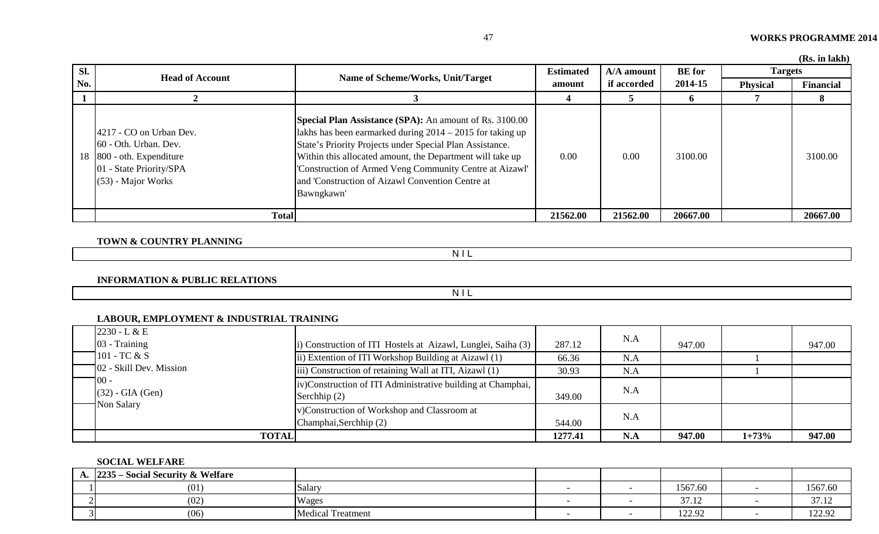(Rs. in lakh)

| Sl. No. | Head of Account | Name of Scheme/Works, Unit/Target | Estimated amount | A/A amount if accorded | BE for 2014-15 | Targets | |
|---|---|---|---|---|---|---|---|
| | | | | | | Physical | Financial |
| 1 | 2 | 3 | 4 | 5 | 6 | 7 | 8 |
| 18 | 4217 - CO on Urban Dev.<br>60 - Oth. Urban. Dev.<br>800 - oth. Expenditure<br>01 - State Priority/SPA<br>(53) - Major Works | **Special Plan Assistance (SPA):** An amount of Rs. 3100.00 lakhs has been earmarked during 2014 – 2015 for taking up State's Priority Projects under Special Plan Assistance. Within this allocated amount, the Department will take up 'Construction of Armed Veng Community Centre at Aizawl' and 'Construction of Aizawl Convention Centre at Bawngkawn' | 0.00 | 0.00 | 3100.00 | | 3100.00 |
| | **Total** | | **21562.00** | **21562.00** | **20667.00** | | **20667.00** |

**TOWN & COUNTRY PLANNING**

NIL

**INFORMATION & PUBLIC RELATIONS**

NIL

**LABOUR, EMPLOYMENT & INDUSTRIAL TRAINING**

| Sl. No. | Head of Account | Name of Scheme/Works, Unit/Target | Estimated amount | A/A amount if accorded | BE for 2014-15 | Physical | Financial |
|---|---|---|---|---|---|---|---|
| | 2230 - L & E<br>03 - Training<br>101 - TC & S<br>02 - Skill Dev. Mission<br>00 -<br>(32) - GIA (Gen)<br>Non Salary | i) Construction of ITI Hostels at Aizawl, Lunglei, Saiha (3) | 287.12 | N.A | 947.00 | | 947.00 |
| | | ii) Extention of ITI Workshop Building at Aizawl (1) | 66.36 | N.A | | 1 | |
| | | iii) Construction of retaining Wall at ITI, Aizawl (1) | 30.93 | N.A | | 1 | |
| | | iv)Construction of ITI Administrative building at Champhai, Serchhip (2) | 349.00 | N.A | | | |
| | | v)Construction of Workshop and Classroom at Champhai,Serchhip (2) | 544.00 | N.A | | | |
| | **TOTAL** | | **1277.41** | **N.A** | **947.00** | **1+73%** | **947.00** |

**SOCIAL WELFARE**

| Sl. No. | Head of Account | Name of Scheme/Works, Unit/Target | Estimated amount | A/A amount if accorded | BE for 2014-15 | Physical | Financial |
|---|---|---|---|---|---|---|---|
| **A.** | **2235 – Social Security & Welfare** | | | | | | |
| 1 | (01) | Salary | - | - | 1567.60 | - | 1567.60 |
| 2 | (02) | Wages | - | - | 37.12 | - | 37.12 |
| 3 | (06) | Medical Treatment | - | - | 122.92 | - | 122.92 |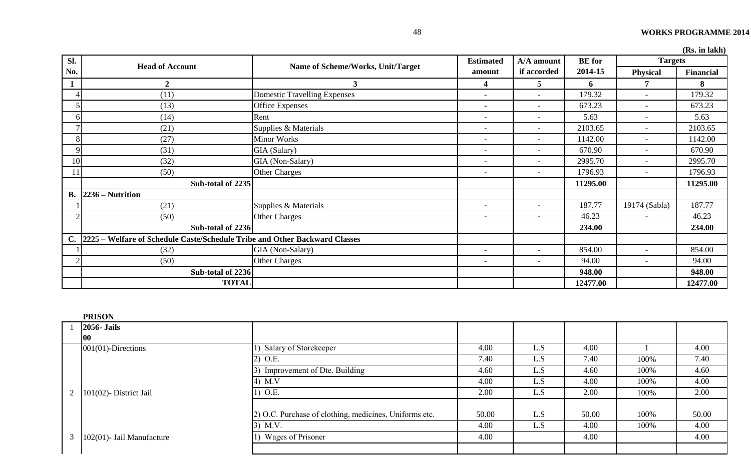(Rs. in lakh)

| Sl. No. | Head of Account | Name of Scheme/Works, Unit/Target | Estimated amount | A/A amount if accorded | BE for 2014-15 | Targets | |
|---|---|---|---|---|---|---|---|
| | | | | | | Physical | Financial |
| 1 | 2 | 3 | 4 | 5 | 6 | 7 | 8 |
| 4 | (11) | Domestic Travelling Expenses | - | - | 179.32 | - | 179.32 |
| 5 | (13) | Office Expenses | - | - | 673.23 | - | 673.23 |
| 6 | (14) | Rent | - | - | 5.63 | - | 5.63 |
| 7 | (21) | Supplies & Materials | - | - | 2103.65 | - | 2103.65 |
| 8 | (27) | Minor Works | - | - | 1142.00 | - | 1142.00 |
| 9 | (31) | GIA (Salary) | - | - | 670.90 | - | 670.90 |
| 10 | (32) | GIA (Non-Salary) | - | - | 2995.70 | - | 2995.70 |
| 11 | (50) | Other Charges | - | - | 1796.93 | - | 1796.93 |
| | **Sub-total of 2235** | | | | **11295.00** | | **11295.00** |
| **B.** | **2236 – Nutrition** | | | | | | |
| 1 | (21) | Supplies & Materials | - | - | 187.77 | 19174 (Sabla) | 187.77 |
| 2 | (50) | Other Charges | - | - | 46.23 | - | 46.23 |
| | **Sub-total of 2236** | | | | **234.00** | | **234.00** |
| **C.** | **2225 – Welfare of Schedule Caste/Schedule Tribe and Other Backward Classes** | | | | | | |
| 1 | (32) | GIA (Non-Salary) | - | - | 854.00 | - | 854.00 |
| 2 | (50) | Other Charges | - | - | 94.00 | - | 94.00 |
| | **Sub-total of 2236** | | | | **948.00** | | **948.00** |
| | **TOTAL** | | | | **12477.00** | | **12477.00** |

**PRISON**

| Sl. No. | Head of Account | Name of Scheme/Works, Unit/Target | Estimated amount | A/A amount if accorded | BE for 2014-15 | Physical | Financial |
|---|---|---|---|---|---|---|---|
| 1 | **2056- Jails** **00** | | | | | | |
| | 001(01)-Directions | 1) Salary of Storekeeper | 4.00 | L.S | 4.00 | 1 | 4.00 |
| | | 2) O.E. | 7.40 | L.S | 7.40 | 100% | 7.40 |
| | | 3) Improvement of Dte. Building | 4.60 | L.S | 4.60 | 100% | 4.60 |
| | | 4) M.V | 4.00 | L.S | 4.00 | 100% | 4.00 |
| 2 | 101(02)- District Jail | 1) O.E. | 2.00 | L.S | 2.00 | 100% | 2.00 |
| | | 2) O.C. Purchase of clothing, medicines, Uniforms etc. | 50.00 | L.S | 50.00 | 100% | 50.00 |
| | | 3) M.V. | 4.00 | L.S | 4.00 | 100% | 4.00 |
| 3 | 102(01)- Jail Manufacture | 1) Wages of Prisoner | 4.00 | | 4.00 | | 4.00 |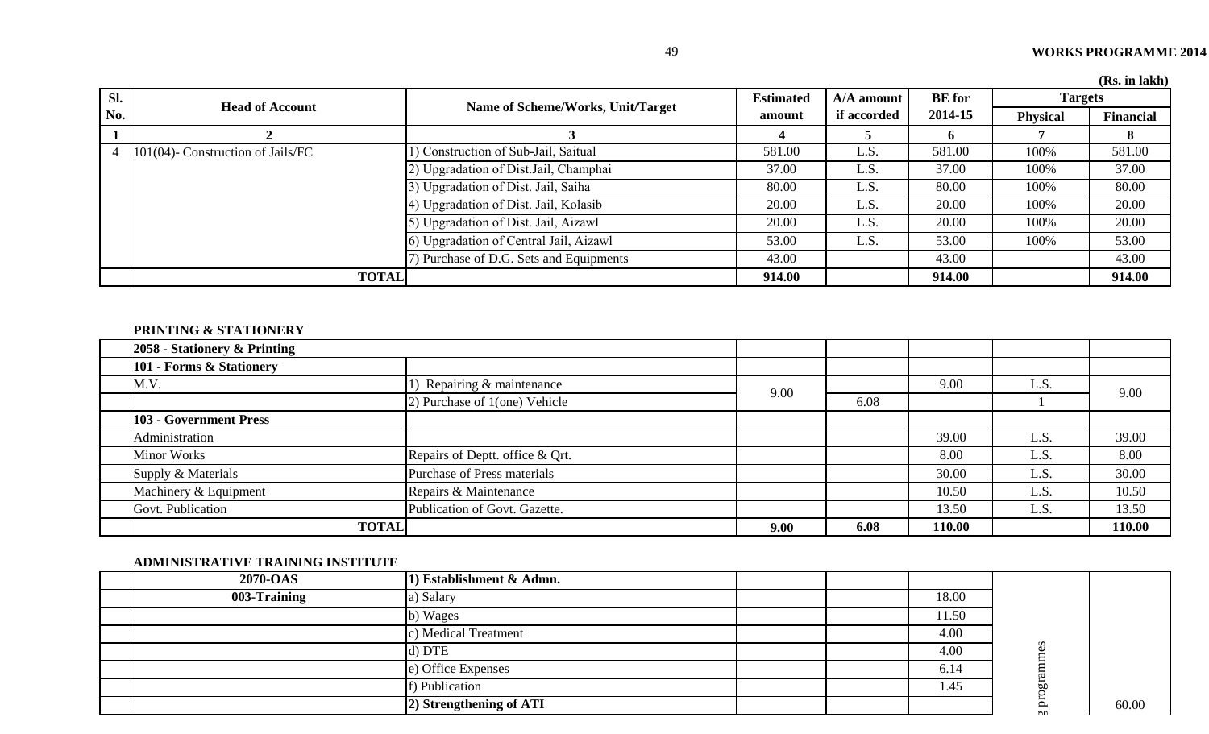(Rs. in lakh)

| Sl. No. | Head of Account | Name of Scheme/Works, Unit/Target | Estimated amount | A/A amount if accorded | BE for 2014-15 | Targets | |
|---|---|---|---|---|---|---|---|
| | | | | | | Physical | Financial |
| 1 | 2 | 3 | 4 | 5 | 6 | 7 | 8 |
| 4 | 101(04)- Construction of Jails/FC | 1) Construction of Sub-Jail, Saitual | 581.00 | L.S. | 581.00 | 100% | 581.00 |
| | | 2) Upgradation of Dist.Jail, Champhai | 37.00 | L.S. | 37.00 | 100% | 37.00 |
| | | 3) Upgradation of Dist. Jail, Saiha | 80.00 | L.S. | 80.00 | 100% | 80.00 |
| | | 4) Upgradation of Dist. Jail, Kolasib | 20.00 | L.S. | 20.00 | 100% | 20.00 |
| | | 5) Upgradation of Dist. Jail, Aizawl | 20.00 | L.S. | 20.00 | 100% | 20.00 |
| | | 6) Upgradation of Central Jail, Aizawl | 53.00 | L.S. | 53.00 | 100% | 53.00 |
| | | 7) Purchase of D.G. Sets and Equipments | 43.00 | | 43.00 | | 43.00 |
| | **TOTAL** | | **914.00** | | **914.00** | | **914.00** |

**PRINTING & STATIONERY**

| | | | | | | | |
|---|---|---|---|---|---|---|---|
| | **2058 - Stationery & Printing** | | | | | | |
| | **101 - Forms & Stationery** | | | | | | |
| | M.V. | 1) Repairing & maintenance | 9.00 | | 9.00 | L.S. | 9.00 |
| | | 2) Purchase of 1(one) Vehicle | | 6.08 | | 1 | |
| | **103 - Government Press** | | | | | | |
| | Administration | | | | 39.00 | L.S. | 39.00 |
| | Minor Works | Repairs of Deptt. office & Qrt. | | | 8.00 | L.S. | 8.00 |
| | Supply & Materials | Purchase of Press materials | | | 30.00 | L.S. | 30.00 |
| | Machinery & Equipment | Repairs & Maintenance | | | 10.50 | L.S. | 10.50 |
| | Govt. Publication | Publication of Govt. Gazette. | | | 13.50 | L.S. | 13.50 |
| | **TOTAL** | | **9.00** | **6.08** | **110.00** | | **110.00** |

**ADMINISTRATIVE TRAINING INSTITUTE**

| | | | | | | | |
|---|---|---|---|---|---|---|---|
| | **2070-OAS** | **1) Establishment & Admn.** | | | | | |
| | **003-Training** | a) Salary | | | 18.00 | | |
| | | b) Wages | | | 11.50 | | |
| | | c) Medical Treatment | | | 4.00 | | |
| | | d) DTE | | | 4.00 | | |
| | | e) Office Expenses | | | 6.14 | | |
| | | f) Publication | | | 1.45 | | |
| | | **2) Strengthening of ATI** | | | | g programmes | 60.00 |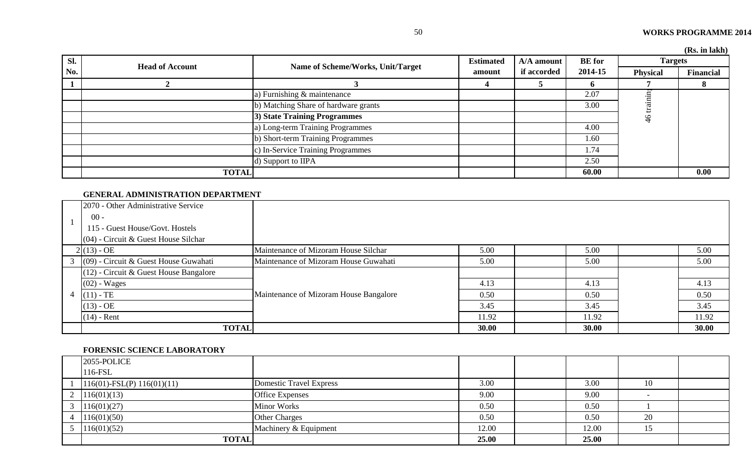(Rs. in lakh)

| Sl. No. | Head of Account | Name of Scheme/Works, Unit/Target | Estimated amount | A/A amount if accorded | BE for 2014-15 | Targets | |
|---|---|---|---|---|---|---|---|
| | | | | | | Physical | Financial |
| 1 | 2 | 3 | 4 | 5 | 6 | 7 | 8 |
| | | a) Furnishing & maintenance | | | 2.07 | 46 training | |
| | | b) Matching Share of hardware grants | | | 3.00 | | |
| | | **3) State Training Programmes** | | | | | |
| | | a) Long-term Training Programmes | | | 4.00 | | |
| | | b) Short-term Training Programmes | | | 1.60 | | |
| | | c) In-Service Training Programmes | | | 1.74 | | |
| | | d) Support to IIPA | | | 2.50 | | |
| | **TOTAL** | | | | **60.00** | | **0.00** |

**GENERAL ADMINISTRATION DEPARTMENT**

| Sl. No. | Head of Account | Name of Scheme/Works, Unit/Target | Estimated amount | A/A amount if accorded | BE for 2014-15 | Physical | Financial |
|---|---|---|---|---|---|---|---|
| 1 | 2070 - Other Administrative Service<br>00 -<br>115 - Guest House/Govt. Hostels<br>(04) - Circuit & Guest House Silchar | | | | | | |
| 2 | (13) - OE | Maintenance of Mizoram House Silchar | 5.00 | | 5.00 | | 5.00 |
| 3 | (09) - Circuit & Guest House Guwahati | Maintenance of Mizoram House Guwahati | 5.00 | | 5.00 | | 5.00 |
| 4 | (12) - Circuit & Guest House Bangalore | Maintenance of Mizoram House Bangalore | | | | | |
| | (02) - Wages | | 4.13 | | 4.13 | | 4.13 |
| | (11) - TE | | 0.50 | | 0.50 | | 0.50 |
| | (13) - OE | | 3.45 | | 3.45 | | 3.45 |
| | (14) - Rent | | 11.92 | | 11.92 | | 11.92 |
| | **TOTAL** | | **30.00** | | **30.00** | | **30.00** |

**FORENSIC SCIENCE LABORATORY**

| Sl. No. | Head of Account | Name of Scheme/Works, Unit/Target | Estimated amount | A/A amount if accorded | BE for 2014-15 | Physical | Financial |
|---|---|---|---|---|---|---|---|
| | 2055-POLICE<br>116-FSL | | | | | | |
| 1 | 116(01)-FSL(P) 116(01)(11) | Domestic Travel Express | 3.00 | | 3.00 | 10 | |
| 2 | 116(01)(13) | Office Expenses | 9.00 | | 9.00 | - | |
| 3 | 116(01)(27) | Minor Works | 0.50 | | 0.50 | 1 | |
| 4 | 116(01)(50) | Other Charges | 0.50 | | 0.50 | 20 | |
| 5 | 116(01)(52) | Machinery & Equipment | 12.00 | | 12.00 | 15 | |
| | **TOTAL** | | **25.00** | | **25.00** | | |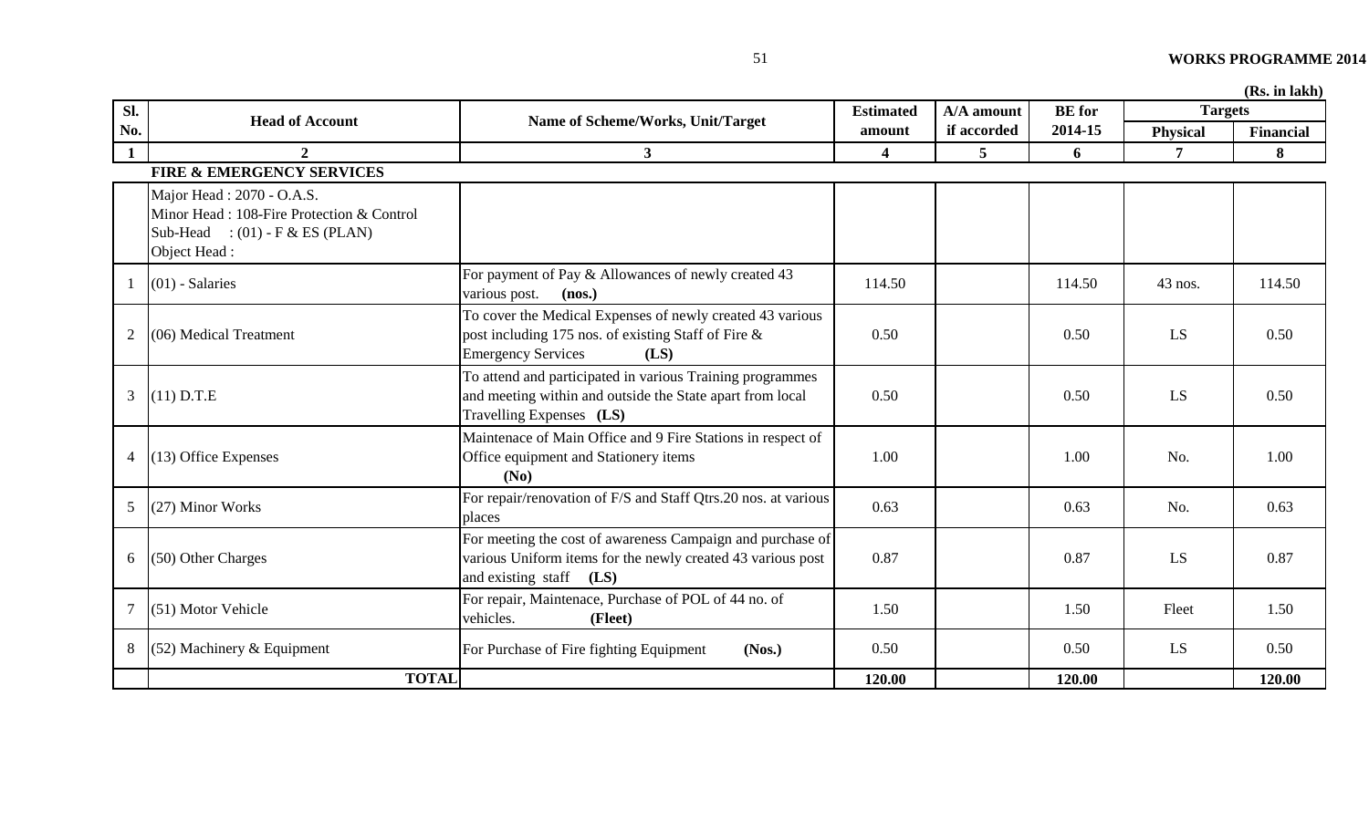(Rs. in lakh)

| Sl. No. | Head of Account | Name of Scheme/Works, Unit/Target | Estimated amount | A/A amount if accorded | BE for 2014-15 | Targets | |
|---|---|---|---|---|---|---|---|
| | | | | | | Physical | Financial |
| 1 | 2 | 3 | 4 | 5 | 6 | 7 | 8 |
| | **FIRE & EMERGENCY SERVICES** | | | | | | |
| | Major Head : 2070 - O.A.S.<br>Minor Head : 108-Fire Protection & Control<br>Sub-Head : (01) - F & ES (PLAN)<br>Object Head : | | | | | | |
| 1 | (01) - Salaries | For payment of Pay & Allowances of newly created 43 various post. **(nos.)** | 114.50 | | 114.50 | 43 nos. | 114.50 |
| 2 | (06) Medical Treatment | To cover the Medical Expenses of newly created 43 various post including 175 nos. of existing Staff of Fire & Emergency Services **(LS)** | 0.50 | | 0.50 | LS | 0.50 |
| 3 | (11) D.T.E | To attend and participated in various Training programmes and meeting within and outside the State apart from local Travelling Expenses **(LS)** | 0.50 | | 0.50 | LS | 0.50 |
| 4 | (13) Office Expenses | Maintenace of Main Office and 9 Fire Stations in respect of Office equipment and Stationery items **(No)** | 1.00 | | 1.00 | No. | 1.00 |
| 5 | (27) Minor Works | For repair/renovation of F/S and Staff Qtrs.20 nos. at various places | 0.63 | | 0.63 | No. | 0.63 |
| 6 | (50) Other Charges | For meeting the cost of awareness Campaign and purchase of various Uniform items for the newly created 43 various post and existing staff **(LS)** | 0.87 | | 0.87 | LS | 0.87 |
| 7 | (51) Motor Vehicle | For repair, Maintenace, Purchase of POL of 44 no. of vehicles. **(Fleet)** | 1.50 | | 1.50 | Fleet | 1.50 |
| 8 | (52) Machinery & Equipment | For Purchase of Fire fighting Equipment **(Nos.)** | 0.50 | | 0.50 | LS | 0.50 |
| | **TOTAL** | | **120.00** | | **120.00** | | **120.00** |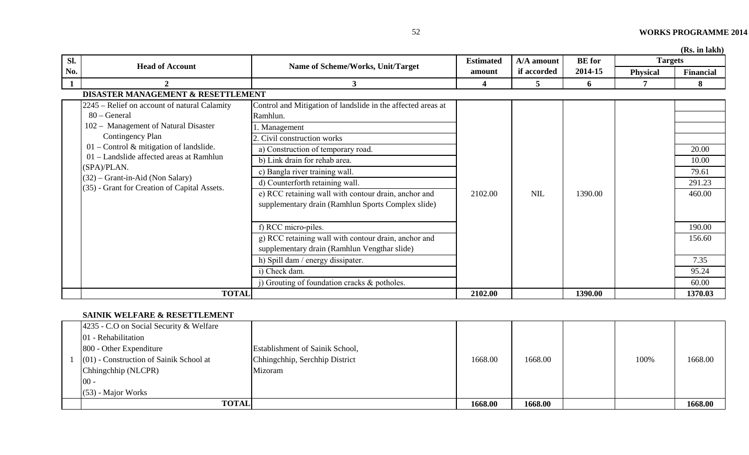(Rs. in lakh)

| Sl. No. | Head of Account | Name of Scheme/Works, Unit/Target | Estimated amount | A/A amount if accorded | BE for 2014-15 | Targets | |
|---|---|---|---|---|---|---|---|
| | | | | | | Physical | Financial |
| 1 | 2 | 3 | 4 | 5 | 6 | 7 | 8 |
| | **DISASTER MANAGEMENT & RESETTLEMENT** | | | | | | |
| | 2245 – Relief on account of natural Calamity<br>80 – General<br>102 – Management of Natural Disaster Contingency Plan<br>01 – Control & mitigation of landslide.<br>01 – Landslide affected areas at Ramhlun (SPA)/PLAN.<br>(32) – Grant-in-Aid (Non Salary)<br>(35) - Grant for Creation of Capital Assets. | Control and Mitigation of landslide in the affected areas at Ramhlun. | 2102.00 | NIL | 1390.00 | | |
| | | 1. Management | | | | | |
| | | 2. Civil construction works | | | | | |
| | | a) Construction of temporary road. | | | | | 20.00 |
| | | b) Link drain for rehab area. | | | | | 10.00 |
| | | c) Bangla river training wall. | | | | | 79.61 |
| | | d) Counterforth retaining wall. | | | | | 291.23 |
| | | e) RCC retaining wall with contour drain, anchor and supplementary drain (Ramhlun Sports Complex slide) | | | | | 460.00 |
| | | f) RCC micro-piles. | | | | | 190.00 |
| | | g) RCC retaining wall with contour drain, anchor and supplementary drain (Ramhlun Vengthar slide) | | | | | 156.60 |
| | | h) Spill dam / energy dissipater. | | | | | 7.35 |
| | | i) Check dam. | | | | | 95.24 |
| | | j) Grouting of foundation cracks & potholes. | | | | | 60.00 |
| | **TOTAL** | | **2102.00** | | **1390.00** | | **1370.03** |

**SAINIK WELFARE & RESETTLEMENT**

| Sl. No. | Head of Account | Name of Scheme/Works, Unit/Target | Estimated amount | A/A amount if accorded | BE for 2014-15 | Physical | Financial |
|---|---|---|---|---|---|---|---|
| 1 | 4235 - C.O on Social Security & Welfare<br>01 - Rehabilitation<br>800 - Other Expenditure<br>(01) - Construction of Sainik School at Chhingchhip (NLCPR)<br>00 -<br>(53) - Major Works | Establishment of Sainik School, Chhingchhip, Serchhip District Mizoram | 1668.00 | 1668.00 | | 100% | 1668.00 |
| | **TOTAL** | | **1668.00** | **1668.00** | | | **1668.00** |